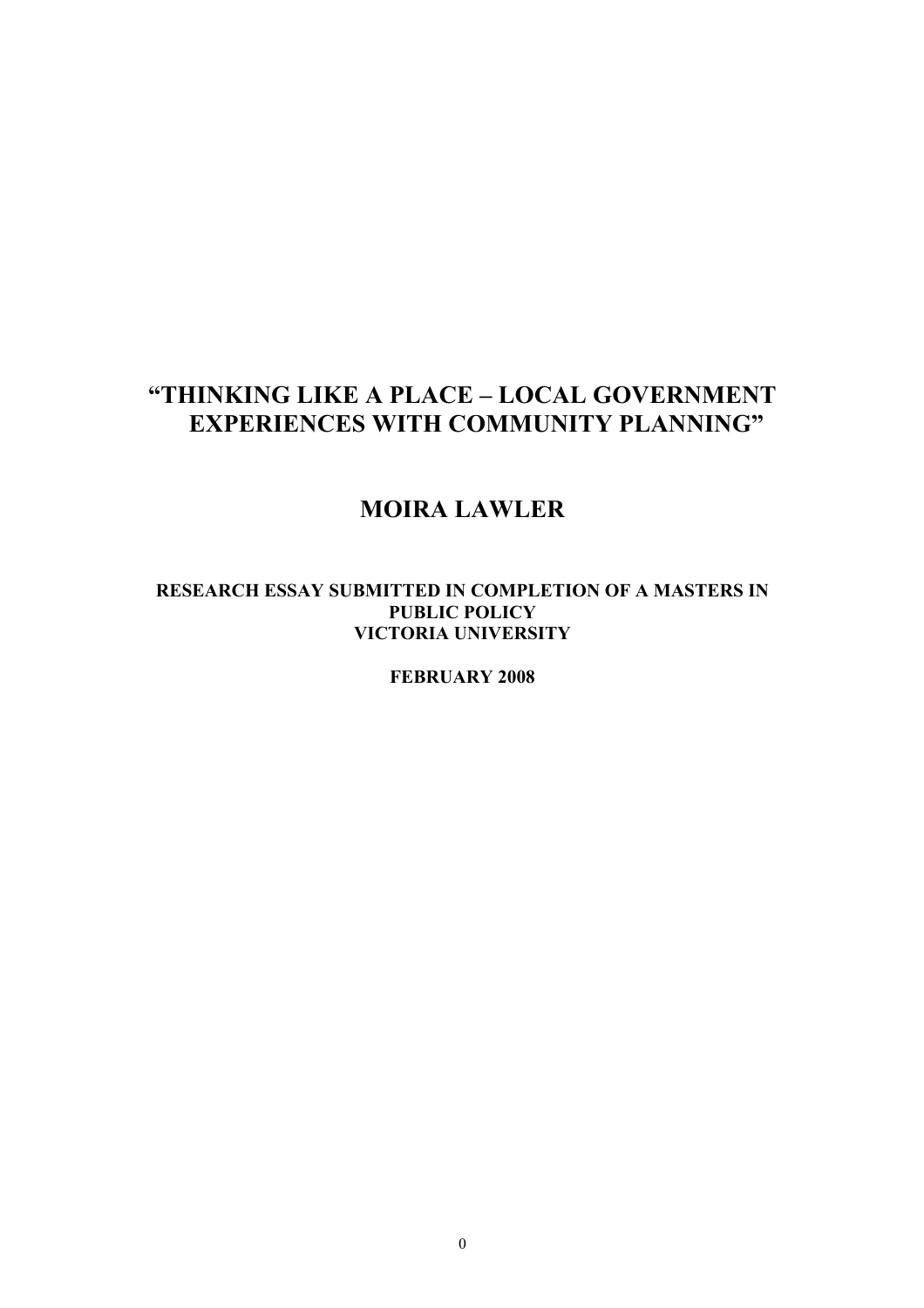# "THINKING LIKE A PLACE – LOCAL GOVERNMENT EXPERIENCES WITH COMMUNITY PLANNING"

## MOIRA LAWLER

**RESEARCH ESSAY SUBMITTED IN COMPLETION OF A MASTERS IN PUBLIC POLICY**
**VICTORIA UNIVERSITY**

**FEBRUARY 2008**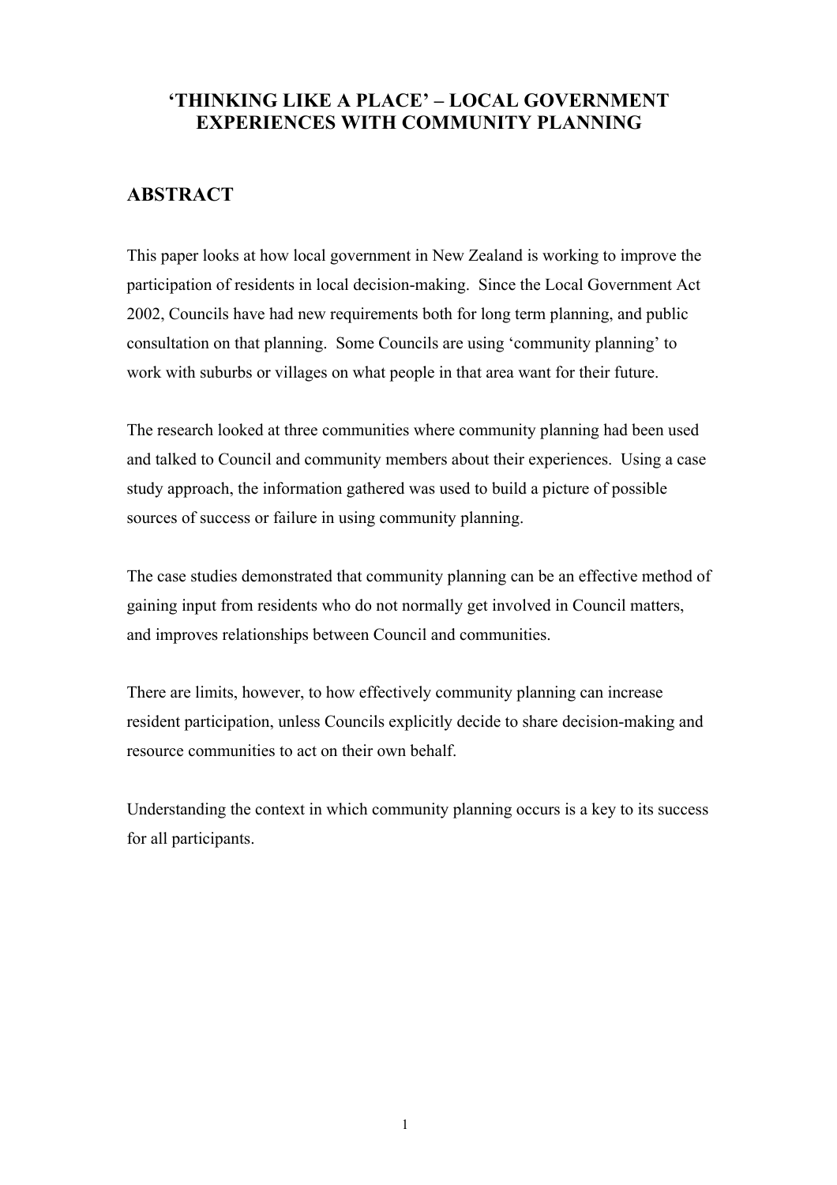# 'THINKING LIKE A PLACE' – LOCAL GOVERNMENT EXPERIENCES WITH COMMUNITY PLANNING

## ABSTRACT

This paper looks at how local government in New Zealand is working to improve the participation of residents in local decision-making. Since the Local Government Act 2002, Councils have had new requirements both for long term planning, and public consultation on that planning. Some Councils are using 'community planning' to work with suburbs or villages on what people in that area want for their future.

The research looked at three communities where community planning had been used and talked to Council and community members about their experiences. Using a case study approach, the information gathered was used to build a picture of possible sources of success or failure in using community planning.

The case studies demonstrated that community planning can be an effective method of gaining input from residents who do not normally get involved in Council matters, and improves relationships between Council and communities.

There are limits, however, to how effectively community planning can increase resident participation, unless Councils explicitly decide to share decision-making and resource communities to act on their own behalf.

Understanding the context in which community planning occurs is a key to its success for all participants.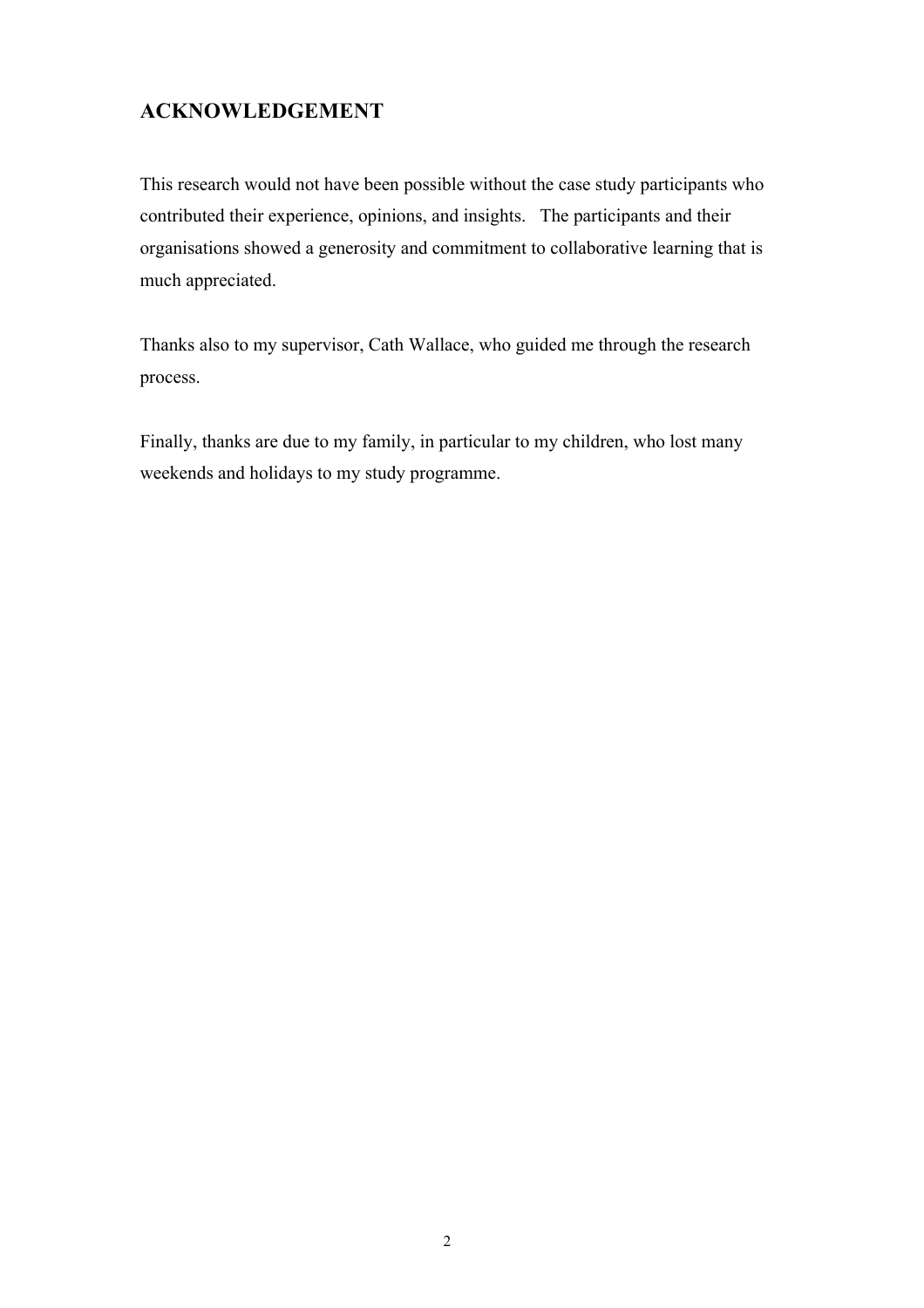## ACKNOWLEDGEMENT

This research would not have been possible without the case study participants who contributed their experience, opinions, and insights. The participants and their organisations showed a generosity and commitment to collaborative learning that is much appreciated.

Thanks also to my supervisor, Cath Wallace, who guided me through the research process.

Finally, thanks are due to my family, in particular to my children, who lost many weekends and holidays to my study programme.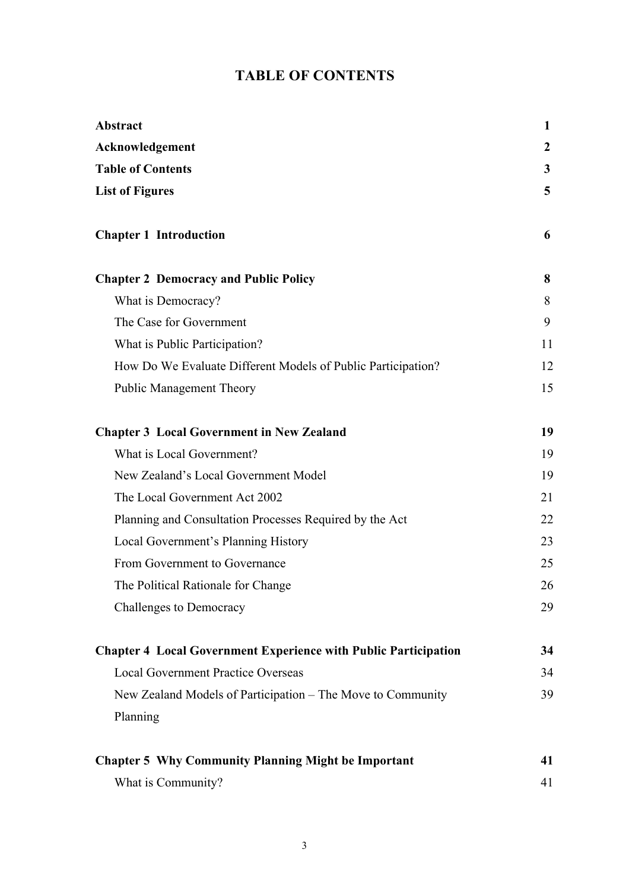# TABLE OF CONTENTS

| | |
|---|---|
| **Abstract** | **1** |
| **Acknowledgement** | **2** |
| **Table of Contents** | **3** |
| **List of Figures** | **5** |
| | |
| **Chapter 1 Introduction** | **6** |
| | |
| **Chapter 2 Democracy and Public Policy** | **8** |
| What is Democracy? | 8 |
| The Case for Government | 9 |
| What is Public Participation? | 11 |
| How Do We Evaluate Different Models of Public Participation? | 12 |
| Public Management Theory | 15 |
| | |
| **Chapter 3 Local Government in New Zealand** | **19** |
| What is Local Government? | 19 |
| New Zealand's Local Government Model | 19 |
| The Local Government Act 2002 | 21 |
| Planning and Consultation Processes Required by the Act | 22 |
| Local Government's Planning History | 23 |
| From Government to Governance | 25 |
| The Political Rationale for Change | 26 |
| Challenges to Democracy | 29 |
| | |
| **Chapter 4 Local Government Experience with Public Participation** | **34** |
| Local Government Practice Overseas | 34 |
| New Zealand Models of Participation – The Move to Community Planning | 39 |
| | |
| **Chapter 5 Why Community Planning Might be Important** | **41** |
| What is Community? | 41 |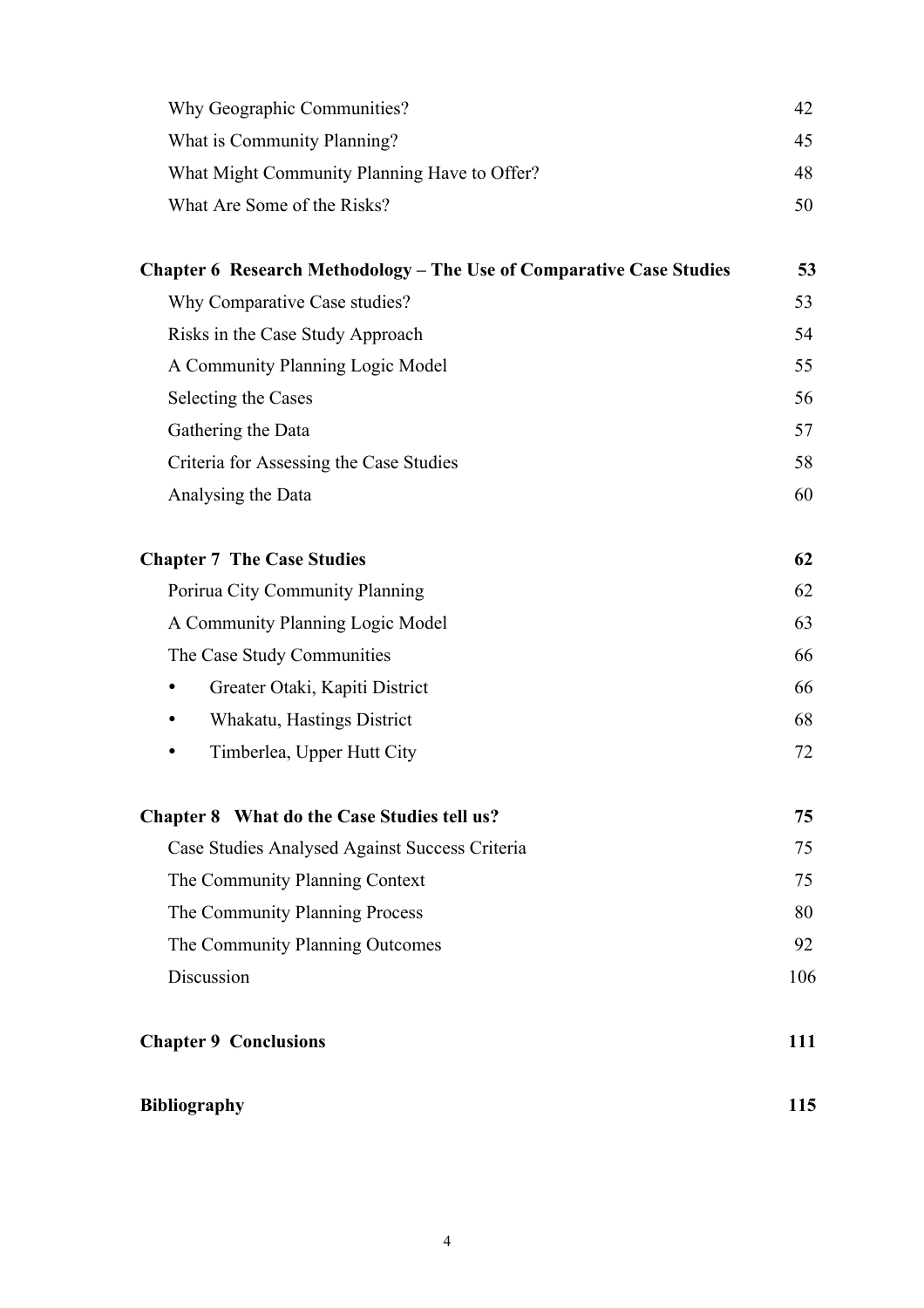| | |
|---|---|
| Why Geographic Communities? | 42 |
| What is Community Planning? | 45 |
| What Might Community Planning Have to Offer? | 48 |
| What Are Some of the Risks? | 50 |
| **Chapter 6 Research Methodology – The Use of Comparative Case Studies** | **53** |
| Why Comparative Case studies? | 53 |
| Risks in the Case Study Approach | 54 |
| A Community Planning Logic Model | 55 |
| Selecting the Cases | 56 |
| Gathering the Data | 57 |
| Criteria for Assessing the Case Studies | 58 |
| Analysing the Data | 60 |
| **Chapter 7 The Case Studies** | **62** |
| Porirua City Community Planning | 62 |
| A Community Planning Logic Model | 63 |
| The Case Study Communities | 66 |
| • Greater Otaki, Kapiti District | 66 |
| • Whakatu, Hastings District | 68 |
| • Timberlea, Upper Hutt City | 72 |
| **Chapter 8 What do the Case Studies tell us?** | **75** |
| Case Studies Analysed Against Success Criteria | 75 |
| The Community Planning Context | 75 |
| The Community Planning Process | 80 |
| The Community Planning Outcomes | 92 |
| Discussion | 106 |
| **Chapter 9 Conclusions** | **111** |
| **Bibliography** | **115** |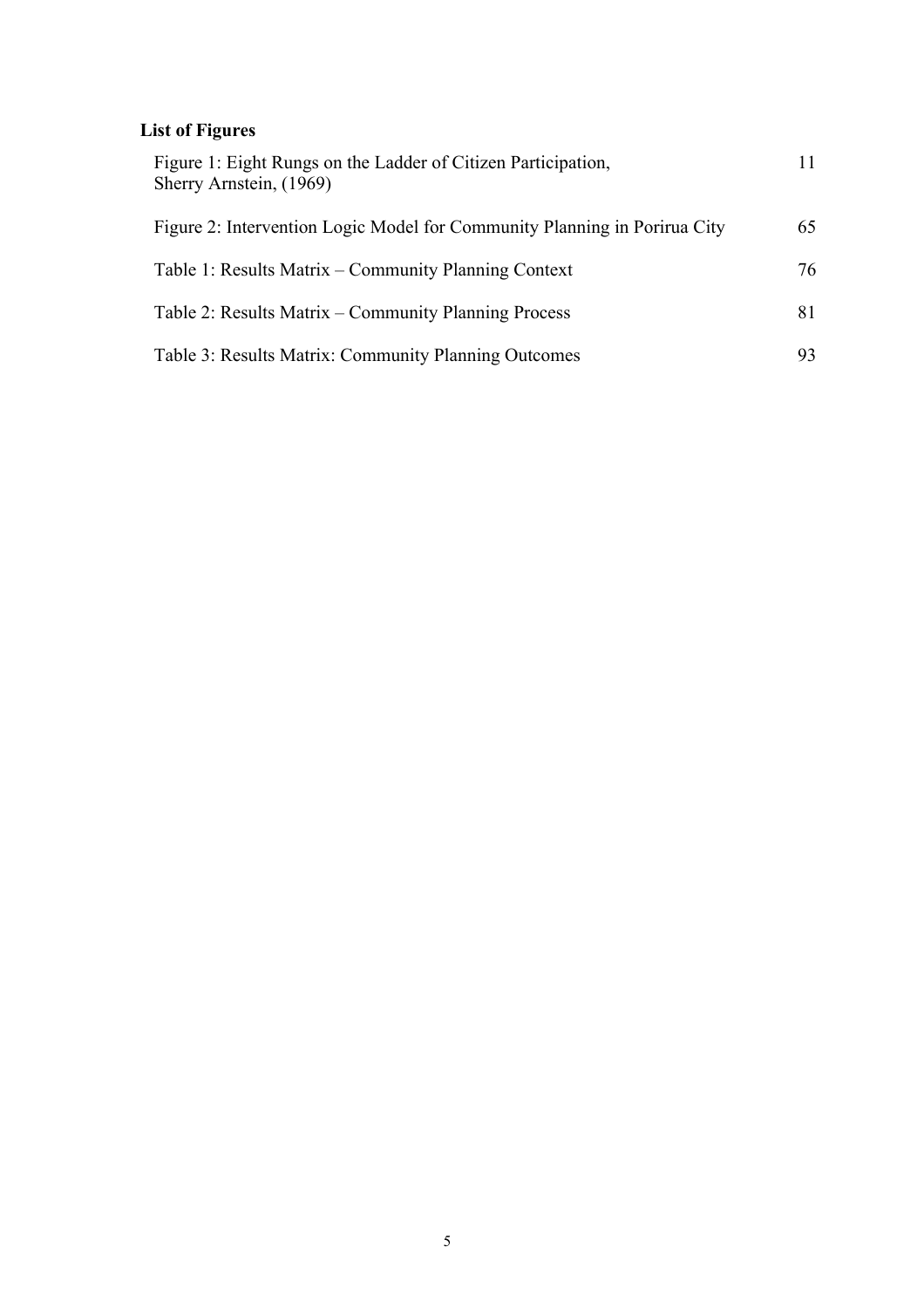## List of Figures

| | |
|---|---|
| Figure 1: Eight Rungs on the Ladder of Citizen Participation, Sherry Arnstein, (1969) | 11 |
| Figure 2: Intervention Logic Model for Community Planning in Porirua City | 65 |
| Table 1: Results Matrix – Community Planning Context | 76 |
| Table 2: Results Matrix – Community Planning Process | 81 |
| Table 3: Results Matrix: Community Planning Outcomes | 93 |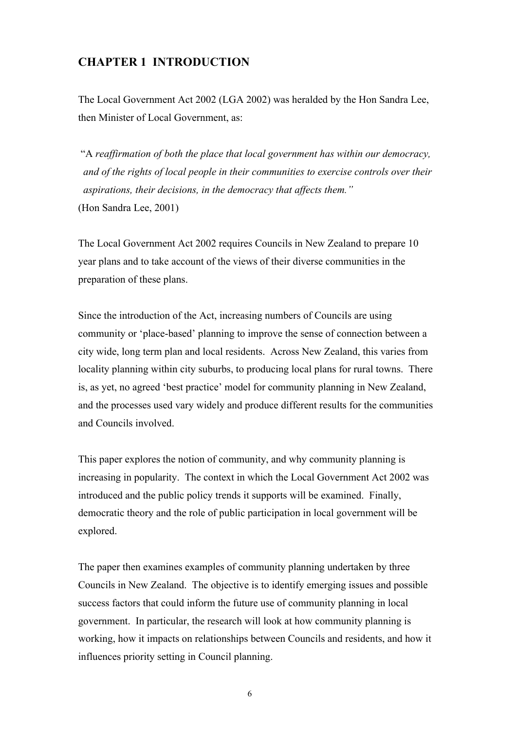# CHAPTER 1 INTRODUCTION

The Local Government Act 2002 (LGA 2002) was heralded by the Hon Sandra Lee, then Minister of Local Government, as:

> "A *reaffirmation of both the place that local government has within our democracy, and of the rights of local people in their communities to exercise controls over their aspirations, their decisions, in the democracy that affects them."*
>
> (Hon Sandra Lee, 2001)

The Local Government Act 2002 requires Councils in New Zealand to prepare 10 year plans and to take account of the views of their diverse communities in the preparation of these plans.

Since the introduction of the Act, increasing numbers of Councils are using community or 'place-based' planning to improve the sense of connection between a city wide, long term plan and local residents. Across New Zealand, this varies from locality planning within city suburbs, to producing local plans for rural towns. There is, as yet, no agreed 'best practice' model for community planning in New Zealand, and the processes used vary widely and produce different results for the communities and Councils involved.

This paper explores the notion of community, and why community planning is increasing in popularity. The context in which the Local Government Act 2002 was introduced and the public policy trends it supports will be examined. Finally, democratic theory and the role of public participation in local government will be explored.

The paper then examines examples of community planning undertaken by three Councils in New Zealand. The objective is to identify emerging issues and possible success factors that could inform the future use of community planning in local government. In particular, the research will look at how community planning is working, how it impacts on relationships between Councils and residents, and how it influences priority setting in Council planning.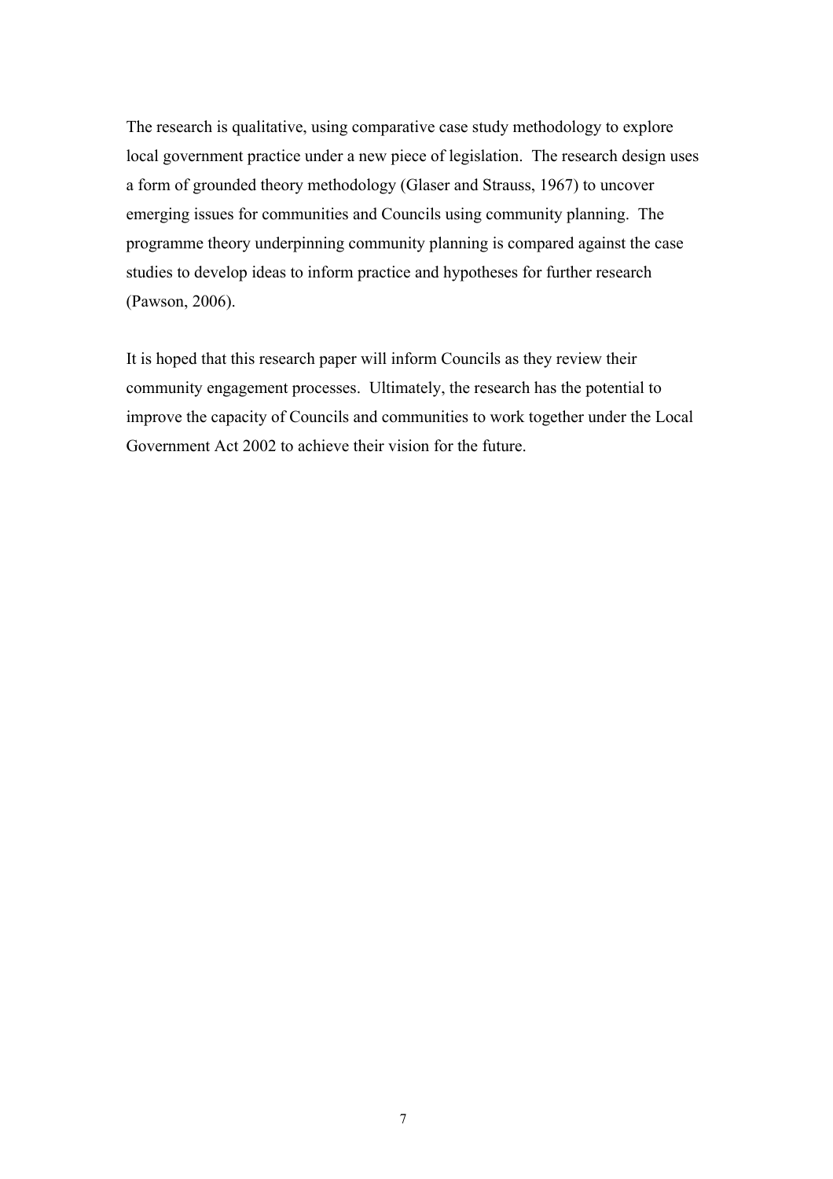The research is qualitative, using comparative case study methodology to explore local government practice under a new piece of legislation. The research design uses a form of grounded theory methodology (Glaser and Strauss, 1967) to uncover emerging issues for communities and Councils using community planning. The programme theory underpinning community planning is compared against the case studies to develop ideas to inform practice and hypotheses for further research (Pawson, 2006).

It is hoped that this research paper will inform Councils as they review their community engagement processes. Ultimately, the research has the potential to improve the capacity of Councils and communities to work together under the Local Government Act 2002 to achieve their vision for the future.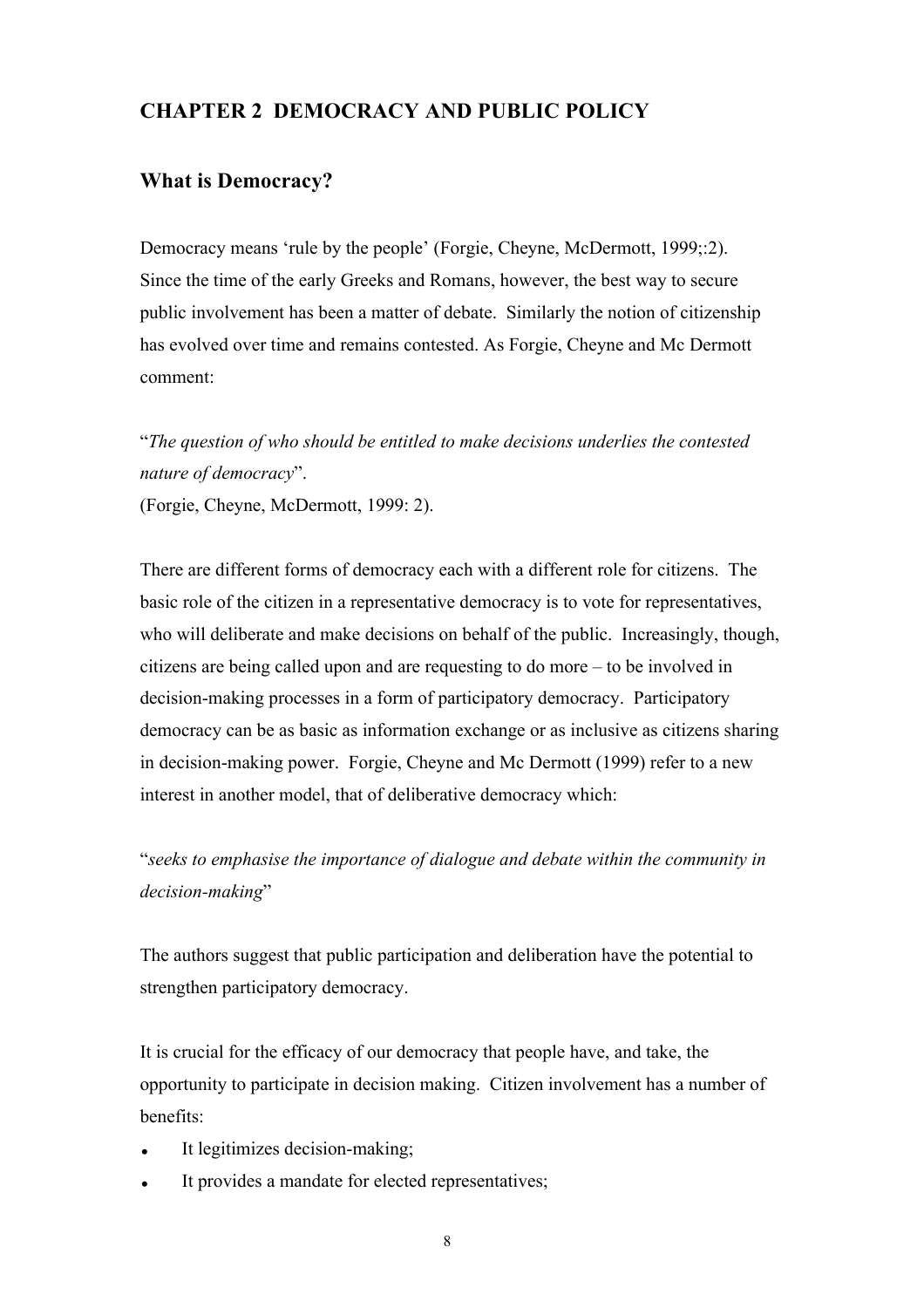## CHAPTER 2  DEMOCRACY AND PUBLIC POLICY

### What is Democracy?

Democracy means 'rule by the people' (Forgie, Cheyne, McDermott, 1999;:2). Since the time of the early Greeks and Romans, however, the best way to secure public involvement has been a matter of debate. Similarly the notion of citizenship has evolved over time and remains contested. As Forgie, Cheyne and Mc Dermott comment:

"*The question of who should be entitled to make decisions underlies the contested nature of democracy*".
(Forgie, Cheyne, McDermott, 1999: 2).

There are different forms of democracy each with a different role for citizens. The basic role of the citizen in a representative democracy is to vote for representatives, who will deliberate and make decisions on behalf of the public. Increasingly, though, citizens are being called upon and are requesting to do more – to be involved in decision-making processes in a form of participatory democracy. Participatory democracy can be as basic as information exchange or as inclusive as citizens sharing in decision-making power. Forgie, Cheyne and Mc Dermott (1999) refer to a new interest in another model, that of deliberative democracy which:

"*seeks to emphasise the importance of dialogue and debate within the community in decision-making*"

The authors suggest that public participation and deliberation have the potential to strengthen participatory democracy.

It is crucial for the efficacy of our democracy that people have, and take, the opportunity to participate in decision making. Citizen involvement has a number of benefits:

- It legitimizes decision-making;
- It provides a mandate for elected representatives;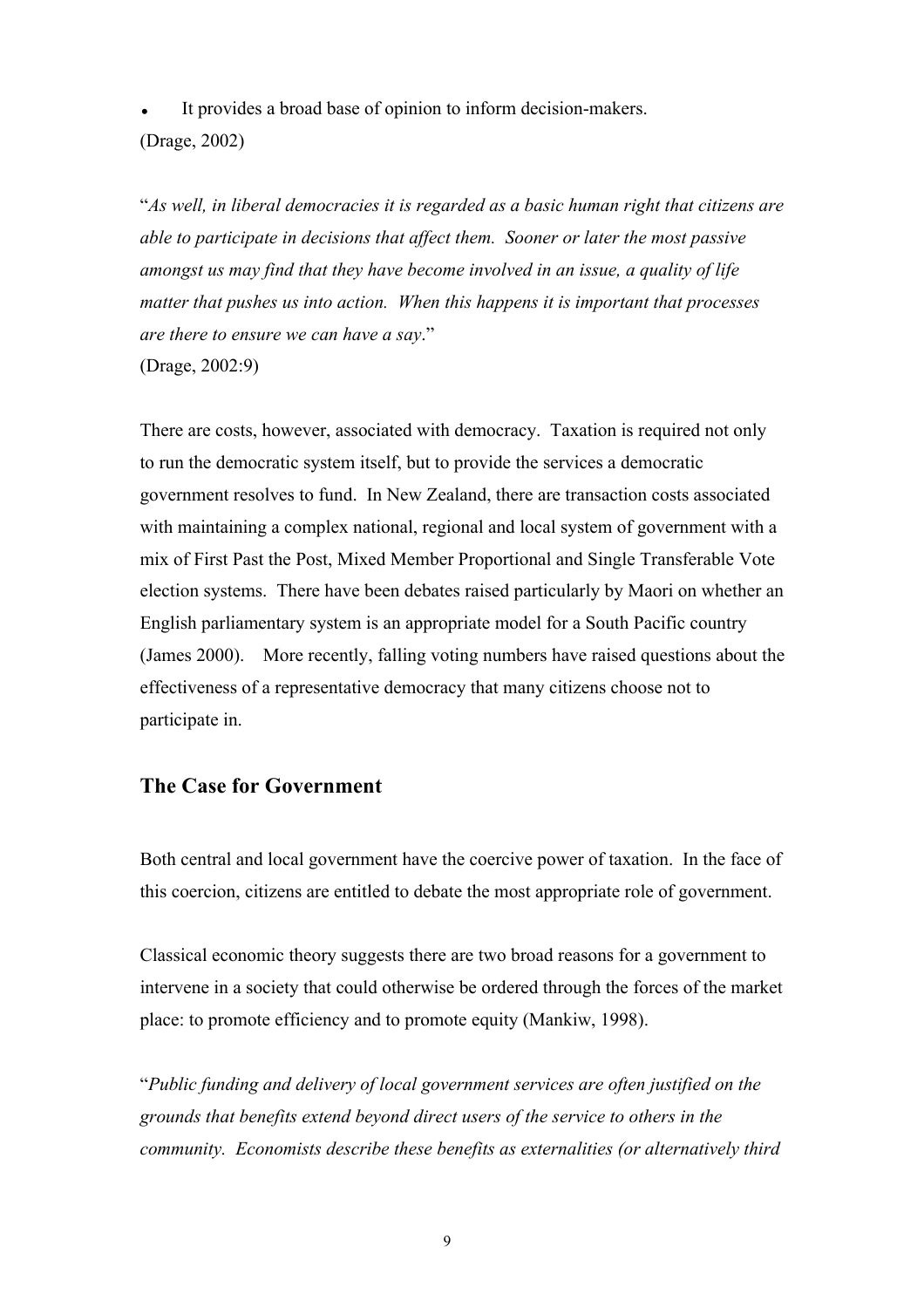- It provides a broad base of opinion to inform decision-makers.

(Drage, 2002)

"*As well, in liberal democracies it is regarded as a basic human right that citizens are able to participate in decisions that affect them. Sooner or later the most passive amongst us may find that they have become involved in an issue, a quality of life matter that pushes us into action. When this happens it is important that processes are there to ensure we can have a say*."

(Drage, 2002:9)

There are costs, however, associated with democracy. Taxation is required not only to run the democratic system itself, but to provide the services a democratic government resolves to fund. In New Zealand, there are transaction costs associated with maintaining a complex national, regional and local system of government with a mix of First Past the Post, Mixed Member Proportional and Single Transferable Vote election systems. There have been debates raised particularly by Maori on whether an English parliamentary system is an appropriate model for a South Pacific country (James 2000). More recently, falling voting numbers have raised questions about the effectiveness of a representative democracy that many citizens choose not to participate in.

## The Case for Government

Both central and local government have the coercive power of taxation. In the face of this coercion, citizens are entitled to debate the most appropriate role of government.

Classical economic theory suggests there are two broad reasons for a government to intervene in a society that could otherwise be ordered through the forces of the market place: to promote efficiency and to promote equity (Mankiw, 1998).

"*Public funding and delivery of local government services are often justified on the grounds that benefits extend beyond direct users of the service to others in the community. Economists describe these benefits as externalities (or alternatively third*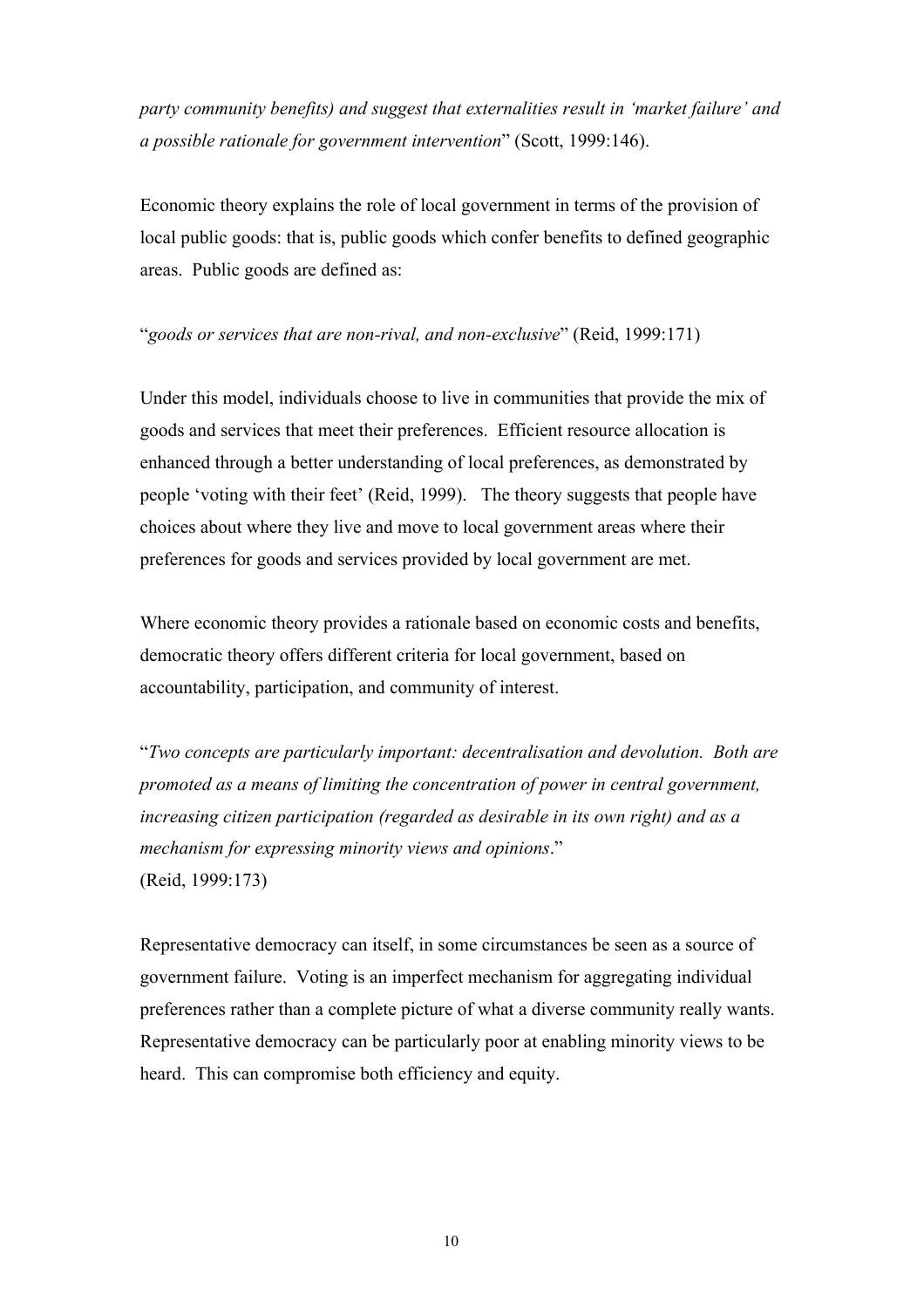*party community benefits) and suggest that externalities result in 'market failure' and a possible rationale for government intervention*" (Scott, 1999:146).

Economic theory explains the role of local government in terms of the provision of local public goods: that is, public goods which confer benefits to defined geographic areas. Public goods are defined as:

"*goods or services that are non-rival, and non-exclusive*" (Reid, 1999:171)

Under this model, individuals choose to live in communities that provide the mix of goods and services that meet their preferences. Efficient resource allocation is enhanced through a better understanding of local preferences, as demonstrated by people 'voting with their feet' (Reid, 1999). The theory suggests that people have choices about where they live and move to local government areas where their preferences for goods and services provided by local government are met.

Where economic theory provides a rationale based on economic costs and benefits, democratic theory offers different criteria for local government, based on accountability, participation, and community of interest.

"*Two concepts are particularly important: decentralisation and devolution. Both are promoted as a means of limiting the concentration of power in central government, increasing citizen participation (regarded as desirable in its own right) and as a mechanism for expressing minority views and opinions*."
(Reid, 1999:173)

Representative democracy can itself, in some circumstances be seen as a source of government failure. Voting is an imperfect mechanism for aggregating individual preferences rather than a complete picture of what a diverse community really wants. Representative democracy can be particularly poor at enabling minority views to be heard. This can compromise both efficiency and equity.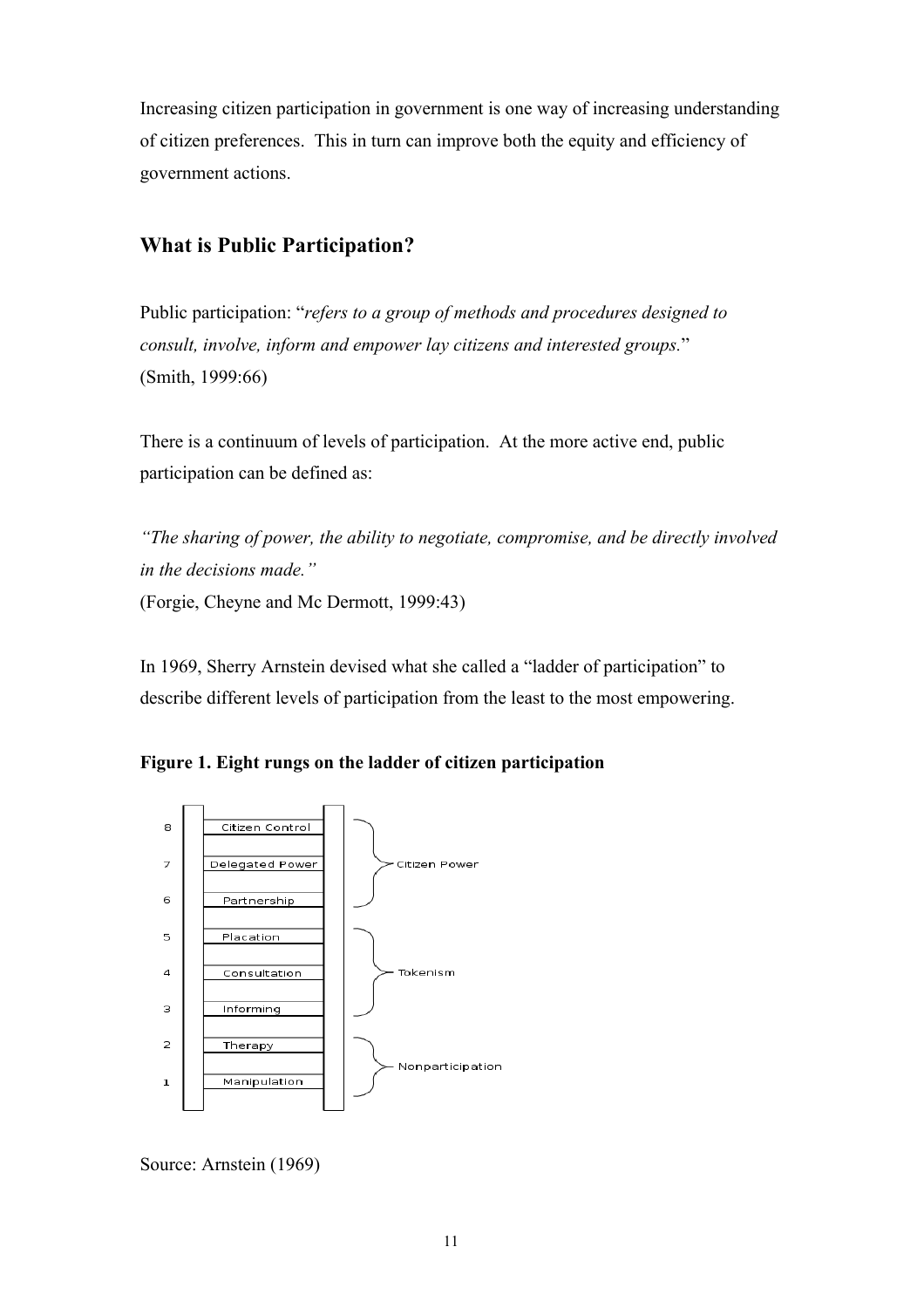Increasing citizen participation in government is one way of increasing understanding of citizen preferences. This in turn can improve both the equity and efficiency of government actions.

## What is Public Participation?

Public participation: "*refers to a group of methods and procedures designed to consult, involve, inform and empower lay citizens and interested groups.*" (Smith, 1999:66)

There is a continuum of levels of participation. At the more active end, public participation can be defined as:

*"The sharing of power, the ability to negotiate, compromise, and be directly involved in the decisions made."*
(Forgie, Cheyne and Mc Dermott, 1999:43)

In 1969, Sherry Arnstein devised what she called a "ladder of participation" to describe different levels of participation from the least to the most empowering.

**Figure 1. Eight rungs on the ladder of citizen participation**

| Rung | Level | Category |
|---|---|---|
| 8 | Citizen Control | Citizen Power |
| 7 | Delegated Power | Citizen Power |
| 6 | Partnership | Citizen Power |
| 5 | Placation | Tokenism |
| 4 | Consultation | Tokenism |
| 3 | Informing | Tokenism |
| 2 | Therapy | Nonparticipation |
| 1 | Manipulation | Nonparticipation |

Source: Arnstein (1969)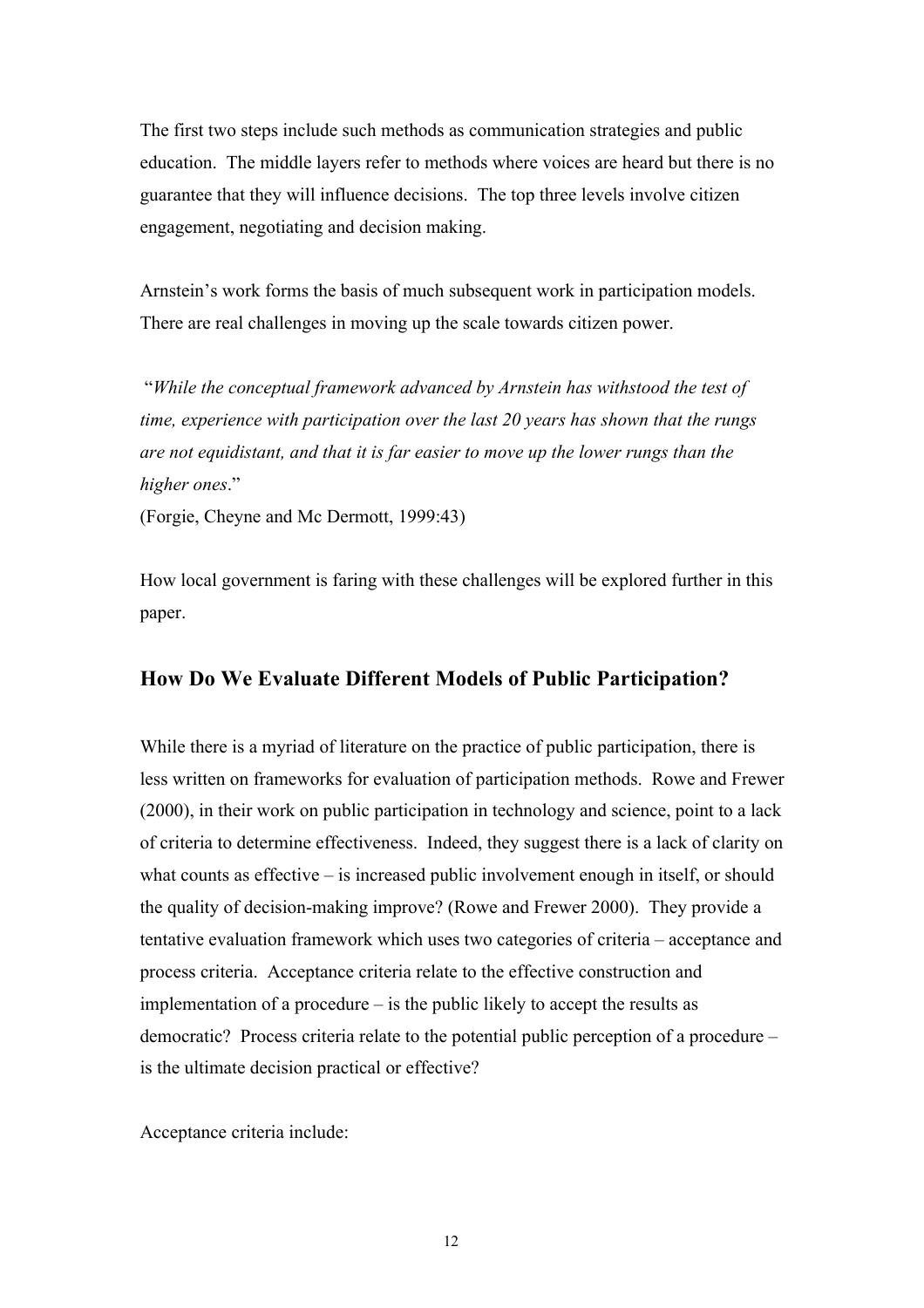The first two steps include such methods as communication strategies and public education. The middle layers refer to methods where voices are heard but there is no guarantee that they will influence decisions. The top three levels involve citizen engagement, negotiating and decision making.

Arnstein's work forms the basis of much subsequent work in participation models. There are real challenges in moving up the scale towards citizen power.

"*While the conceptual framework advanced by Arnstein has withstood the test of time, experience with participation over the last 20 years has shown that the rungs are not equidistant, and that it is far easier to move up the lower rungs than the higher ones*."
(Forgie, Cheyne and Mc Dermott, 1999:43)

How local government is faring with these challenges will be explored further in this paper.

## How Do We Evaluate Different Models of Public Participation?

While there is a myriad of literature on the practice of public participation, there is less written on frameworks for evaluation of participation methods. Rowe and Frewer (2000), in their work on public participation in technology and science, point to a lack of criteria to determine effectiveness. Indeed, they suggest there is a lack of clarity on what counts as effective – is increased public involvement enough in itself, or should the quality of decision-making improve? (Rowe and Frewer 2000). They provide a tentative evaluation framework which uses two categories of criteria – acceptance and process criteria. Acceptance criteria relate to the effective construction and implementation of a procedure – is the public likely to accept the results as democratic? Process criteria relate to the potential public perception of a procedure – is the ultimate decision practical or effective?

Acceptance criteria include: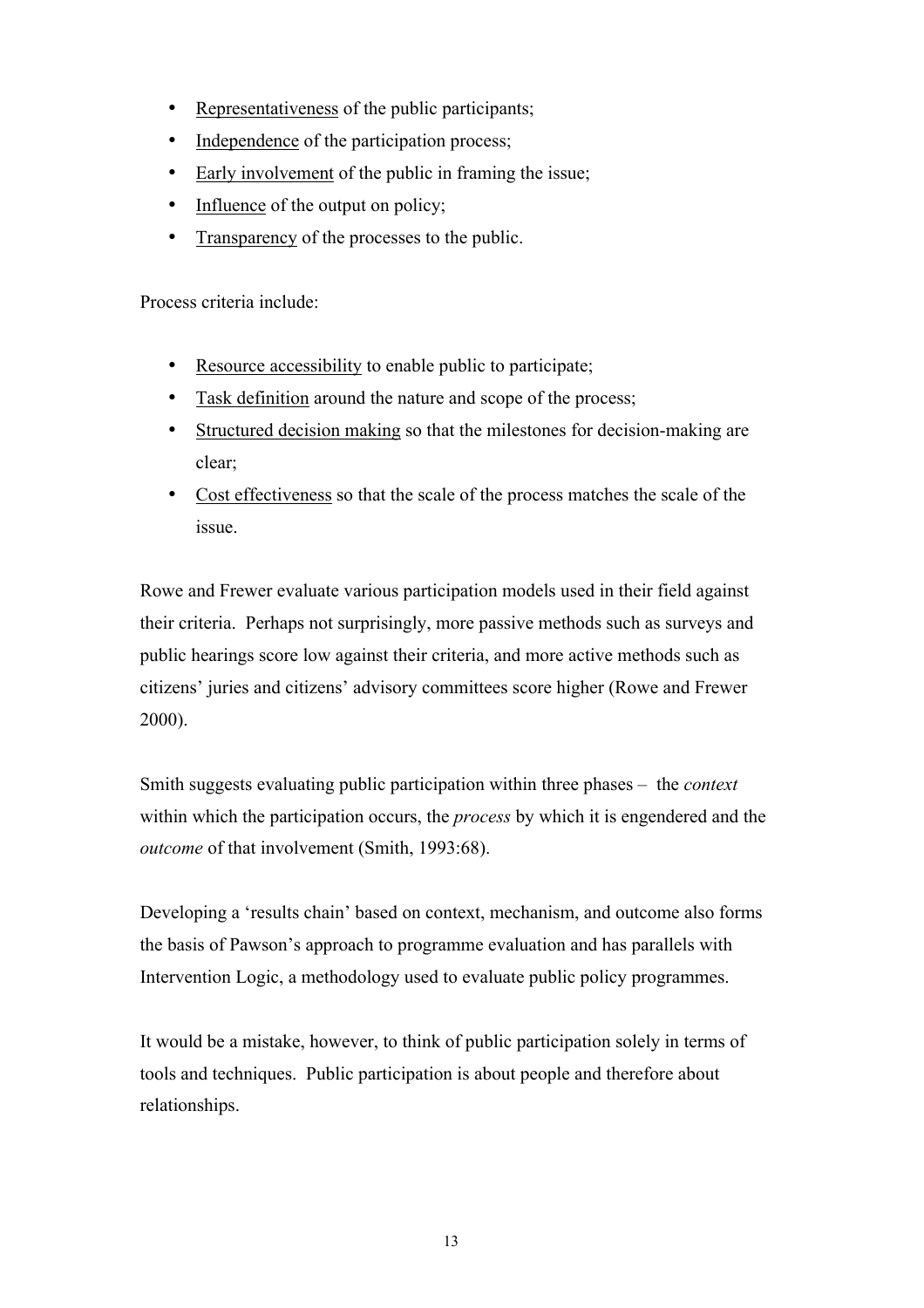- Representativeness of the public participants;
- Independence of the participation process;
- Early involvement of the public in framing the issue;
- Influence of the output on policy;
- Transparency of the processes to the public.

Process criteria include:

- Resource accessibility to enable public to participate;
- Task definition around the nature and scope of the process;
- Structured decision making so that the milestones for decision-making are clear;
- Cost effectiveness so that the scale of the process matches the scale of the issue.

Rowe and Frewer evaluate various participation models used in their field against their criteria. Perhaps not surprisingly, more passive methods such as surveys and public hearings score low against their criteria, and more active methods such as citizens' juries and citizens' advisory committees score higher (Rowe and Frewer 2000).

Smith suggests evaluating public participation within three phases – the *context* within which the participation occurs, the *process* by which it is engendered and the *outcome* of that involvement (Smith, 1993:68).

Developing a 'results chain' based on context, mechanism, and outcome also forms the basis of Pawson's approach to programme evaluation and has parallels with Intervention Logic, a methodology used to evaluate public policy programmes.

It would be a mistake, however, to think of public participation solely in terms of tools and techniques. Public participation is about people and therefore about relationships.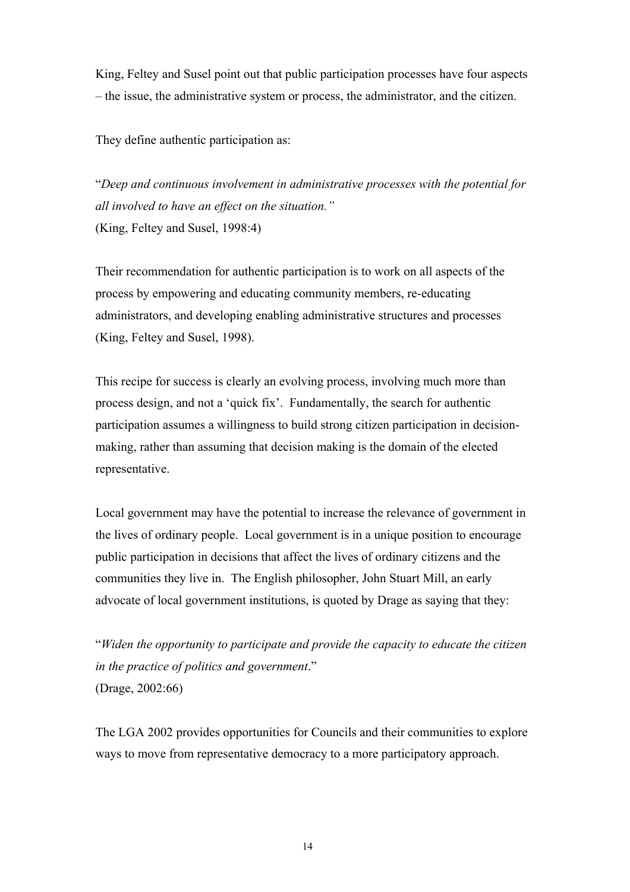King, Feltey and Susel point out that public participation processes have four aspects – the issue, the administrative system or process, the administrator, and the citizen.

They define authentic participation as:

"*Deep and continuous involvement in administrative processes with the potential for all involved to have an effect on the situation.*"
(King, Feltey and Susel, 1998:4)

Their recommendation for authentic participation is to work on all aspects of the process by empowering and educating community members, re-educating administrators, and developing enabling administrative structures and processes (King, Feltey and Susel, 1998).

This recipe for success is clearly an evolving process, involving much more than process design, and not a 'quick fix'. Fundamentally, the search for authentic participation assumes a willingness to build strong citizen participation in decision-making, rather than assuming that decision making is the domain of the elected representative.

Local government may have the potential to increase the relevance of government in the lives of ordinary people. Local government is in a unique position to encourage public participation in decisions that affect the lives of ordinary citizens and the communities they live in. The English philosopher, John Stuart Mill, an early advocate of local government institutions, is quoted by Drage as saying that they:

"*Widen the opportunity to participate and provide the capacity to educate the citizen in the practice of politics and government*."
(Drage, 2002:66)

The LGA 2002 provides opportunities for Councils and their communities to explore ways to move from representative democracy to a more participatory approach.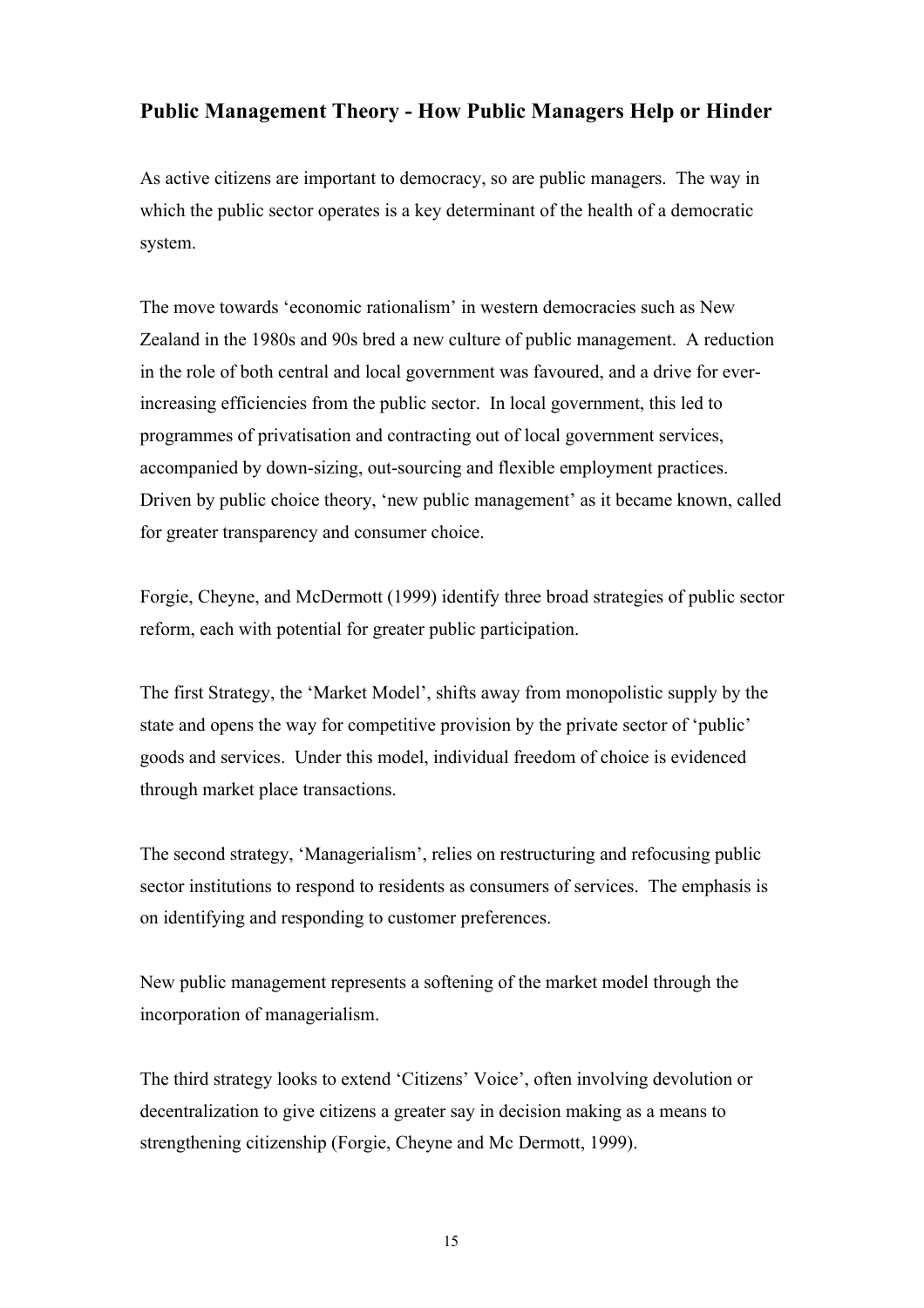## Public Management Theory - How Public Managers Help or Hinder

As active citizens are important to democracy, so are public managers. The way in which the public sector operates is a key determinant of the health of a democratic system.

The move towards 'economic rationalism' in western democracies such as New Zealand in the 1980s and 90s bred a new culture of public management. A reduction in the role of both central and local government was favoured, and a drive for ever-increasing efficiencies from the public sector. In local government, this led to programmes of privatisation and contracting out of local government services, accompanied by down-sizing, out-sourcing and flexible employment practices. Driven by public choice theory, 'new public management' as it became known, called for greater transparency and consumer choice.

Forgie, Cheyne, and McDermott (1999) identify three broad strategies of public sector reform, each with potential for greater public participation.

The first Strategy, the 'Market Model', shifts away from monopolistic supply by the state and opens the way for competitive provision by the private sector of 'public' goods and services. Under this model, individual freedom of choice is evidenced through market place transactions.

The second strategy, 'Managerialism', relies on restructuring and refocusing public sector institutions to respond to residents as consumers of services. The emphasis is on identifying and responding to customer preferences.

New public management represents a softening of the market model through the incorporation of managerialism.

The third strategy looks to extend 'Citizens' Voice', often involving devolution or decentralization to give citizens a greater say in decision making as a means to strengthening citizenship (Forgie, Cheyne and Mc Dermott, 1999).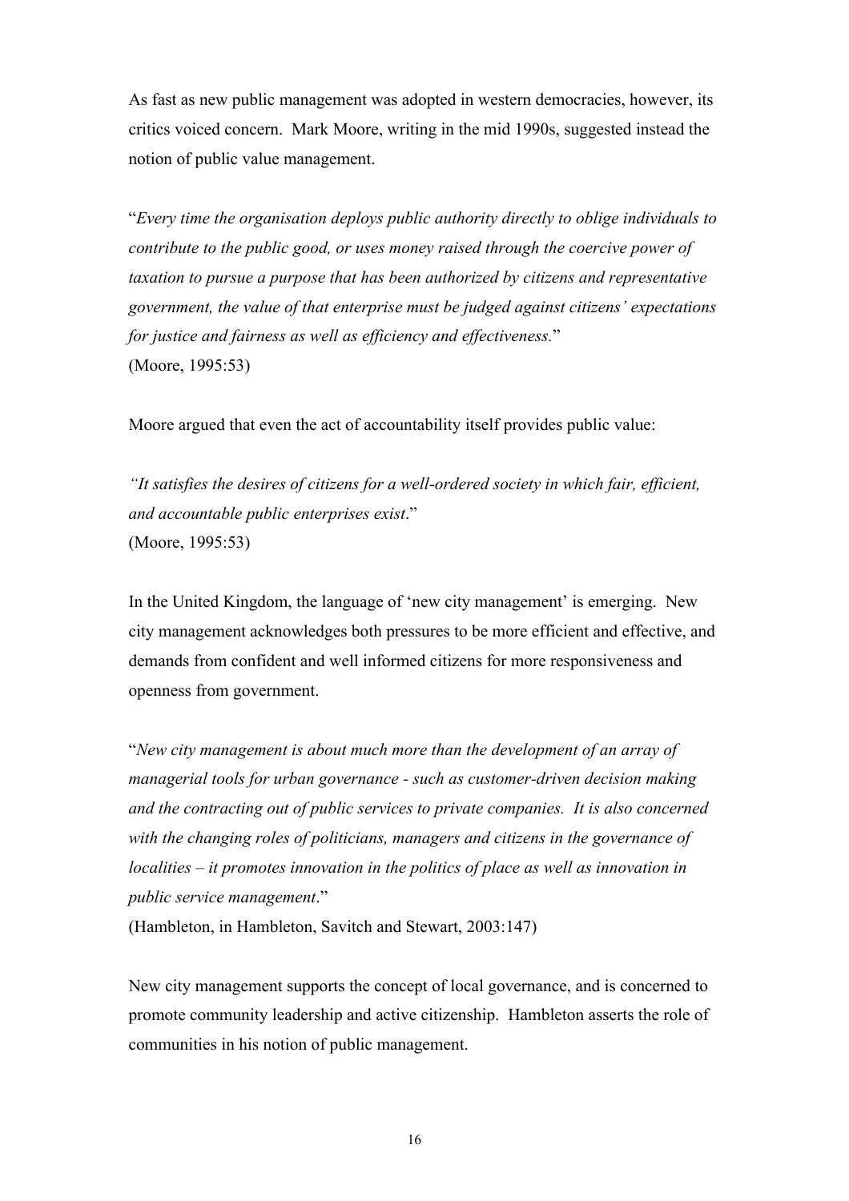As fast as new public management was adopted in western democracies, however, its critics voiced concern. Mark Moore, writing in the mid 1990s, suggested instead the notion of public value management.

"*Every time the organisation deploys public authority directly to oblige individuals to contribute to the public good, or uses money raised through the coercive power of taxation to pursue a purpose that has been authorized by citizens and representative government, the value of that enterprise must be judged against citizens' expectations for justice and fairness as well as efficiency and effectiveness.*"
(Moore, 1995:53)

Moore argued that even the act of accountability itself provides public value:

*"It satisfies the desires of citizens for a well-ordered society in which fair, efficient, and accountable public enterprises exist*."
(Moore, 1995:53)

In the United Kingdom, the language of 'new city management' is emerging. New city management acknowledges both pressures to be more efficient and effective, and demands from confident and well informed citizens for more responsiveness and openness from government.

"*New city management is about much more than the development of an array of managerial tools for urban governance - such as customer-driven decision making and the contracting out of public services to private companies. It is also concerned with the changing roles of politicians, managers and citizens in the governance of localities – it promotes innovation in the politics of place as well as innovation in public service management*."
(Hambleton, in Hambleton, Savitch and Stewart, 2003:147)

New city management supports the concept of local governance, and is concerned to promote community leadership and active citizenship. Hambleton asserts the role of communities in his notion of public management.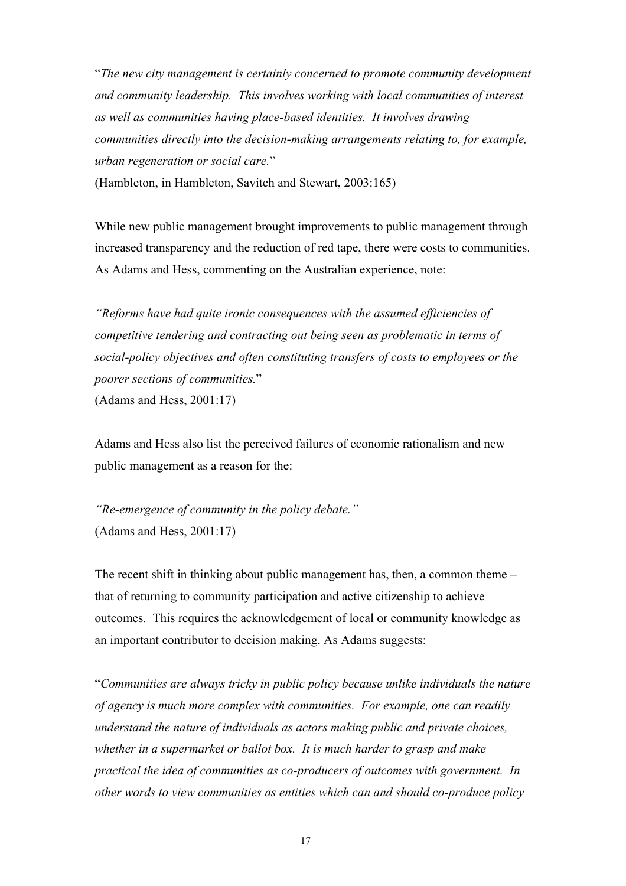"*The new city management is certainly concerned to promote community development and community leadership. This involves working with local communities of interest as well as communities having place-based identities. It involves drawing communities directly into the decision-making arrangements relating to, for example, urban regeneration or social care.*"
(Hambleton, in Hambleton, Savitch and Stewart, 2003:165)

While new public management brought improvements to public management through increased transparency and the reduction of red tape, there were costs to communities. As Adams and Hess, commenting on the Australian experience, note:

*"Reforms have had quite ironic consequences with the assumed efficiencies of competitive tendering and contracting out being seen as problematic in terms of social-policy objectives and often constituting transfers of costs to employees or the poorer sections of communities.*"
(Adams and Hess, 2001:17)

Adams and Hess also list the perceived failures of economic rationalism and new public management as a reason for the:

*"Re-emergence of community in the policy debate."*
(Adams and Hess, 2001:17)

The recent shift in thinking about public management has, then, a common theme – that of returning to community participation and active citizenship to achieve outcomes. This requires the acknowledgement of local or community knowledge as an important contributor to decision making. As Adams suggests:

"*Communities are always tricky in public policy because unlike individuals the nature of agency is much more complex with communities. For example, one can readily understand the nature of individuals as actors making public and private choices, whether in a supermarket or ballot box. It is much harder to grasp and make practical the idea of communities as co-producers of outcomes with government. In other words to view communities as entities which can and should co-produce policy*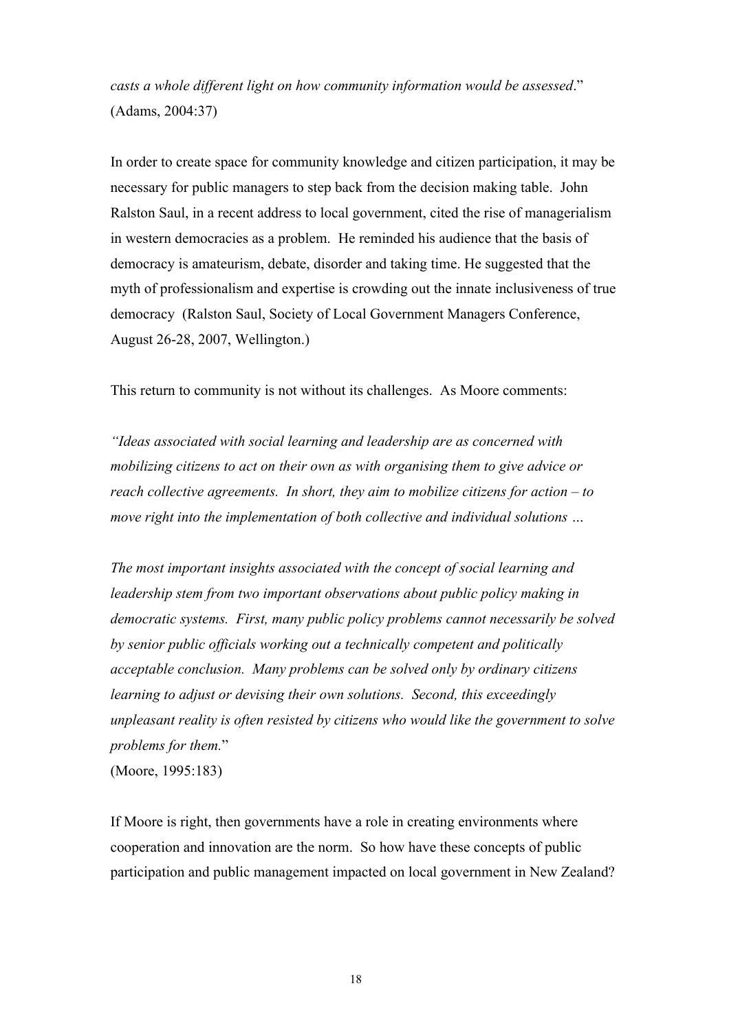*casts a whole different light on how community information would be assessed*." (Adams, 2004:37)

In order to create space for community knowledge and citizen participation, it may be necessary for public managers to step back from the decision making table. John Ralston Saul, in a recent address to local government, cited the rise of managerialism in western democracies as a problem. He reminded his audience that the basis of democracy is amateurism, debate, disorder and taking time. He suggested that the myth of professionalism and expertise is crowding out the innate inclusiveness of true democracy (Ralston Saul, Society of Local Government Managers Conference, August 26-28, 2007, Wellington.)

This return to community is not without its challenges. As Moore comments:

*"Ideas associated with social learning and leadership are as concerned with mobilizing citizens to act on their own as with organising them to give advice or reach collective agreements. In short, they aim to mobilize citizens for action – to move right into the implementation of both collective and individual solutions …*

*The most important insights associated with the concept of social learning and leadership stem from two important observations about public policy making in democratic systems. First, many public policy problems cannot necessarily be solved by senior public officials working out a technically competent and politically acceptable conclusion. Many problems can be solved only by ordinary citizens learning to adjust or devising their own solutions. Second, this exceedingly unpleasant reality is often resisted by citizens who would like the government to solve problems for them.*"
(Moore, 1995:183)

If Moore is right, then governments have a role in creating environments where cooperation and innovation are the norm. So how have these concepts of public participation and public management impacted on local government in New Zealand?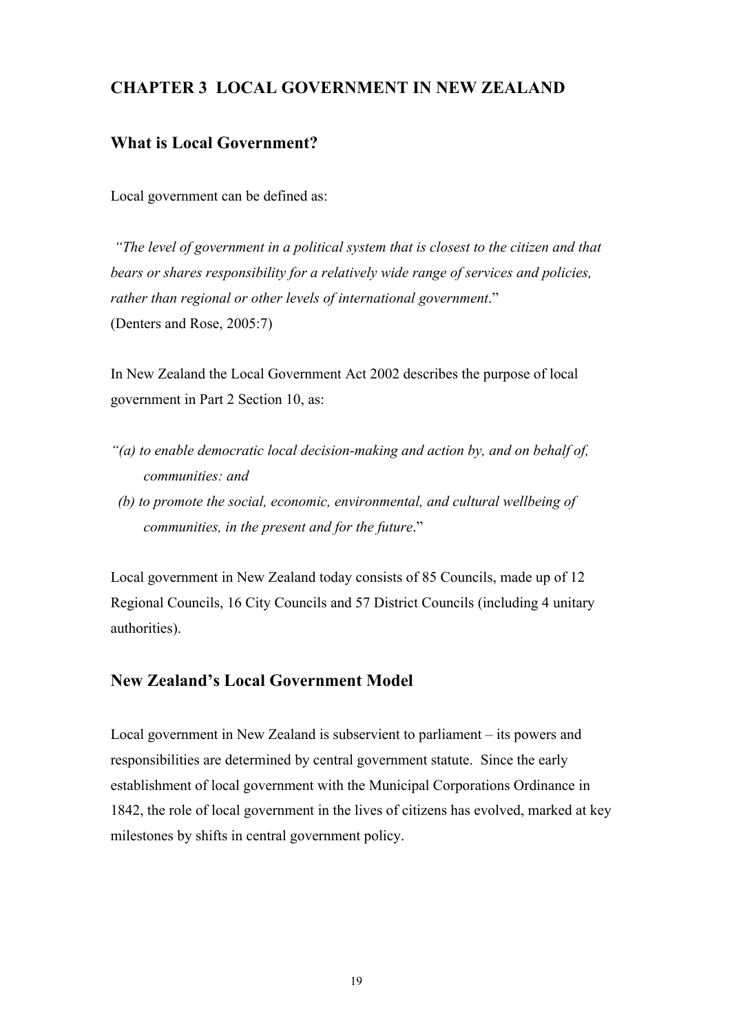# CHAPTER 3 LOCAL GOVERNMENT IN NEW ZEALAND

## What is Local Government?

Local government can be defined as:

*"The level of government in a political system that is closest to the citizen and that bears or shares responsibility for a relatively wide range of services and policies, rather than regional or other levels of international government*."
(Denters and Rose, 2005:7)

In New Zealand the Local Government Act 2002 describes the purpose of local government in Part 2 Section 10, as:

*"(a) to enable democratic local decision-making and action by, and on behalf of, communities: and*
*(b) to promote the social, economic, environmental, and cultural wellbeing of communities, in the present and for the future*."

Local government in New Zealand today consists of 85 Councils, made up of 12 Regional Councils, 16 City Councils and 57 District Councils (including 4 unitary authorities).

## New Zealand's Local Government Model

Local government in New Zealand is subservient to parliament – its powers and responsibilities are determined by central government statute. Since the early establishment of local government with the Municipal Corporations Ordinance in 1842, the role of local government in the lives of citizens has evolved, marked at key milestones by shifts in central government policy.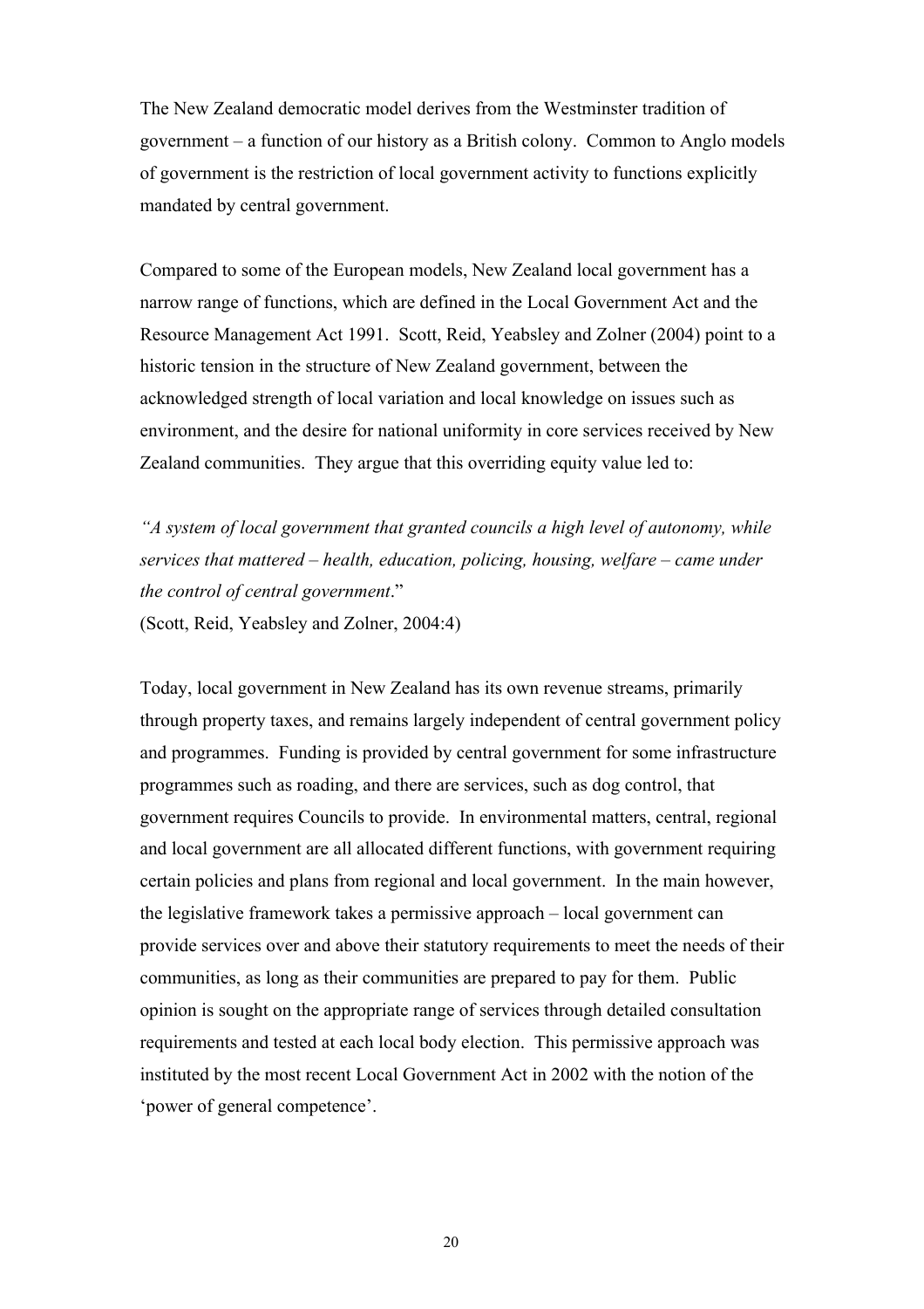The New Zealand democratic model derives from the Westminster tradition of government – a function of our history as a British colony. Common to Anglo models of government is the restriction of local government activity to functions explicitly mandated by central government.

Compared to some of the European models, New Zealand local government has a narrow range of functions, which are defined in the Local Government Act and the Resource Management Act 1991. Scott, Reid, Yeabsley and Zolner (2004) point to a historic tension in the structure of New Zealand government, between the acknowledged strength of local variation and local knowledge on issues such as environment, and the desire for national uniformity in core services received by New Zealand communities. They argue that this overriding equity value led to:

*"A system of local government that granted councils a high level of autonomy, while services that mattered – health, education, policing, housing, welfare – came under the control of central government*."
(Scott, Reid, Yeabsley and Zolner, 2004:4)

Today, local government in New Zealand has its own revenue streams, primarily through property taxes, and remains largely independent of central government policy and programmes. Funding is provided by central government for some infrastructure programmes such as roading, and there are services, such as dog control, that government requires Councils to provide. In environmental matters, central, regional and local government are all allocated different functions, with government requiring certain policies and plans from regional and local government. In the main however, the legislative framework takes a permissive approach – local government can provide services over and above their statutory requirements to meet the needs of their communities, as long as their communities are prepared to pay for them. Public opinion is sought on the appropriate range of services through detailed consultation requirements and tested at each local body election. This permissive approach was instituted by the most recent Local Government Act in 2002 with the notion of the 'power of general competence'.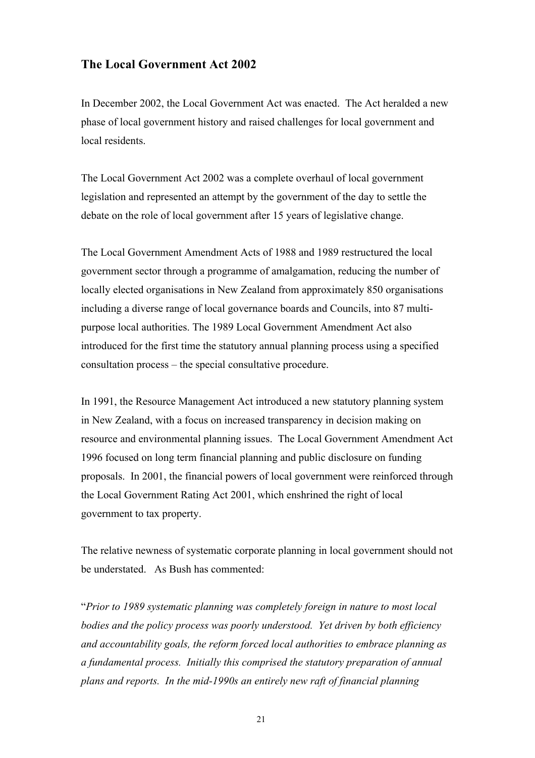## The Local Government Act 2002

In December 2002, the Local Government Act was enacted. The Act heralded a new phase of local government history and raised challenges for local government and local residents.

The Local Government Act 2002 was a complete overhaul of local government legislation and represented an attempt by the government of the day to settle the debate on the role of local government after 15 years of legislative change.

The Local Government Amendment Acts of 1988 and 1989 restructured the local government sector through a programme of amalgamation, reducing the number of locally elected organisations in New Zealand from approximately 850 organisations including a diverse range of local governance boards and Councils, into 87 multi-purpose local authorities. The 1989 Local Government Amendment Act also introduced for the first time the statutory annual planning process using a specified consultation process – the special consultative procedure.

In 1991, the Resource Management Act introduced a new statutory planning system in New Zealand, with a focus on increased transparency in decision making on resource and environmental planning issues. The Local Government Amendment Act 1996 focused on long term financial planning and public disclosure on funding proposals. In 2001, the financial powers of local government were reinforced through the Local Government Rating Act 2001, which enshrined the right of local government to tax property.

The relative newness of systematic corporate planning in local government should not be understated. As Bush has commented:

"*Prior to 1989 systematic planning was completely foreign in nature to most local bodies and the policy process was poorly understood. Yet driven by both efficiency and accountability goals, the reform forced local authorities to embrace planning as a fundamental process. Initially this comprised the statutory preparation of annual plans and reports. In the mid-1990s an entirely new raft of financial planning*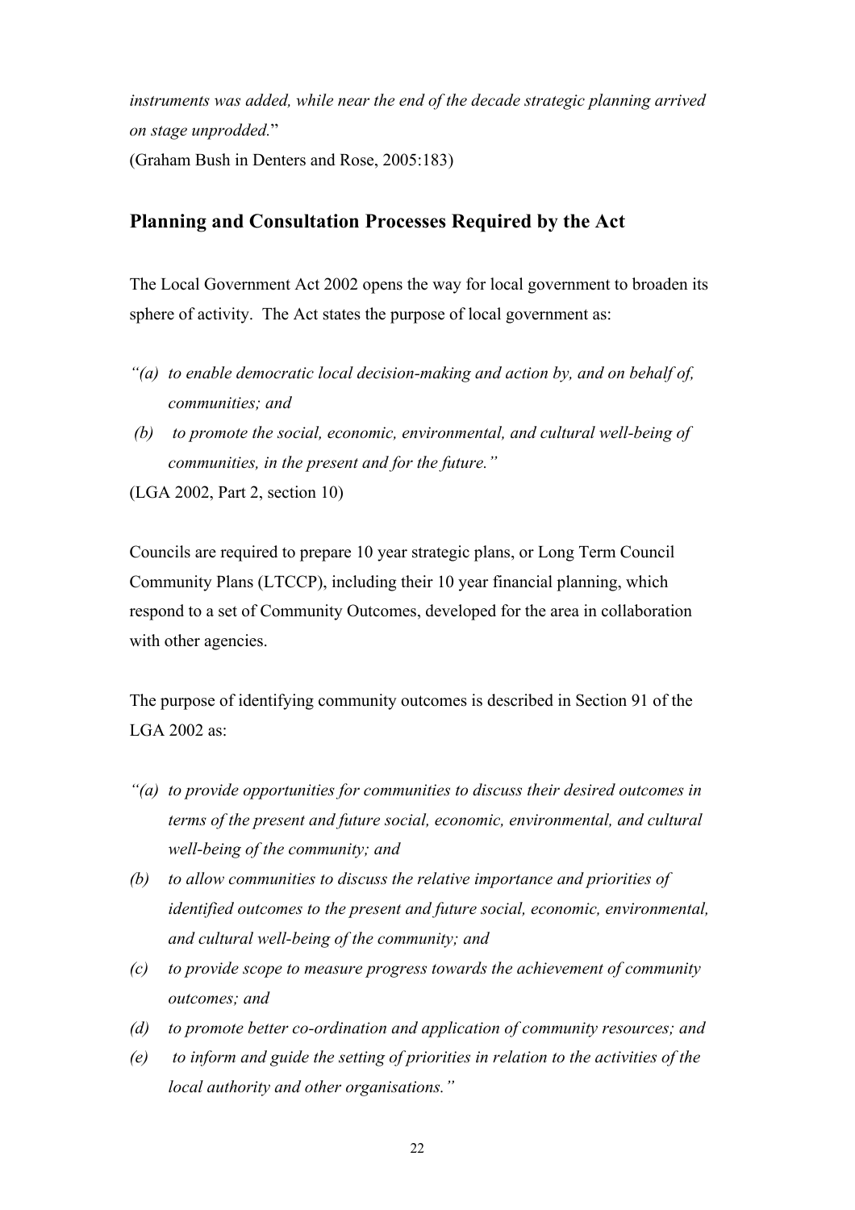*instruments was added, while near the end of the decade strategic planning arrived on stage unprodded.*"

(Graham Bush in Denters and Rose, 2005:183)

## Planning and Consultation Processes Required by the Act

The Local Government Act 2002 opens the way for local government to broaden its sphere of activity. The Act states the purpose of local government as:

*"(a) to enable democratic local decision-making and action by, and on behalf of, communities; and*

*(b) to promote the social, economic, environmental, and cultural well-being of communities, in the present and for the future."*

(LGA 2002, Part 2, section 10)

Councils are required to prepare 10 year strategic plans, or Long Term Council Community Plans (LTCCP), including their 10 year financial planning, which respond to a set of Community Outcomes, developed for the area in collaboration with other agencies.

The purpose of identifying community outcomes is described in Section 91 of the LGA 2002 as:

*"(a) to provide opportunities for communities to discuss their desired outcomes in terms of the present and future social, economic, environmental, and cultural well-being of the community; and*

*(b) to allow communities to discuss the relative importance and priorities of identified outcomes to the present and future social, economic, environmental, and cultural well-being of the community; and*

*(c) to provide scope to measure progress towards the achievement of community outcomes; and*

*(d) to promote better co-ordination and application of community resources; and*

*(e) to inform and guide the setting of priorities in relation to the activities of the local authority and other organisations."*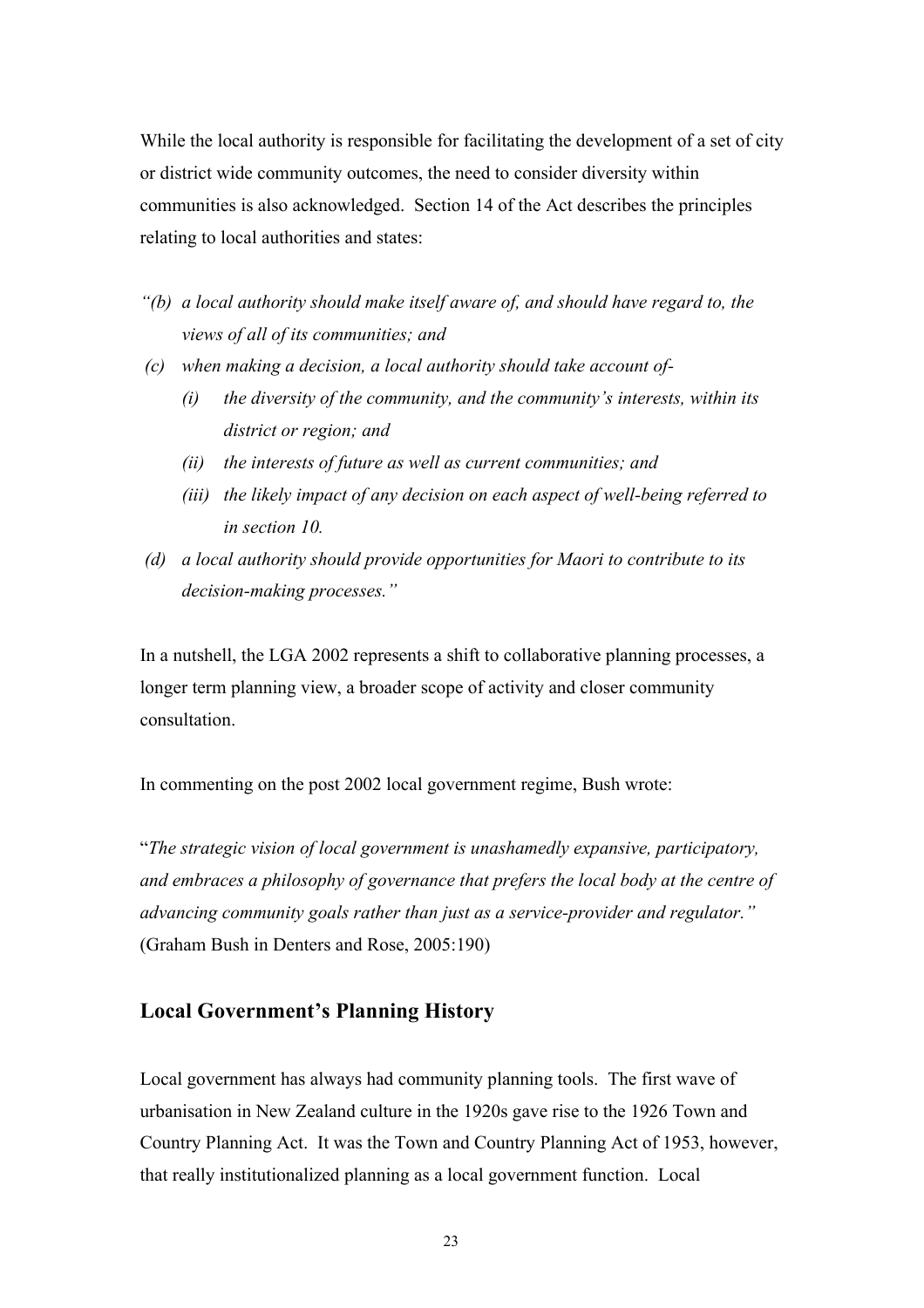While the local authority is responsible for facilitating the development of a set of city or district wide community outcomes, the need to consider diversity within communities is also acknowledged. Section 14 of the Act describes the principles relating to local authorities and states:

*"(b) a local authority should make itself aware of, and should have regard to, the views of all of its communities; and*

*(c) when making a decision, a local authority should take account of-*

*(i) the diversity of the community, and the community's interests, within its district or region; and*

*(ii) the interests of future as well as current communities; and*

*(iii) the likely impact of any decision on each aspect of well-being referred to in section 10.*

*(d) a local authority should provide opportunities for Maori to contribute to its decision-making processes."*

In a nutshell, the LGA 2002 represents a shift to collaborative planning processes, a longer term planning view, a broader scope of activity and closer community consultation.

In commenting on the post 2002 local government regime, Bush wrote:

"*The strategic vision of local government is unashamedly expansive, participatory, and embraces a philosophy of governance that prefers the local body at the centre of advancing community goals rather than just as a service-provider and regulator."* (Graham Bush in Denters and Rose, 2005:190)

## Local Government's Planning History

Local government has always had community planning tools. The first wave of urbanisation in New Zealand culture in the 1920s gave rise to the 1926 Town and Country Planning Act. It was the Town and Country Planning Act of 1953, however, that really institutionalized planning as a local government function. Local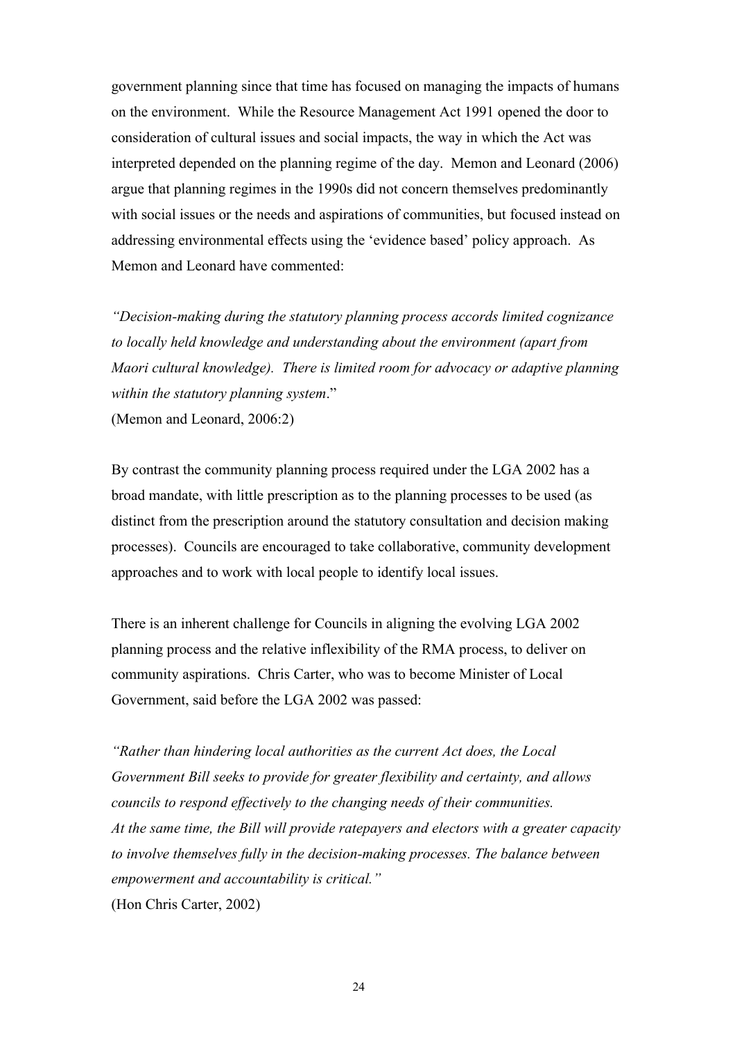government planning since that time has focused on managing the impacts of humans on the environment. While the Resource Management Act 1991 opened the door to consideration of cultural issues and social impacts, the way in which the Act was interpreted depended on the planning regime of the day. Memon and Leonard (2006) argue that planning regimes in the 1990s did not concern themselves predominantly with social issues or the needs and aspirations of communities, but focused instead on addressing environmental effects using the 'evidence based' policy approach. As Memon and Leonard have commented:

*"Decision-making during the statutory planning process accords limited cognizance to locally held knowledge and understanding about the environment (apart from Maori cultural knowledge). There is limited room for advocacy or adaptive planning within the statutory planning system*."
(Memon and Leonard, 2006:2)

By contrast the community planning process required under the LGA 2002 has a broad mandate, with little prescription as to the planning processes to be used (as distinct from the prescription around the statutory consultation and decision making processes). Councils are encouraged to take collaborative, community development approaches and to work with local people to identify local issues.

There is an inherent challenge for Councils in aligning the evolving LGA 2002 planning process and the relative inflexibility of the RMA process, to deliver on community aspirations. Chris Carter, who was to become Minister of Local Government, said before the LGA 2002 was passed:

*"Rather than hindering local authorities as the current Act does, the Local Government Bill seeks to provide for greater flexibility and certainty, and allows councils to respond effectively to the changing needs of their communities. At the same time, the Bill will provide ratepayers and electors with a greater capacity to involve themselves fully in the decision-making processes. The balance between empowerment and accountability is critical."*
(Hon Chris Carter, 2002)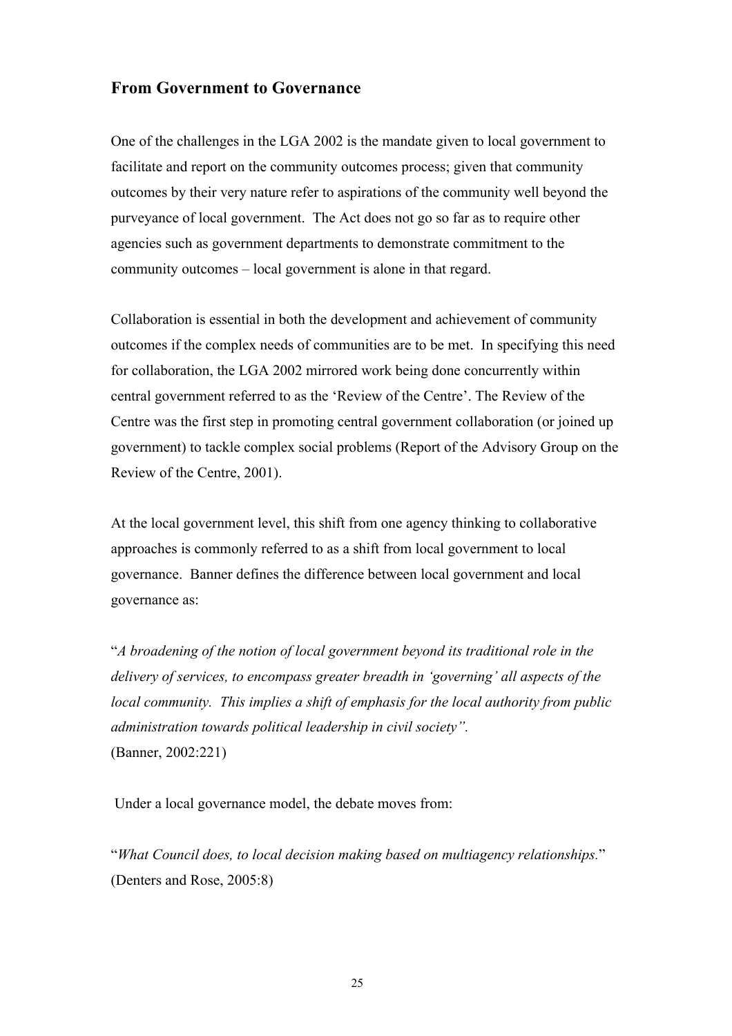## From Government to Governance

One of the challenges in the LGA 2002 is the mandate given to local government to facilitate and report on the community outcomes process; given that community outcomes by their very nature refer to aspirations of the community well beyond the purveyance of local government. The Act does not go so far as to require other agencies such as government departments to demonstrate commitment to the community outcomes – local government is alone in that regard.

Collaboration is essential in both the development and achievement of community outcomes if the complex needs of communities are to be met. In specifying this need for collaboration, the LGA 2002 mirrored work being done concurrently within central government referred to as the 'Review of the Centre'. The Review of the Centre was the first step in promoting central government collaboration (or joined up government) to tackle complex social problems (Report of the Advisory Group on the Review of the Centre, 2001).

At the local government level, this shift from one agency thinking to collaborative approaches is commonly referred to as a shift from local government to local governance. Banner defines the difference between local government and local governance as:

"*A broadening of the notion of local government beyond its traditional role in the delivery of services, to encompass greater breadth in 'governing' all aspects of the local community. This implies a shift of emphasis for the local authority from public administration towards political leadership in civil society".*
(Banner, 2002:221)

Under a local governance model, the debate moves from:

"*What Council does, to local decision making based on multiagency relationships.*"
(Denters and Rose, 2005:8)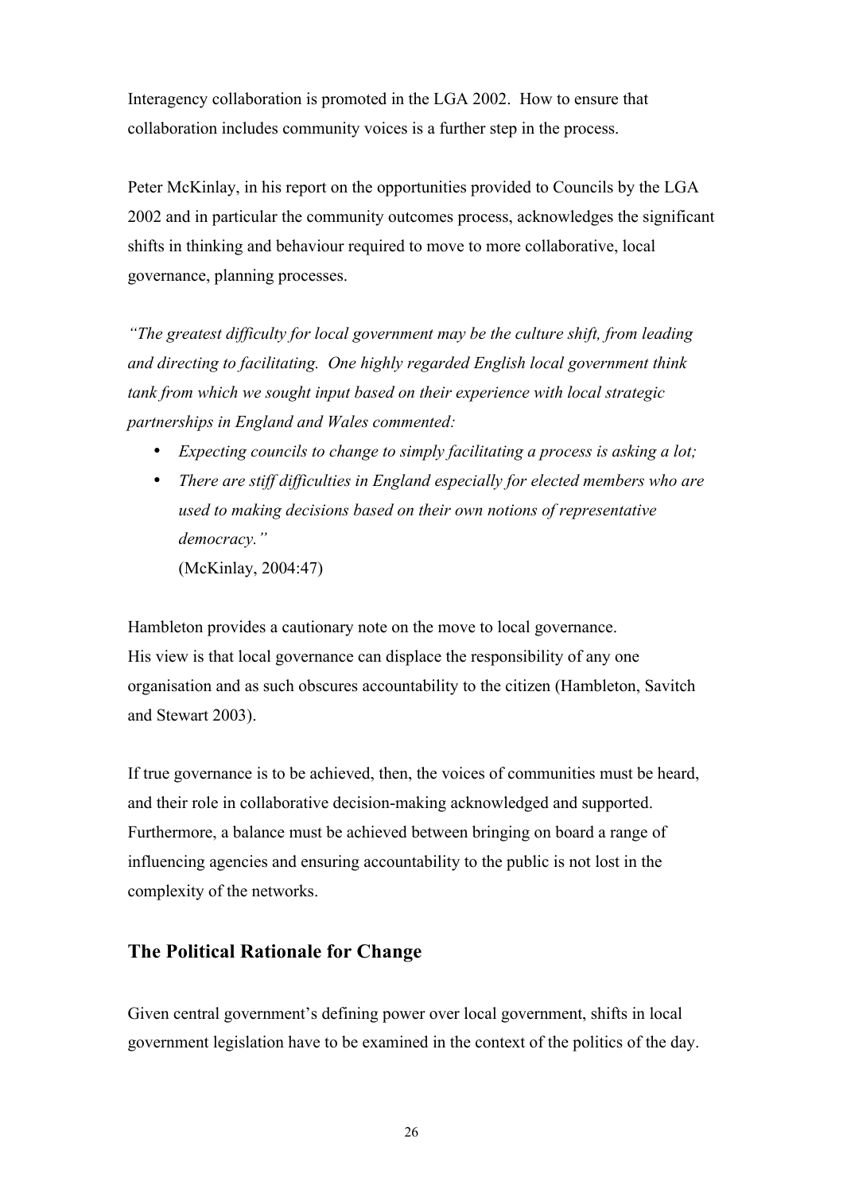Interagency collaboration is promoted in the LGA 2002. How to ensure that collaboration includes community voices is a further step in the process.

Peter McKinlay, in his report on the opportunities provided to Councils by the LGA 2002 and in particular the community outcomes process, acknowledges the significant shifts in thinking and behaviour required to move to more collaborative, local governance, planning processes.

*"The greatest difficulty for local government may be the culture shift, from leading and directing to facilitating. One highly regarded English local government think tank from which we sought input based on their experience with local strategic partnerships in England and Wales commented:*

- *Expecting councils to change to simply facilitating a process is asking a lot;*
- *There are stiff difficulties in England especially for elected members who are used to making decisions based on their own notions of representative democracy."*

  (McKinlay, 2004:47)

Hambleton provides a cautionary note on the move to local governance. His view is that local governance can displace the responsibility of any one organisation and as such obscures accountability to the citizen (Hambleton, Savitch and Stewart 2003).

If true governance is to be achieved, then, the voices of communities must be heard, and their role in collaborative decision-making acknowledged and supported. Furthermore, a balance must be achieved between bringing on board a range of influencing agencies and ensuring accountability to the public is not lost in the complexity of the networks.

## The Political Rationale for Change

Given central government's defining power over local government, shifts in local government legislation have to be examined in the context of the politics of the day.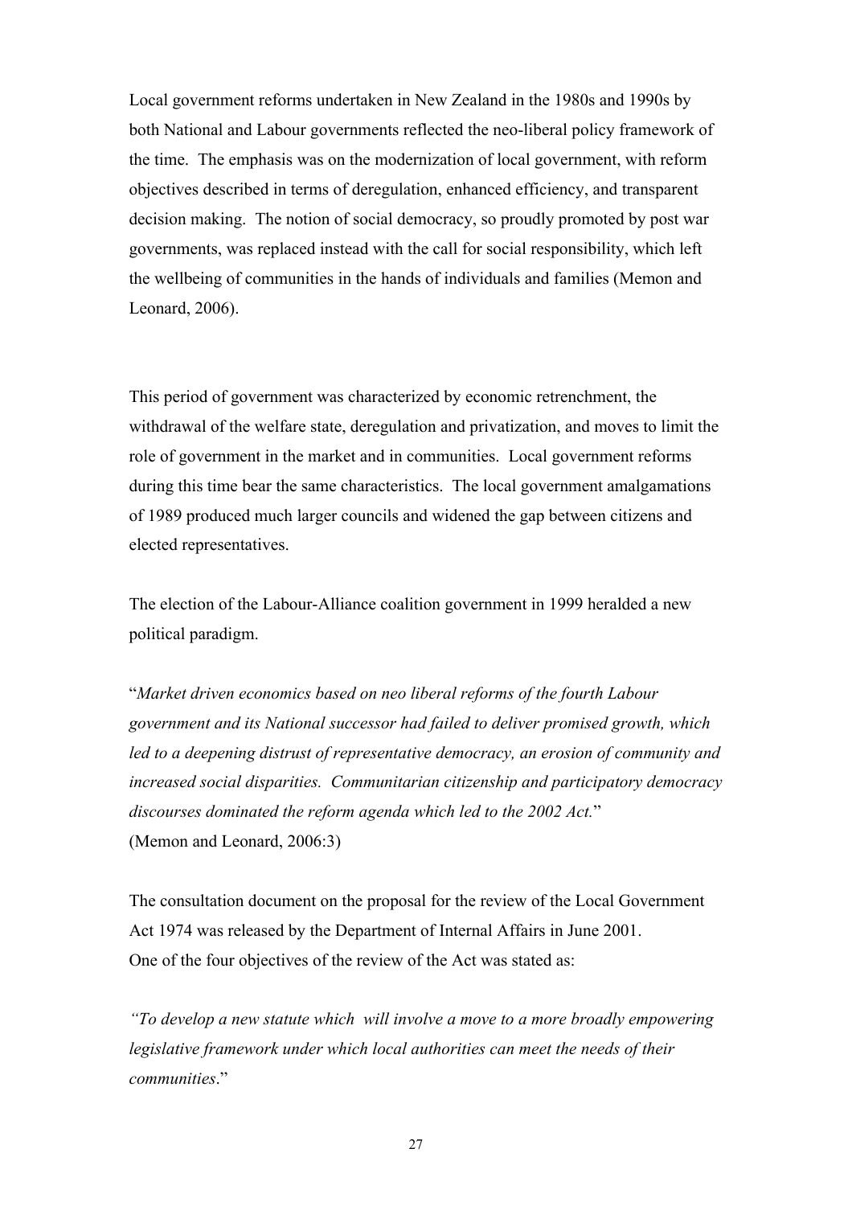Local government reforms undertaken in New Zealand in the 1980s and 1990s by both National and Labour governments reflected the neo-liberal policy framework of the time. The emphasis was on the modernization of local government, with reform objectives described in terms of deregulation, enhanced efficiency, and transparent decision making. The notion of social democracy, so proudly promoted by post war governments, was replaced instead with the call for social responsibility, which left the wellbeing of communities in the hands of individuals and families (Memon and Leonard, 2006).

This period of government was characterized by economic retrenchment, the withdrawal of the welfare state, deregulation and privatization, and moves to limit the role of government in the market and in communities. Local government reforms during this time bear the same characteristics. The local government amalgamations of 1989 produced much larger councils and widened the gap between citizens and elected representatives.

The election of the Labour-Alliance coalition government in 1999 heralded a new political paradigm.

"*Market driven economics based on neo liberal reforms of the fourth Labour government and its National successor had failed to deliver promised growth, which led to a deepening distrust of representative democracy, an erosion of community and increased social disparities. Communitarian citizenship and participatory democracy discourses dominated the reform agenda which led to the 2002 Act.*"
(Memon and Leonard, 2006:3)

The consultation document on the proposal for the review of the Local Government Act 1974 was released by the Department of Internal Affairs in June 2001.
One of the four objectives of the review of the Act was stated as:

*"To develop a new statute which will involve a move to a more broadly empowering legislative framework under which local authorities can meet the needs of their communities*."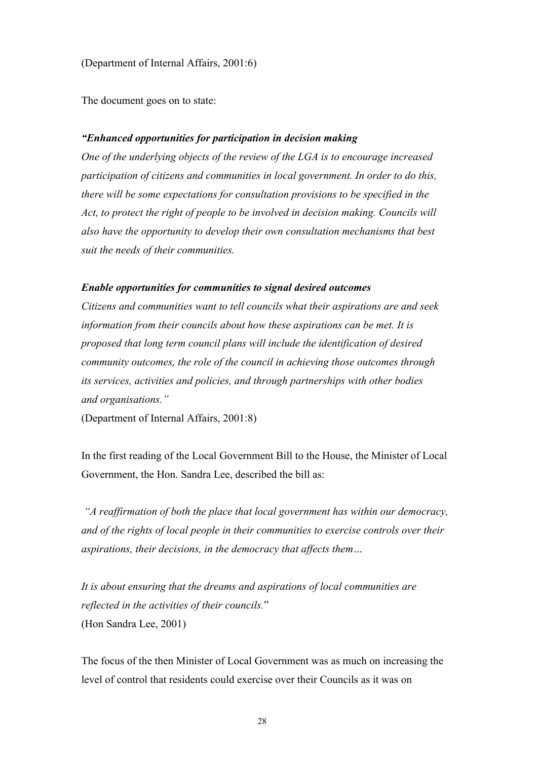(Department of Internal Affairs, 2001:6)

The document goes on to state:

***"Enhanced opportunities for participation in decision making***
*One of the underlying objects of the review of the LGA is to encourage increased participation of citizens and communities in local government. In order to do this, there will be some expectations for consultation provisions to be specified in the Act, to protect the right of people to be involved in decision making. Councils will also have the opportunity to develop their own consultation mechanisms that best suit the needs of their communities.*

***Enable opportunities for communities to signal desired outcomes***
*Citizens and communities want to tell councils what their aspirations are and seek information from their councils about how these aspirations can be met. It is proposed that long term council plans will include the identification of desired community outcomes, the role of the council in achieving those outcomes through its services, activities and policies, and through partnerships with other bodies and organisations."*
(Department of Internal Affairs, 2001:8)

In the first reading of the Local Government Bill to the House, the Minister of Local Government, the Hon. Sandra Lee, described the bill as:

*"A reaffirmation of both the place that local government has within our democracy, and of the rights of local people in their communities to exercise controls over their aspirations, their decisions, in the democracy that affects them…*

*It is about ensuring that the dreams and aspirations of local communities are reflected in the activities of their councils.*"
(Hon Sandra Lee, 2001)

The focus of the then Minister of Local Government was as much on increasing the level of control that residents could exercise over their Councils as it was on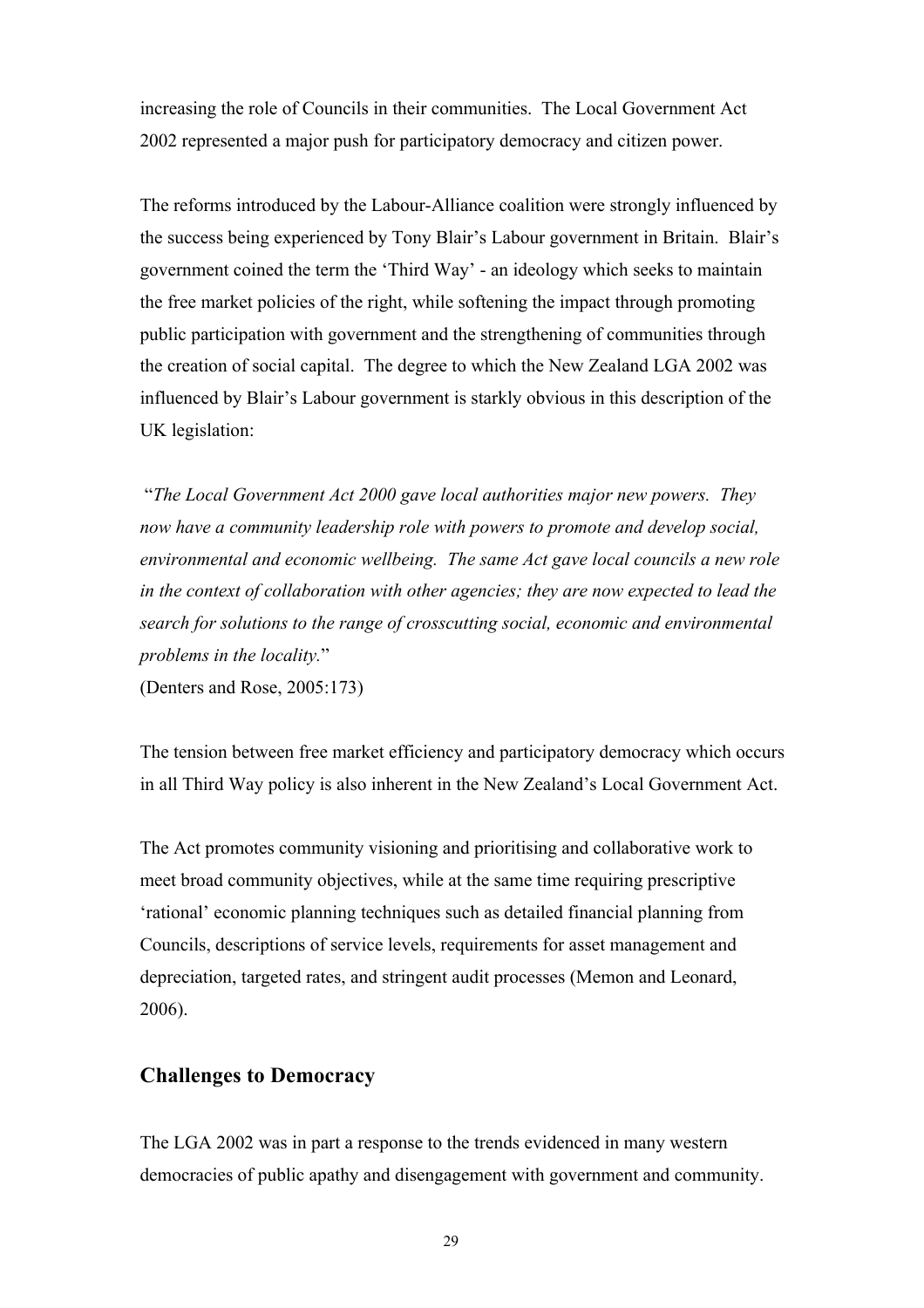increasing the role of Councils in their communities. The Local Government Act 2002 represented a major push for participatory democracy and citizen power.

The reforms introduced by the Labour-Alliance coalition were strongly influenced by the success being experienced by Tony Blair's Labour government in Britain. Blair's government coined the term the 'Third Way' - an ideology which seeks to maintain the free market policies of the right, while softening the impact through promoting public participation with government and the strengthening of communities through the creation of social capital. The degree to which the New Zealand LGA 2002 was influenced by Blair's Labour government is starkly obvious in this description of the UK legislation:

"*The Local Government Act 2000 gave local authorities major new powers. They now have a community leadership role with powers to promote and develop social, environmental and economic wellbeing. The same Act gave local councils a new role in the context of collaboration with other agencies; they are now expected to lead the search for solutions to the range of crosscutting social, economic and environmental problems in the locality.*"
(Denters and Rose, 2005:173)

The tension between free market efficiency and participatory democracy which occurs in all Third Way policy is also inherent in the New Zealand's Local Government Act.

The Act promotes community visioning and prioritising and collaborative work to meet broad community objectives, while at the same time requiring prescriptive 'rational' economic planning techniques such as detailed financial planning from Councils, descriptions of service levels, requirements for asset management and depreciation, targeted rates, and stringent audit processes (Memon and Leonard, 2006).

## Challenges to Democracy

The LGA 2002 was in part a response to the trends evidenced in many western democracies of public apathy and disengagement with government and community.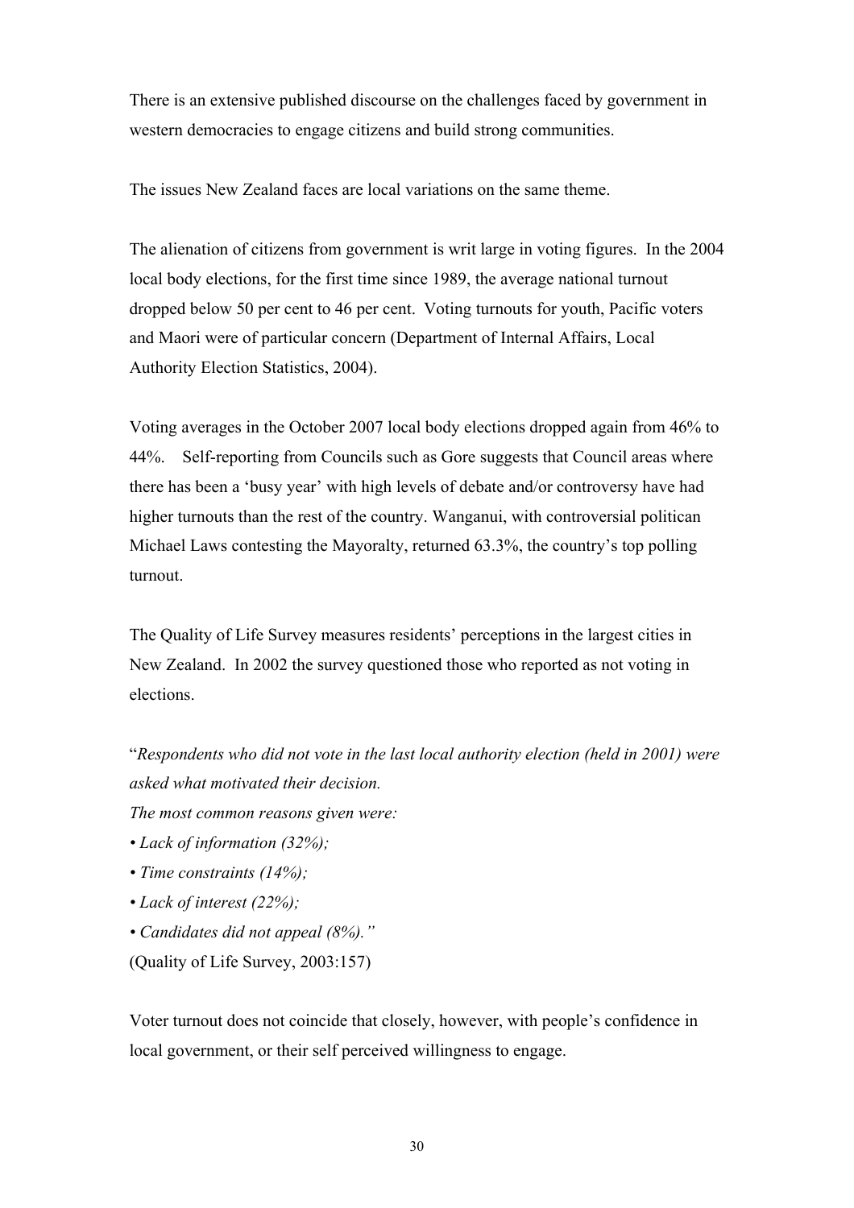There is an extensive published discourse on the challenges faced by government in western democracies to engage citizens and build strong communities.

The issues New Zealand faces are local variations on the same theme.

The alienation of citizens from government is writ large in voting figures. In the 2004 local body elections, for the first time since 1989, the average national turnout dropped below 50 per cent to 46 per cent. Voting turnouts for youth, Pacific voters and Maori were of particular concern (Department of Internal Affairs, Local Authority Election Statistics, 2004).

Voting averages in the October 2007 local body elections dropped again from 46% to 44%. Self-reporting from Councils such as Gore suggests that Council areas where there has been a 'busy year' with high levels of debate and/or controversy have had higher turnouts than the rest of the country. Wanganui, with controversial politican Michael Laws contesting the Mayoralty, returned 63.3%, the country's top polling turnout.

The Quality of Life Survey measures residents' perceptions in the largest cities in New Zealand. In 2002 the survey questioned those who reported as not voting in elections.

"*Respondents who did not vote in the last local authority election (held in 2001) were asked what motivated their decision.*
*The most common reasons given were:*
- *Lack of information (32%);*
- *Time constraints (14%);*
- *Lack of interest (22%);*
- *Candidates did not appeal (8%).*"

(Quality of Life Survey, 2003:157)

Voter turnout does not coincide that closely, however, with people's confidence in local government, or their self perceived willingness to engage.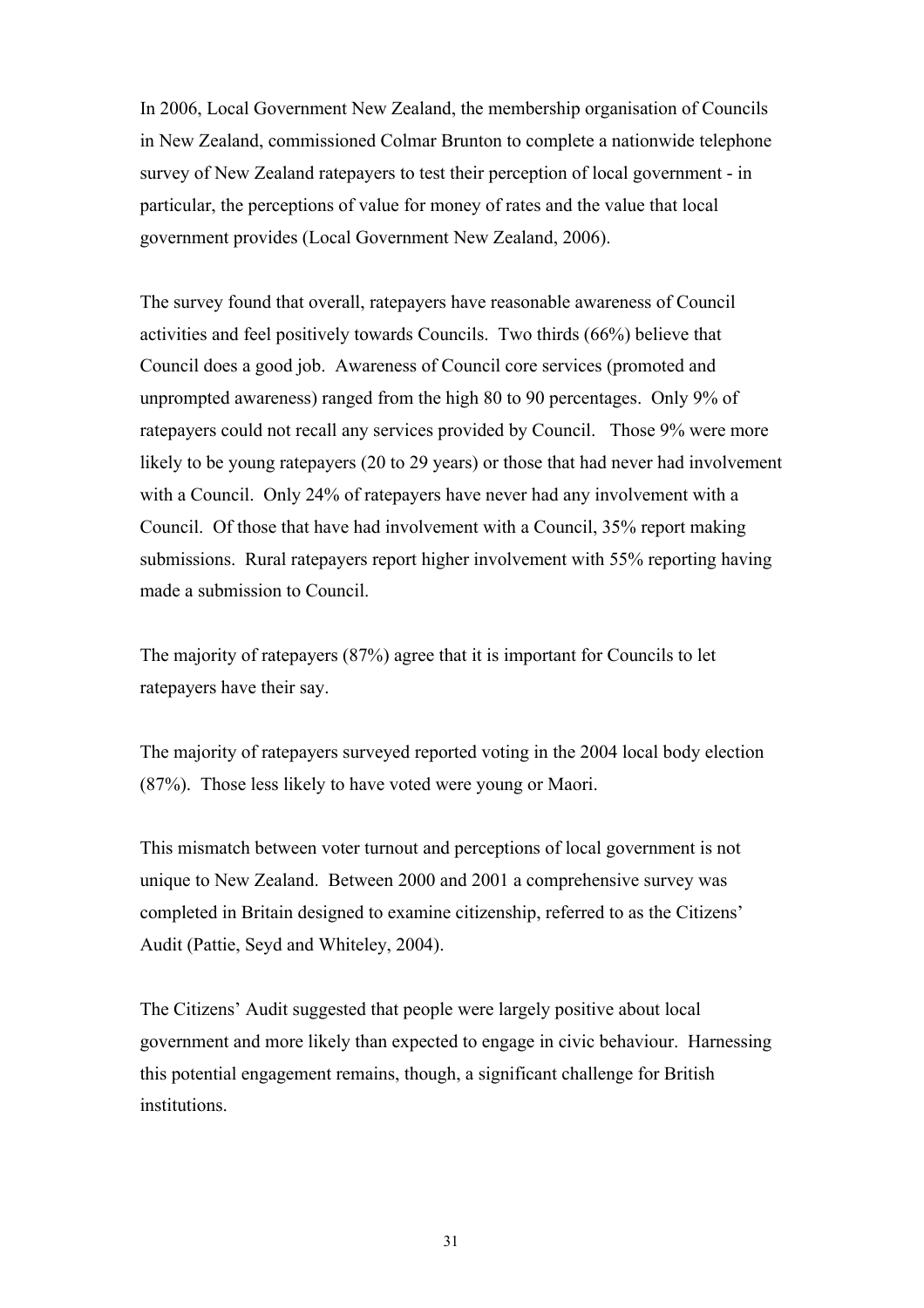In 2006, Local Government New Zealand, the membership organisation of Councils in New Zealand, commissioned Colmar Brunton to complete a nationwide telephone survey of New Zealand ratepayers to test their perception of local government - in particular, the perceptions of value for money of rates and the value that local government provides (Local Government New Zealand, 2006).

The survey found that overall, ratepayers have reasonable awareness of Council activities and feel positively towards Councils. Two thirds (66%) believe that Council does a good job. Awareness of Council core services (promoted and unprompted awareness) ranged from the high 80 to 90 percentages. Only 9% of ratepayers could not recall any services provided by Council. Those 9% were more likely to be young ratepayers (20 to 29 years) or those that had never had involvement with a Council. Only 24% of ratepayers have never had any involvement with a Council. Of those that have had involvement with a Council, 35% report making submissions. Rural ratepayers report higher involvement with 55% reporting having made a submission to Council.

The majority of ratepayers (87%) agree that it is important for Councils to let ratepayers have their say.

The majority of ratepayers surveyed reported voting in the 2004 local body election (87%). Those less likely to have voted were young or Maori.

This mismatch between voter turnout and perceptions of local government is not unique to New Zealand. Between 2000 and 2001 a comprehensive survey was completed in Britain designed to examine citizenship, referred to as the Citizens' Audit (Pattie, Seyd and Whiteley, 2004).

The Citizens' Audit suggested that people were largely positive about local government and more likely than expected to engage in civic behaviour. Harnessing this potential engagement remains, though, a significant challenge for British institutions.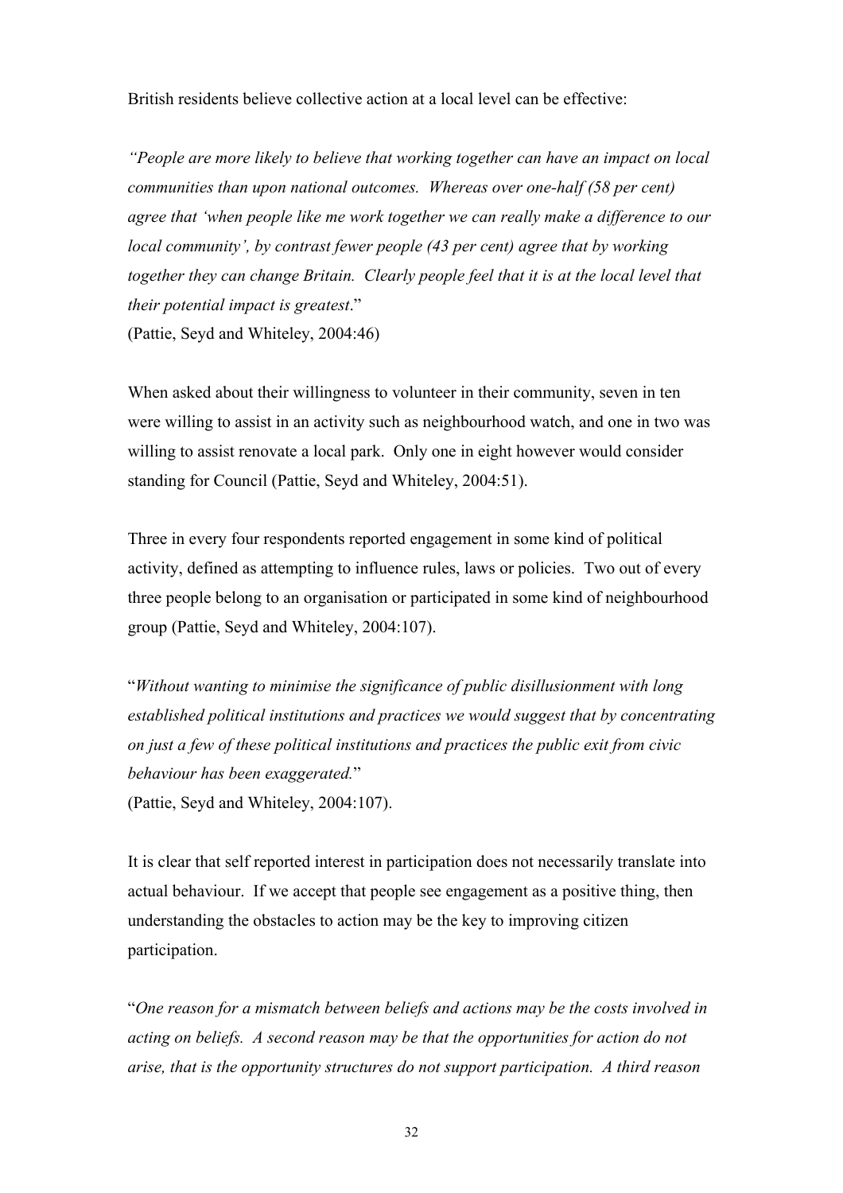British residents believe collective action at a local level can be effective:

*"People are more likely to believe that working together can have an impact on local communities than upon national outcomes. Whereas over one-half (58 per cent) agree that 'when people like me work together we can really make a difference to our local community', by contrast fewer people (43 per cent) agree that by working together they can change Britain. Clearly people feel that it is at the local level that their potential impact is greatest*."
(Pattie, Seyd and Whiteley, 2004:46)

When asked about their willingness to volunteer in their community, seven in ten were willing to assist in an activity such as neighbourhood watch, and one in two was willing to assist renovate a local park. Only one in eight however would consider standing for Council (Pattie, Seyd and Whiteley, 2004:51).

Three in every four respondents reported engagement in some kind of political activity, defined as attempting to influence rules, laws or policies. Two out of every three people belong to an organisation or participated in some kind of neighbourhood group (Pattie, Seyd and Whiteley, 2004:107).

"*Without wanting to minimise the significance of public disillusionment with long established political institutions and practices we would suggest that by concentrating on just a few of these political institutions and practices the public exit from civic behaviour has been exaggerated.*"
(Pattie, Seyd and Whiteley, 2004:107).

It is clear that self reported interest in participation does not necessarily translate into actual behaviour. If we accept that people see engagement as a positive thing, then understanding the obstacles to action may be the key to improving citizen participation.

"*One reason for a mismatch between beliefs and actions may be the costs involved in acting on beliefs. A second reason may be that the opportunities for action do not arise, that is the opportunity structures do not support participation. A third reason*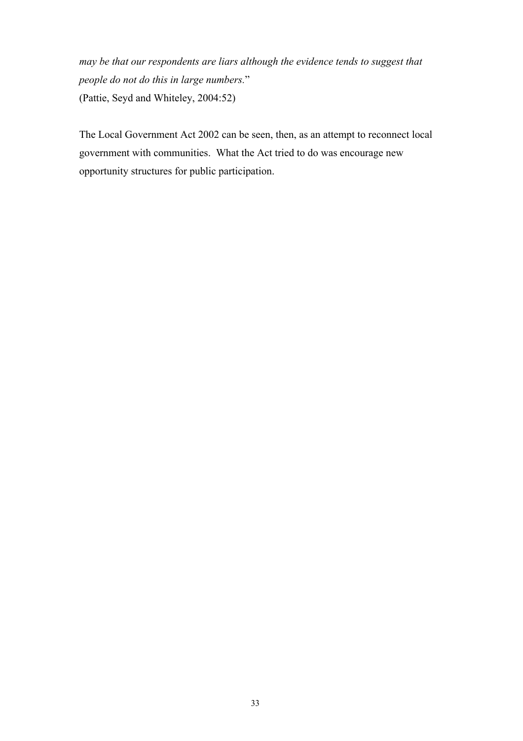*may be that our respondents are liars although the evidence tends to suggest that people do not do this in large numbers.*"
(Pattie, Seyd and Whiteley, 2004:52)

The Local Government Act 2002 can be seen, then, as an attempt to reconnect local government with communities. What the Act tried to do was encourage new opportunity structures for public participation.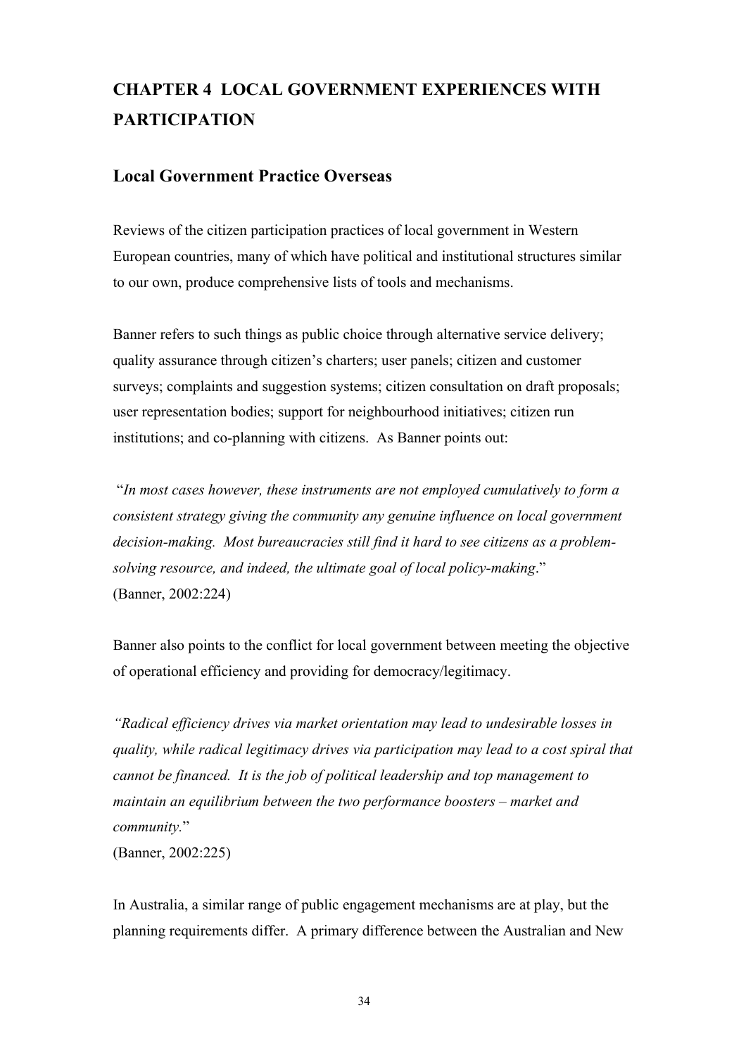# CHAPTER 4 LOCAL GOVERNMENT EXPERIENCES WITH PARTICIPATION

## Local Government Practice Overseas

Reviews of the citizen participation practices of local government in Western European countries, many of which have political and institutional structures similar to our own, produce comprehensive lists of tools and mechanisms.

Banner refers to such things as public choice through alternative service delivery; quality assurance through citizen's charters; user panels; citizen and customer surveys; complaints and suggestion systems; citizen consultation on draft proposals; user representation bodies; support for neighbourhood initiatives; citizen run institutions; and co-planning with citizens. As Banner points out:

"*In most cases however, these instruments are not employed cumulatively to form a consistent strategy giving the community any genuine influence on local government decision-making. Most bureaucracies still find it hard to see citizens as a problem-solving resource, and indeed, the ultimate goal of local policy-making*."
(Banner, 2002:224)

Banner also points to the conflict for local government between meeting the objective of operational efficiency and providing for democracy/legitimacy.

*"Radical efficiency drives via market orientation may lead to undesirable losses in quality, while radical legitimacy drives via participation may lead to a cost spiral that cannot be financed. It is the job of political leadership and top management to maintain an equilibrium between the two performance boosters – market and community.*"
(Banner, 2002:225)

In Australia, a similar range of public engagement mechanisms are at play, but the planning requirements differ. A primary difference between the Australian and New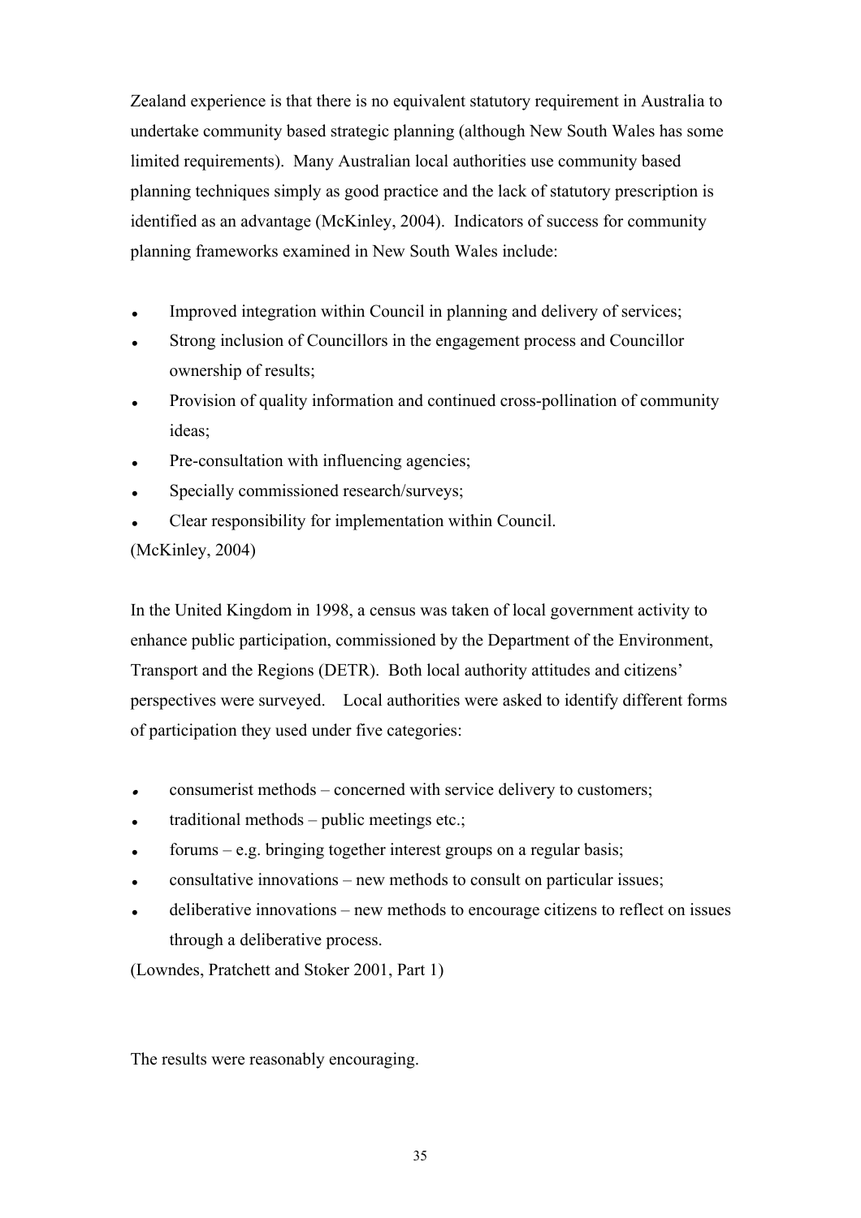Zealand experience is that there is no equivalent statutory requirement in Australia to undertake community based strategic planning (although New South Wales has some limited requirements). Many Australian local authorities use community based planning techniques simply as good practice and the lack of statutory prescription is identified as an advantage (McKinley, 2004). Indicators of success for community planning frameworks examined in New South Wales include:

- Improved integration within Council in planning and delivery of services;
- Strong inclusion of Councillors in the engagement process and Councillor ownership of results;
- Provision of quality information and continued cross-pollination of community ideas;
- Pre-consultation with influencing agencies;
- Specially commissioned research/surveys;
- Clear responsibility for implementation within Council.

(McKinley, 2004)

In the United Kingdom in 1998, a census was taken of local government activity to enhance public participation, commissioned by the Department of the Environment, Transport and the Regions (DETR). Both local authority attitudes and citizens' perspectives were surveyed. Local authorities were asked to identify different forms of participation they used under five categories:

- consumerist methods – concerned with service delivery to customers;
- traditional methods – public meetings etc.;
- forums – e.g. bringing together interest groups on a regular basis;
- consultative innovations – new methods to consult on particular issues;
- deliberative innovations – new methods to encourage citizens to reflect on issues through a deliberative process.

(Lowndes, Pratchett and Stoker 2001, Part 1)

The results were reasonably encouraging.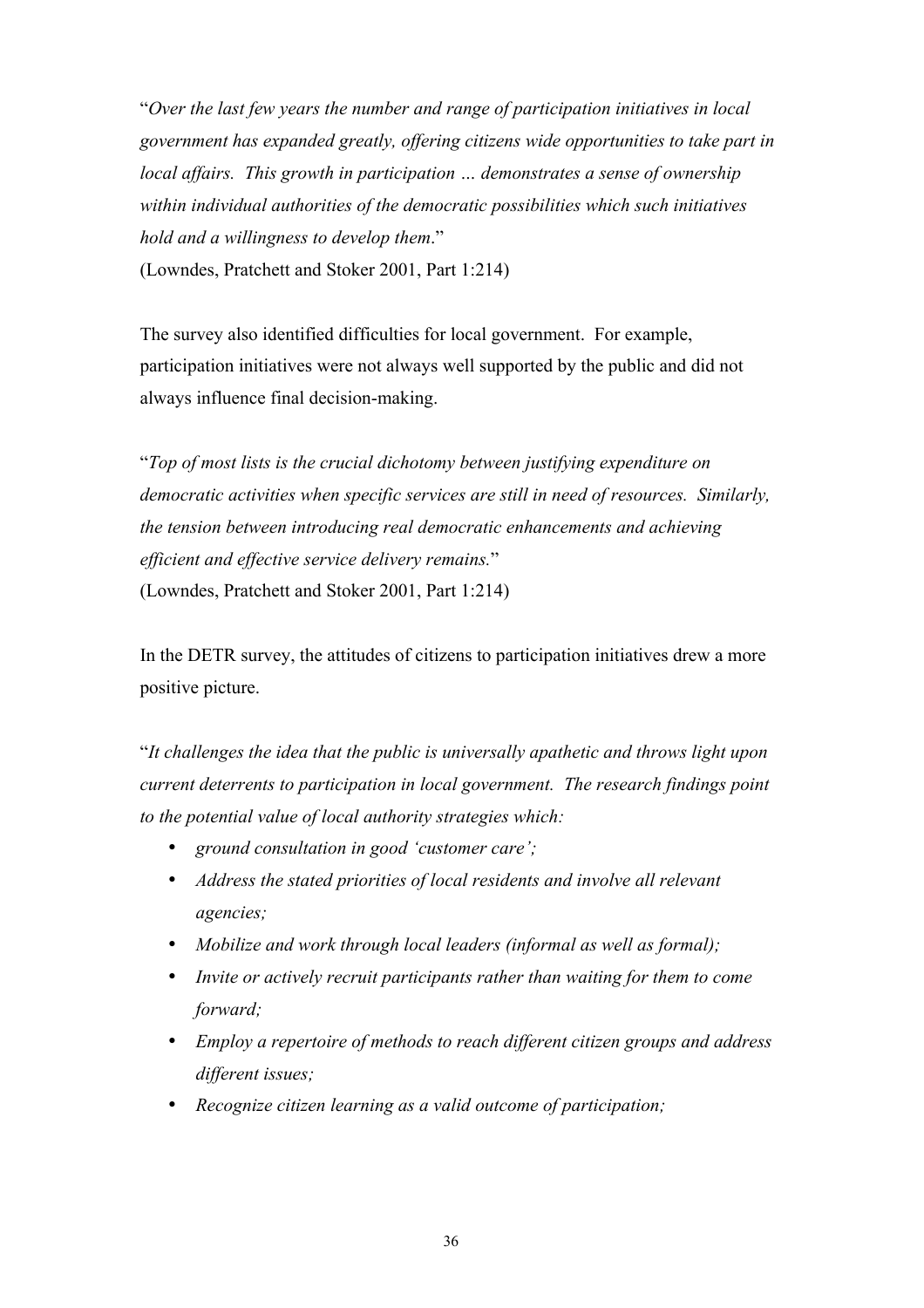"*Over the last few years the number and range of participation initiatives in local government has expanded greatly, offering citizens wide opportunities to take part in local affairs. This growth in participation … demonstrates a sense of ownership within individual authorities of the democratic possibilities which such initiatives hold and a willingness to develop them*."
(Lowndes, Pratchett and Stoker 2001, Part 1:214)

The survey also identified difficulties for local government. For example, participation initiatives were not always well supported by the public and did not always influence final decision-making.

"*Top of most lists is the crucial dichotomy between justifying expenditure on democratic activities when specific services are still in need of resources. Similarly, the tension between introducing real democratic enhancements and achieving efficient and effective service delivery remains.*"
(Lowndes, Pratchett and Stoker 2001, Part 1:214)

In the DETR survey, the attitudes of citizens to participation initiatives drew a more positive picture.

"*It challenges the idea that the public is universally apathetic and throws light upon current deterrents to participation in local government. The research findings point to the potential value of local authority strategies which:*

- *ground consultation in good 'customer care';*
- *Address the stated priorities of local residents and involve all relevant agencies;*
- *Mobilize and work through local leaders (informal as well as formal);*
- *Invite or actively recruit participants rather than waiting for them to come forward;*
- *Employ a repertoire of methods to reach different citizen groups and address different issues;*
- *Recognize citizen learning as a valid outcome of participation;*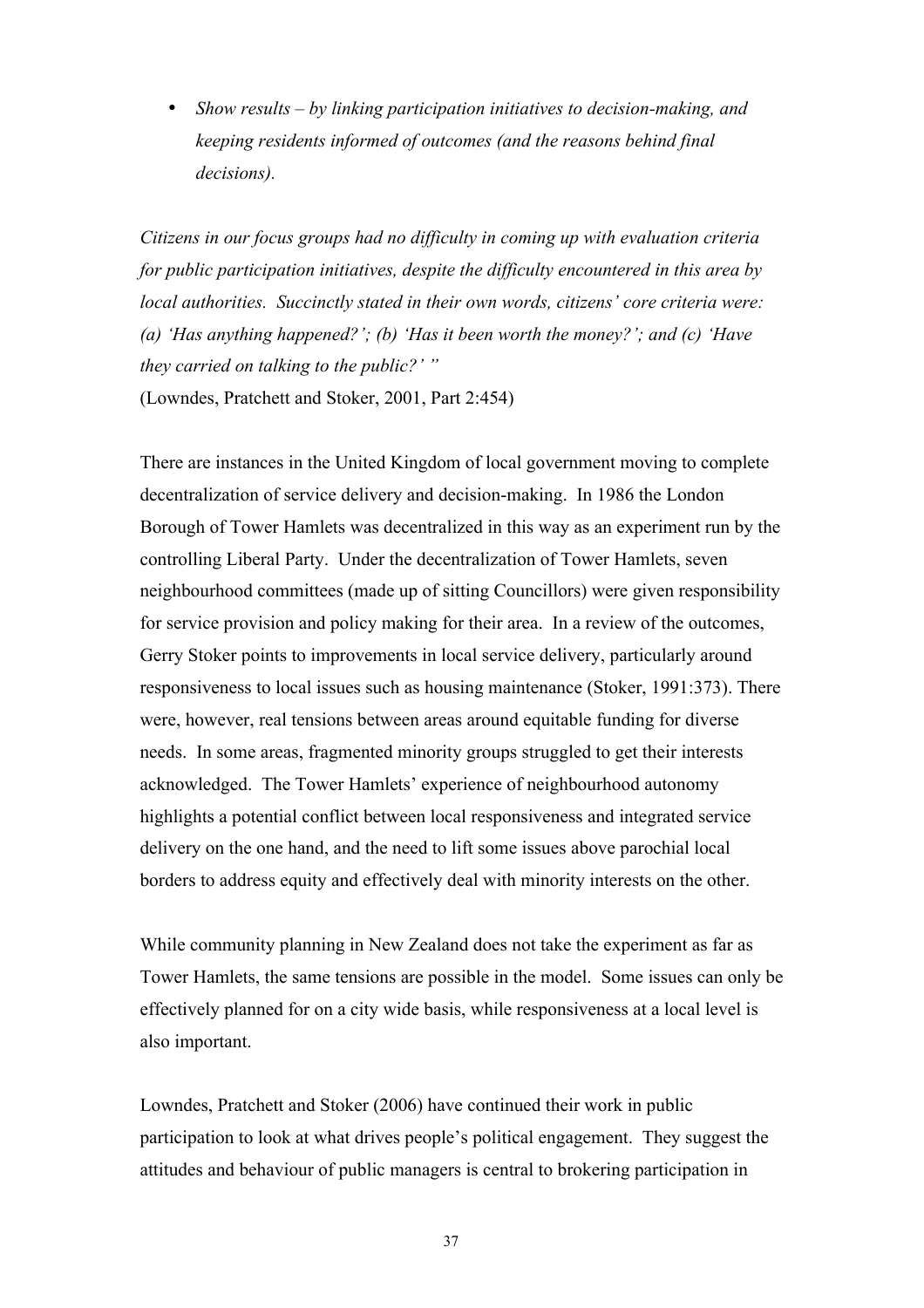- *Show results – by linking participation initiatives to decision-making, and keeping residents informed of outcomes (and the reasons behind final decisions).*

*Citizens in our focus groups had no difficulty in coming up with evaluation criteria for public participation initiatives, despite the difficulty encountered in this area by local authorities. Succinctly stated in their own words, citizens' core criteria were: (a) 'Has anything happened?'; (b) 'Has it been worth the money?'; and (c) 'Have they carried on talking to the public?' "*

(Lowndes, Pratchett and Stoker, 2001, Part 2:454)

There are instances in the United Kingdom of local government moving to complete decentralization of service delivery and decision-making. In 1986 the London Borough of Tower Hamlets was decentralized in this way as an experiment run by the controlling Liberal Party. Under the decentralization of Tower Hamlets, seven neighbourhood committees (made up of sitting Councillors) were given responsibility for service provision and policy making for their area. In a review of the outcomes, Gerry Stoker points to improvements in local service delivery, particularly around responsiveness to local issues such as housing maintenance (Stoker, 1991:373). There were, however, real tensions between areas around equitable funding for diverse needs. In some areas, fragmented minority groups struggled to get their interests acknowledged. The Tower Hamlets' experience of neighbourhood autonomy highlights a potential conflict between local responsiveness and integrated service delivery on the one hand, and the need to lift some issues above parochial local borders to address equity and effectively deal with minority interests on the other.

While community planning in New Zealand does not take the experiment as far as Tower Hamlets, the same tensions are possible in the model. Some issues can only be effectively planned for on a city wide basis, while responsiveness at a local level is also important.

Lowndes, Pratchett and Stoker (2006) have continued their work in public participation to look at what drives people's political engagement. They suggest the attitudes and behaviour of public managers is central to brokering participation in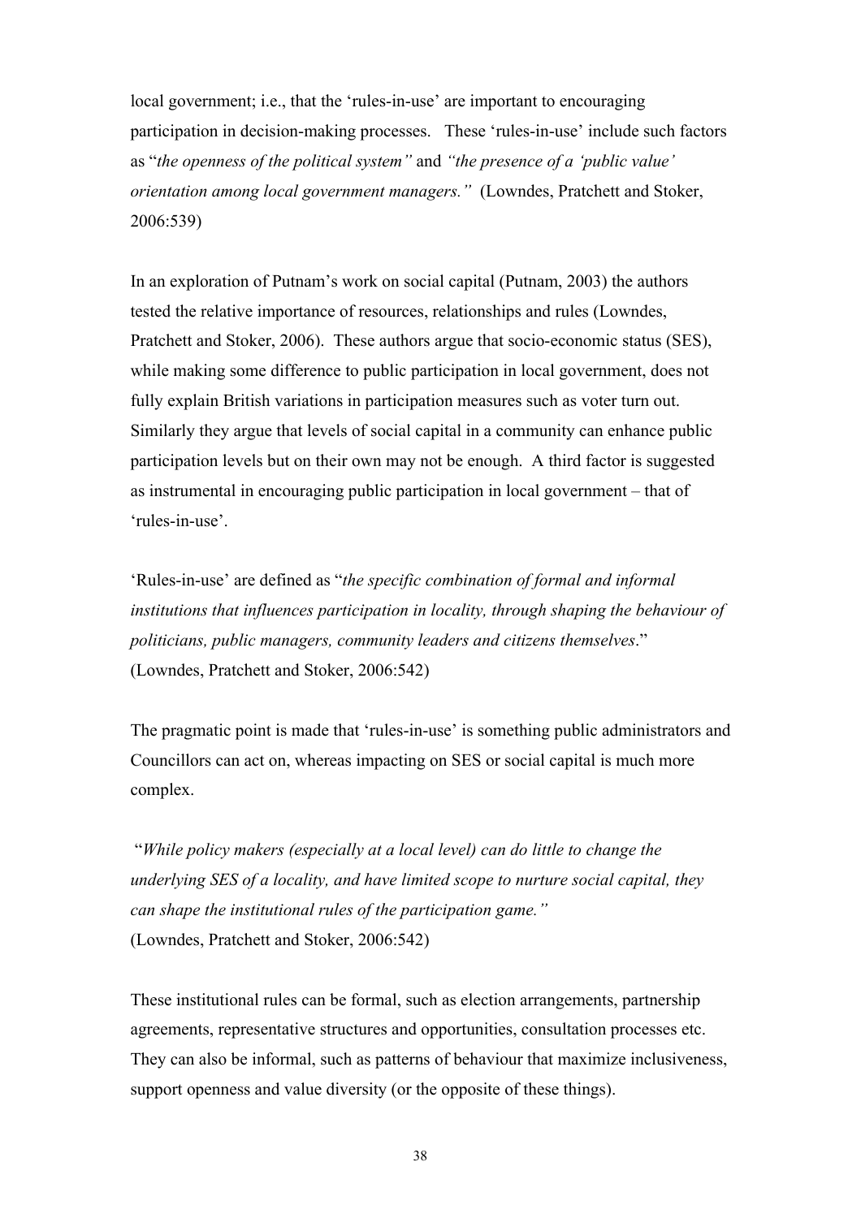local government; i.e., that the 'rules-in-use' are important to encouraging participation in decision-making processes. These 'rules-in-use' include such factors as "*the openness of the political system"* and *"the presence of a 'public value' orientation among local government managers."* (Lowndes, Pratchett and Stoker, 2006:539)

In an exploration of Putnam's work on social capital (Putnam, 2003) the authors tested the relative importance of resources, relationships and rules (Lowndes, Pratchett and Stoker, 2006). These authors argue that socio-economic status (SES), while making some difference to public participation in local government, does not fully explain British variations in participation measures such as voter turn out. Similarly they argue that levels of social capital in a community can enhance public participation levels but on their own may not be enough. A third factor is suggested as instrumental in encouraging public participation in local government – that of 'rules-in-use'.

'Rules-in-use' are defined as "*the specific combination of formal and informal institutions that influences participation in locality, through shaping the behaviour of politicians, public managers, community leaders and citizens themselves*." (Lowndes, Pratchett and Stoker, 2006:542)

The pragmatic point is made that 'rules-in-use' is something public administrators and Councillors can act on, whereas impacting on SES or social capital is much more complex.

"*While policy makers (especially at a local level) can do little to change the underlying SES of a locality, and have limited scope to nurture social capital, they can shape the institutional rules of the participation game."*
(Lowndes, Pratchett and Stoker, 2006:542)

These institutional rules can be formal, such as election arrangements, partnership agreements, representative structures and opportunities, consultation processes etc. They can also be informal, such as patterns of behaviour that maximize inclusiveness, support openness and value diversity (or the opposite of these things).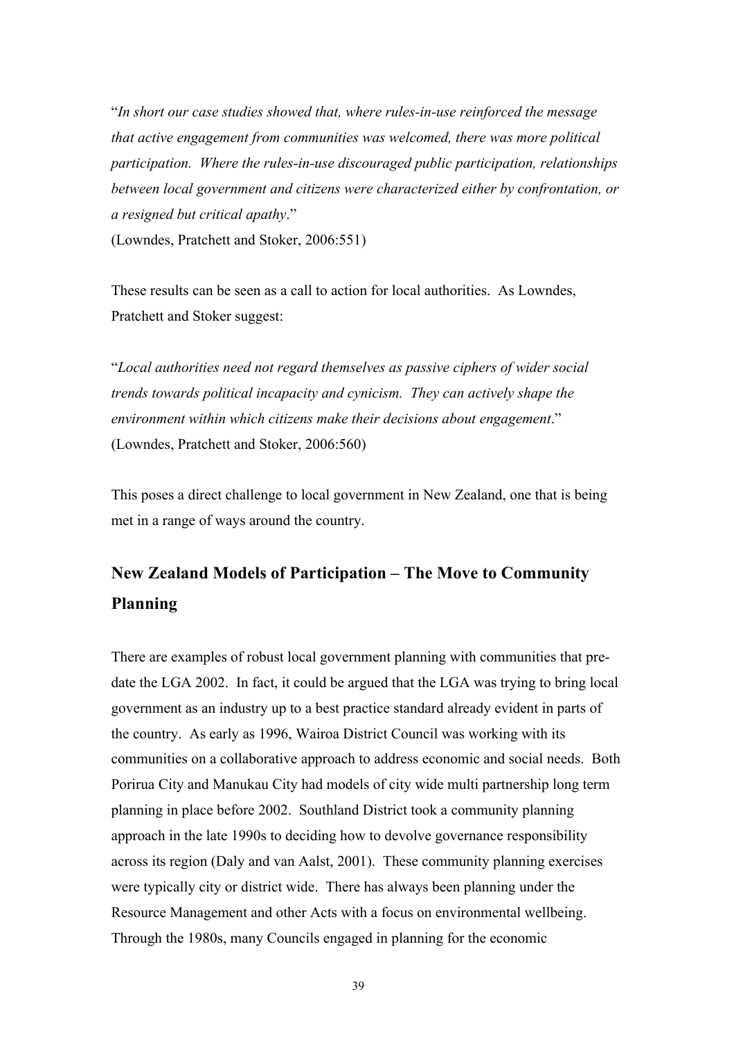"*In short our case studies showed that, where rules-in-use reinforced the message that active engagement from communities was welcomed, there was more political participation. Where the rules-in-use discouraged public participation, relationships between local government and citizens were characterized either by confrontation, or a resigned but critical apathy*."
(Lowndes, Pratchett and Stoker, 2006:551)

These results can be seen as a call to action for local authorities. As Lowndes, Pratchett and Stoker suggest:

"*Local authorities need not regard themselves as passive ciphers of wider social trends towards political incapacity and cynicism. They can actively shape the environment within which citizens make their decisions about engagement*."
(Lowndes, Pratchett and Stoker, 2006:560)

This poses a direct challenge to local government in New Zealand, one that is being met in a range of ways around the country.

## New Zealand Models of Participation – The Move to Community Planning

There are examples of robust local government planning with communities that pre-date the LGA 2002. In fact, it could be argued that the LGA was trying to bring local government as an industry up to a best practice standard already evident in parts of the country. As early as 1996, Wairoa District Council was working with its communities on a collaborative approach to address economic and social needs. Both Porirua City and Manukau City had models of city wide multi partnership long term planning in place before 2002. Southland District took a community planning approach in the late 1990s to deciding how to devolve governance responsibility across its region (Daly and van Aalst, 2001). These community planning exercises were typically city or district wide. There has always been planning under the Resource Management and other Acts with a focus on environmental wellbeing. Through the 1980s, many Councils engaged in planning for the economic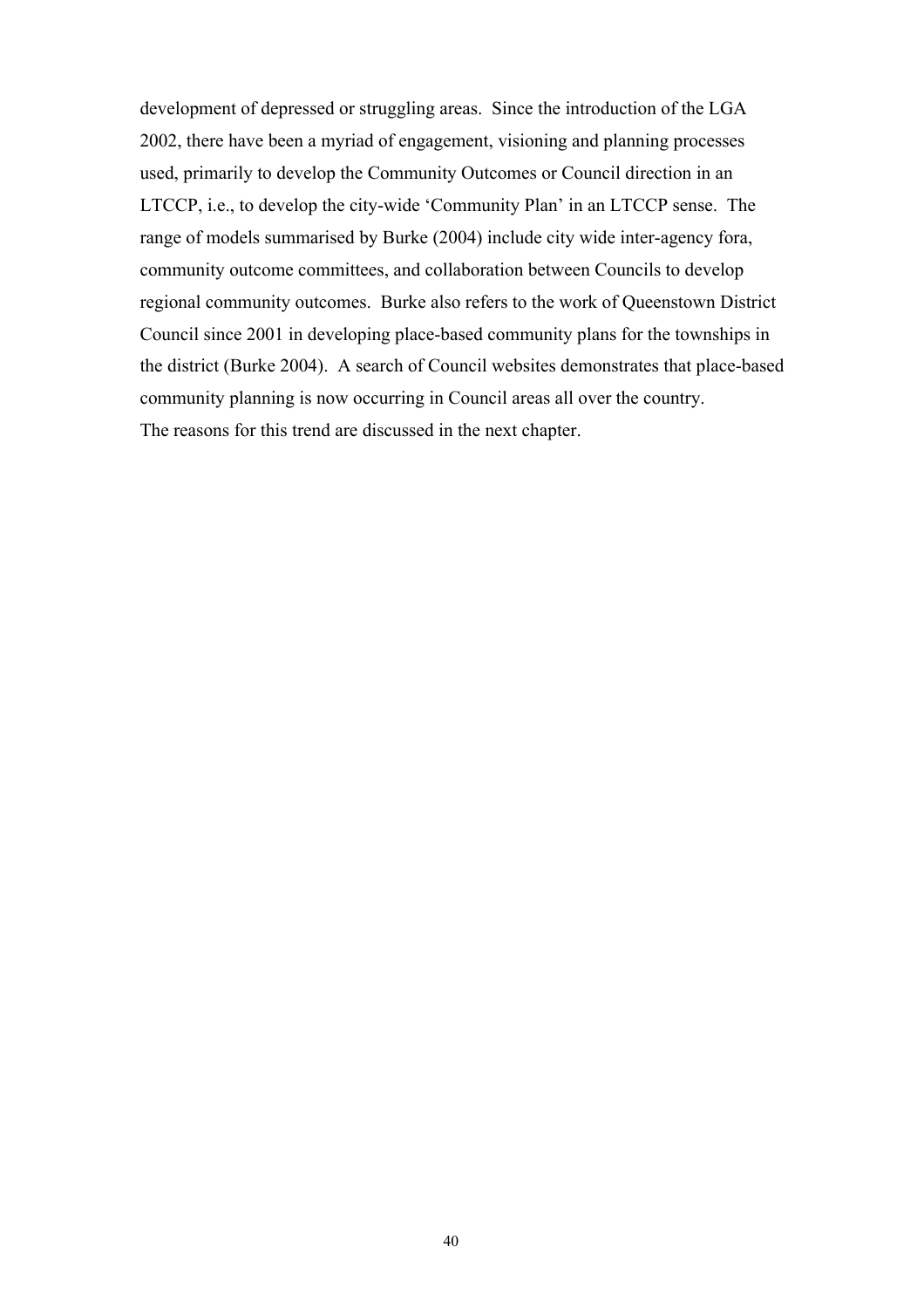development of depressed or struggling areas. Since the introduction of the LGA 2002, there have been a myriad of engagement, visioning and planning processes used, primarily to develop the Community Outcomes or Council direction in an LTCCP, i.e., to develop the city-wide 'Community Plan' in an LTCCP sense. The range of models summarised by Burke (2004) include city wide inter-agency fora, community outcome committees, and collaboration between Councils to develop regional community outcomes. Burke also refers to the work of Queenstown District Council since 2001 in developing place-based community plans for the townships in the district (Burke 2004). A search of Council websites demonstrates that place-based community planning is now occurring in Council areas all over the country.
The reasons for this trend are discussed in the next chapter.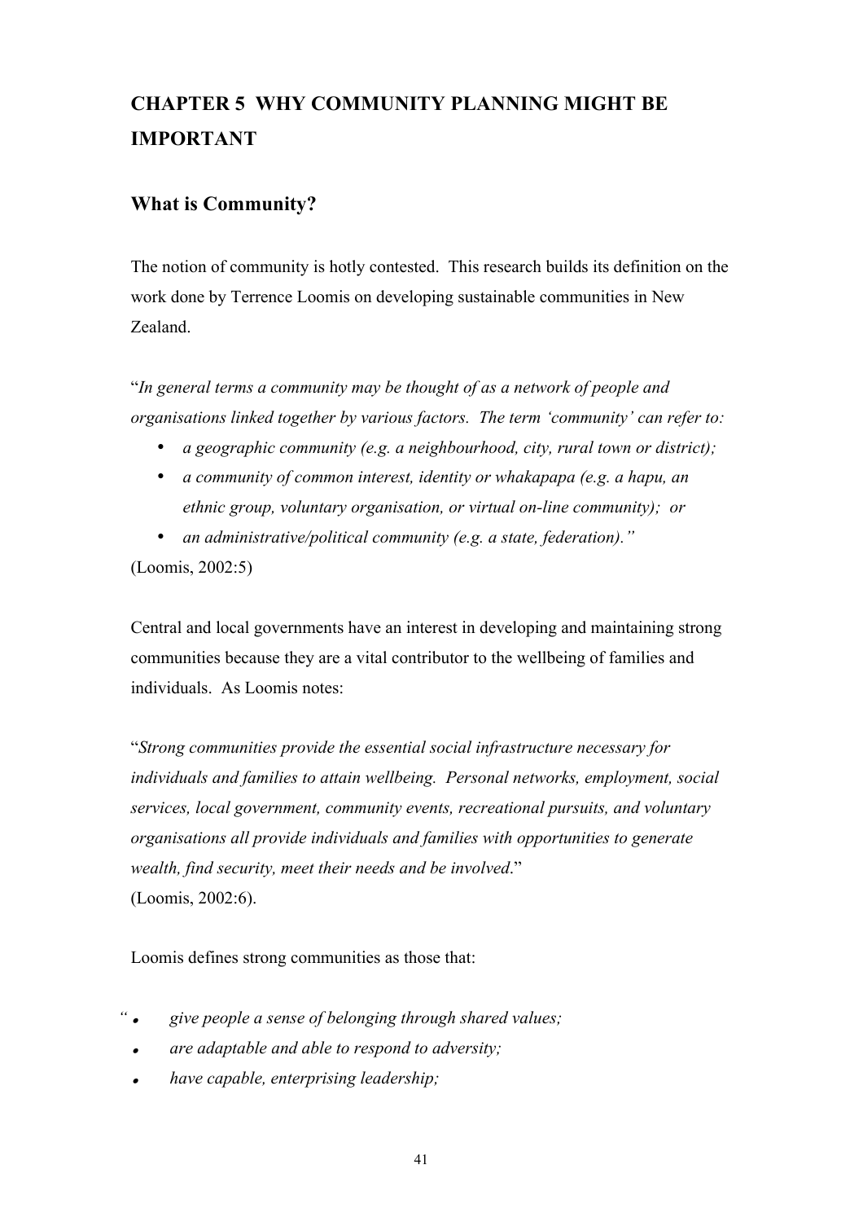# CHAPTER 5 WHY COMMUNITY PLANNING MIGHT BE IMPORTANT

## What is Community?

The notion of community is hotly contested. This research builds its definition on the work done by Terrence Loomis on developing sustainable communities in New Zealand.

"*In general terms a community may be thought of as a network of people and organisations linked together by various factors. The term 'community' can refer to:*

- *a geographic community (e.g. a neighbourhood, city, rural town or district);*
- *a community of common interest, identity or whakapapa (e.g. a hapu, an ethnic group, voluntary organisation, or virtual on-line community); or*
- *an administrative/political community (e.g. a state, federation).*"

(Loomis, 2002:5)

Central and local governments have an interest in developing and maintaining strong communities because they are a vital contributor to the wellbeing of families and individuals. As Loomis notes:

"*Strong communities provide the essential social infrastructure necessary for individuals and families to attain wellbeing. Personal networks, employment, social services, local government, community events, recreational pursuits, and voluntary organisations all provide individuals and families with opportunities to generate wealth, find security, meet their needs and be involved*."
(Loomis, 2002:6).

Loomis defines strong communities as those that:

"
- *give people a sense of belonging through shared values;*
- *are adaptable and able to respond to adversity;*
- *have capable, enterprising leadership;*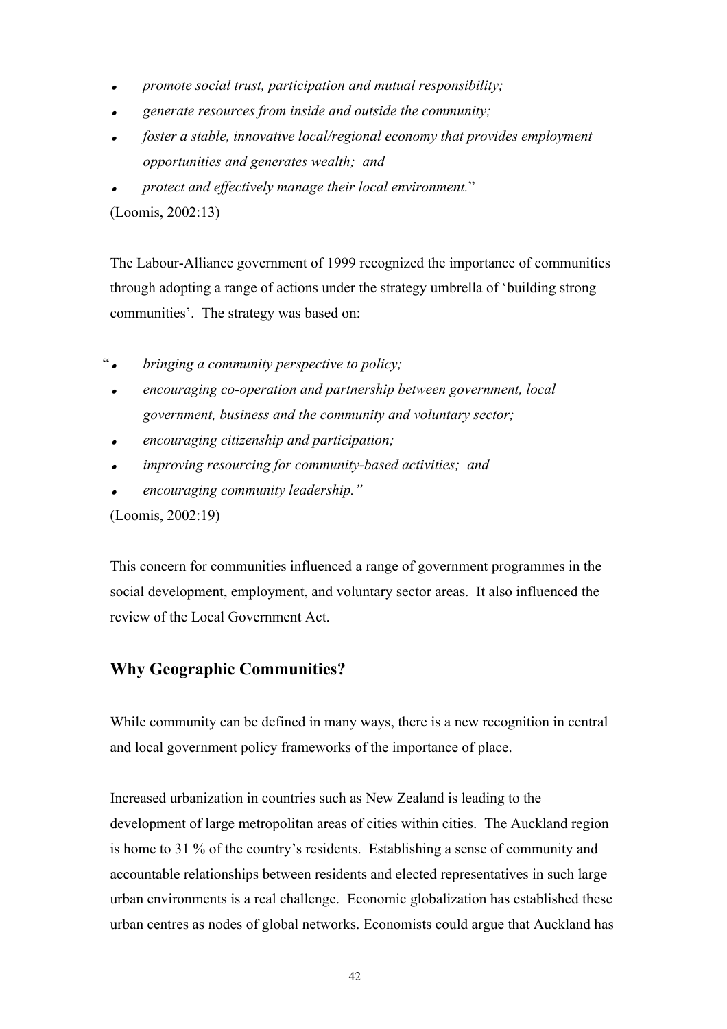- *promote social trust, participation and mutual responsibility;*
- *generate resources from inside and outside the community;*
- *foster a stable, innovative local/regional economy that provides employment opportunities and generates wealth; and*
- *protect and effectively manage their local environment.*"

(Loomis, 2002:13)

The Labour-Alliance government of 1999 recognized the importance of communities through adopting a range of actions under the strategy umbrella of 'building strong communities'. The strategy was based on:

"
- *bringing a community perspective to policy;*
- *encouraging co-operation and partnership between government, local government, business and the community and voluntary sector;*
- *encouraging citizenship and participation;*
- *improving resourcing for community-based activities; and*
- *encouraging community leadership."*

(Loomis, 2002:19)

This concern for communities influenced a range of government programmes in the social development, employment, and voluntary sector areas. It also influenced the review of the Local Government Act.

## Why Geographic Communities?

While community can be defined in many ways, there is a new recognition in central and local government policy frameworks of the importance of place.

Increased urbanization in countries such as New Zealand is leading to the development of large metropolitan areas of cities within cities. The Auckland region is home to 31 % of the country's residents. Establishing a sense of community and accountable relationships between residents and elected representatives in such large urban environments is a real challenge. Economic globalization has established these urban centres as nodes of global networks. Economists could argue that Auckland has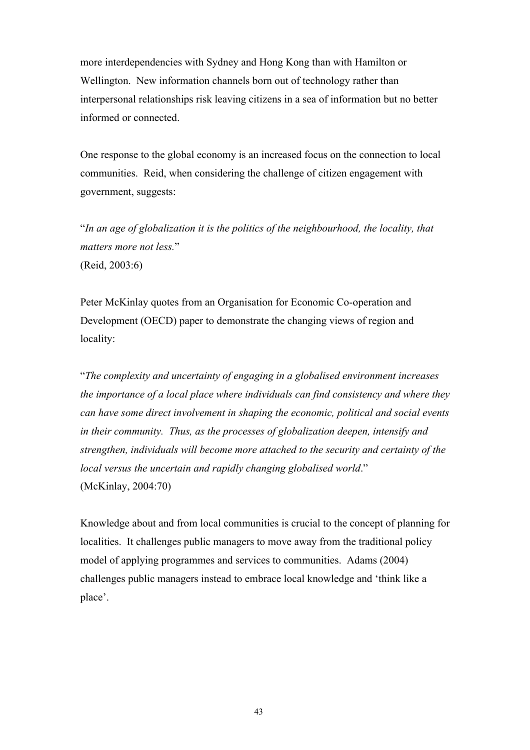more interdependencies with Sydney and Hong Kong than with Hamilton or Wellington. New information channels born out of technology rather than interpersonal relationships risk leaving citizens in a sea of information but no better informed or connected.

One response to the global economy is an increased focus on the connection to local communities. Reid, when considering the challenge of citizen engagement with government, suggests:

"*In an age of globalization it is the politics of the neighbourhood, the locality, that matters more not less.*"
(Reid, 2003:6)

Peter McKinlay quotes from an Organisation for Economic Co-operation and Development (OECD) paper to demonstrate the changing views of region and locality:

"*The complexity and uncertainty of engaging in a globalised environment increases the importance of a local place where individuals can find consistency and where they can have some direct involvement in shaping the economic, political and social events in their community. Thus, as the processes of globalization deepen, intensify and strengthen, individuals will become more attached to the security and certainty of the local versus the uncertain and rapidly changing globalised world*."
(McKinlay, 2004:70)

Knowledge about and from local communities is crucial to the concept of planning for localities. It challenges public managers to move away from the traditional policy model of applying programmes and services to communities. Adams (2004) challenges public managers instead to embrace local knowledge and 'think like a place'.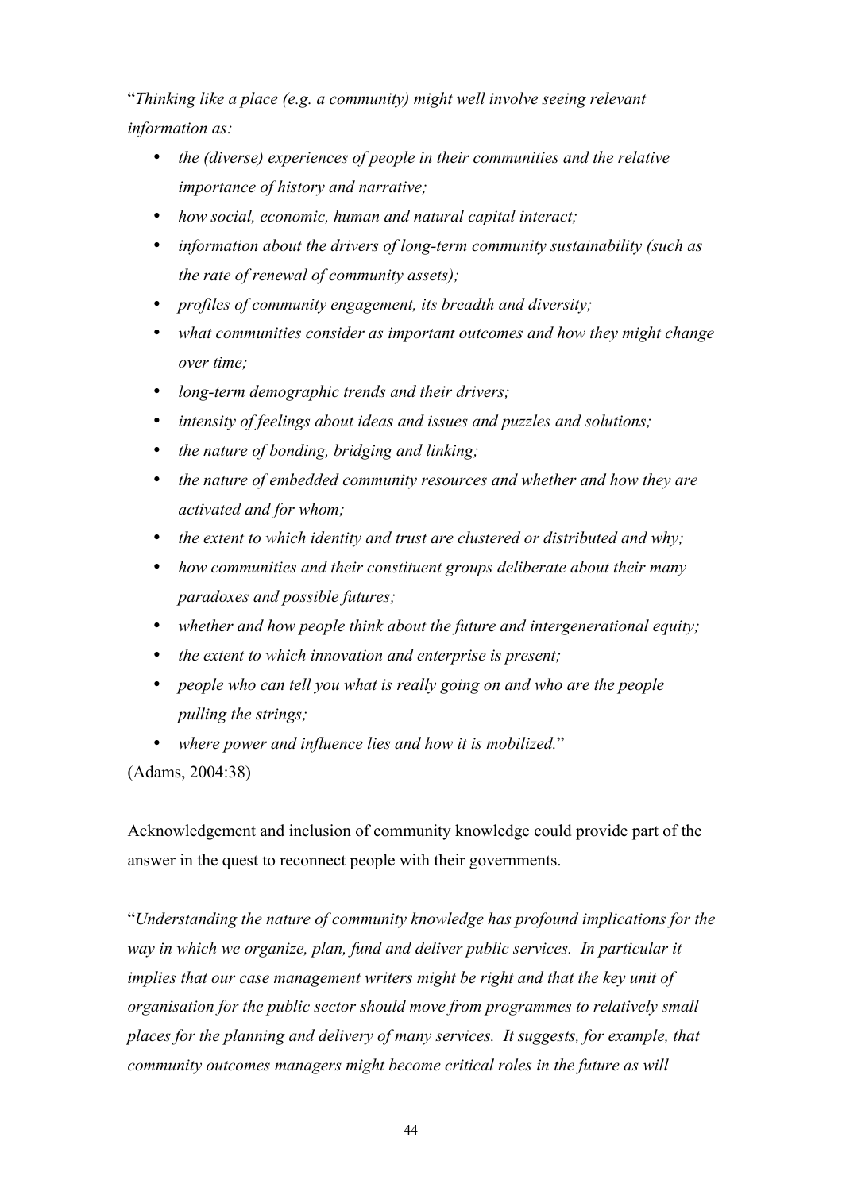"*Thinking like a place (e.g. a community) might well involve seeing relevant information as:*

- *the (diverse) experiences of people in their communities and the relative importance of history and narrative;*
- *how social, economic, human and natural capital interact;*
- *information about the drivers of long-term community sustainability (such as the rate of renewal of community assets);*
- *profiles of community engagement, its breadth and diversity;*
- *what communities consider as important outcomes and how they might change over time;*
- *long-term demographic trends and their drivers;*
- *intensity of feelings about ideas and issues and puzzles and solutions;*
- *the nature of bonding, bridging and linking;*
- *the nature of embedded community resources and whether and how they are activated and for whom;*
- *the extent to which identity and trust are clustered or distributed and why;*
- *how communities and their constituent groups deliberate about their many paradoxes and possible futures;*
- *whether and how people think about the future and intergenerational equity;*
- *the extent to which innovation and enterprise is present;*
- *people who can tell you what is really going on and who are the people pulling the strings;*
- *where power and influence lies and how it is mobilized.*"

(Adams, 2004:38)

Acknowledgement and inclusion of community knowledge could provide part of the answer in the quest to reconnect people with their governments.

"*Understanding the nature of community knowledge has profound implications for the way in which we organize, plan, fund and deliver public services. In particular it implies that our case management writers might be right and that the key unit of organisation for the public sector should move from programmes to relatively small places for the planning and delivery of many services. It suggests, for example, that community outcomes managers might become critical roles in the future as will*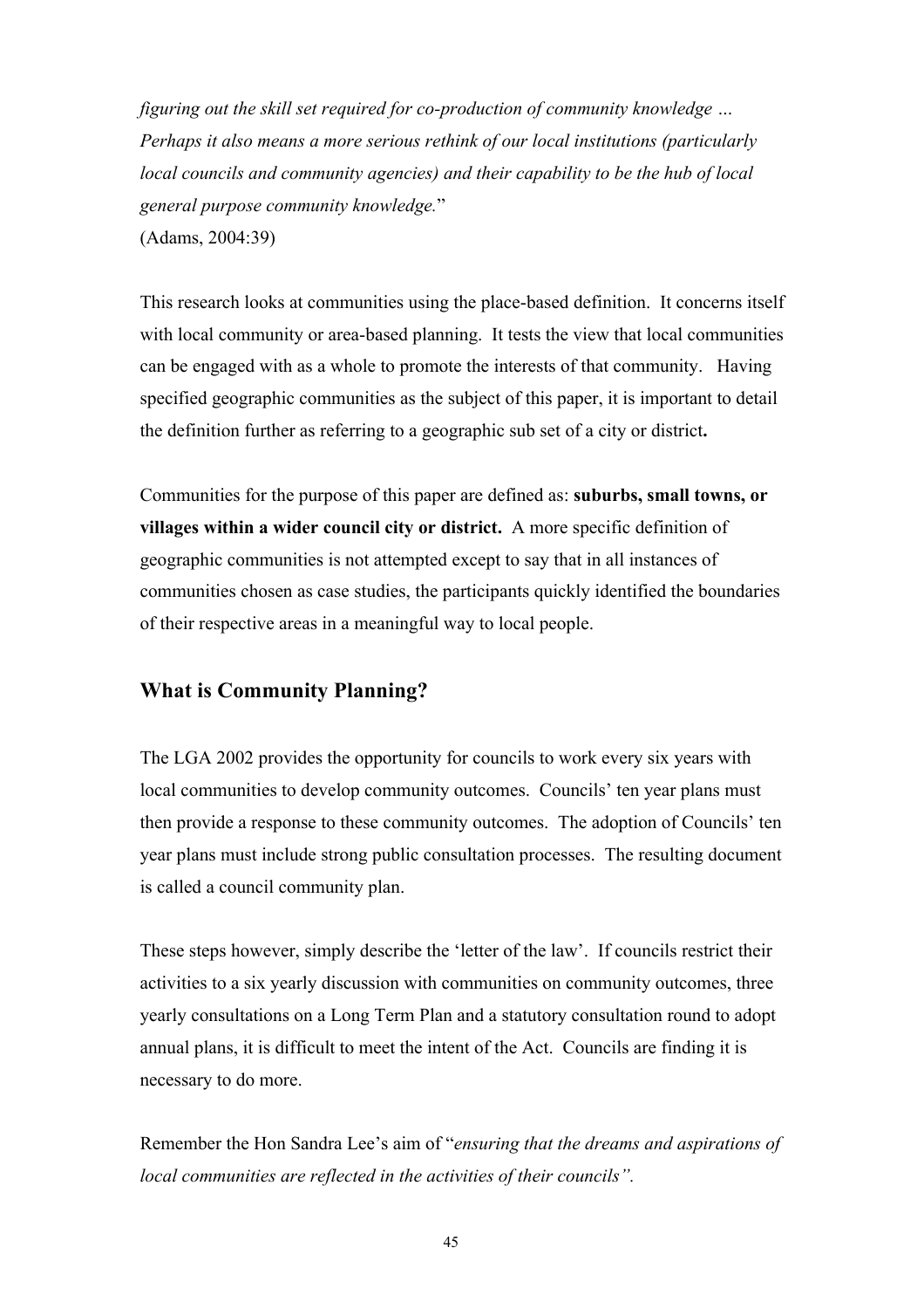*figuring out the skill set required for co-production of community knowledge … Perhaps it also means a more serious rethink of our local institutions (particularly local councils and community agencies) and their capability to be the hub of local general purpose community knowledge.*"
(Adams, 2004:39)

This research looks at communities using the place-based definition. It concerns itself with local community or area-based planning. It tests the view that local communities can be engaged with as a whole to promote the interests of that community. Having specified geographic communities as the subject of this paper, it is important to detail the definition further as referring to a geographic sub set of a city or district**.**

Communities for the purpose of this paper are defined as: **suburbs, small towns, or villages within a wider council city or district.** A more specific definition of geographic communities is not attempted except to say that in all instances of communities chosen as case studies, the participants quickly identified the boundaries of their respective areas in a meaningful way to local people.

## What is Community Planning?

The LGA 2002 provides the opportunity for councils to work every six years with local communities to develop community outcomes. Councils' ten year plans must then provide a response to these community outcomes. The adoption of Councils' ten year plans must include strong public consultation processes. The resulting document is called a council community plan.

These steps however, simply describe the 'letter of the law'. If councils restrict their activities to a six yearly discussion with communities on community outcomes, three yearly consultations on a Long Term Plan and a statutory consultation round to adopt annual plans, it is difficult to meet the intent of the Act. Councils are finding it is necessary to do more.

Remember the Hon Sandra Lee's aim of "*ensuring that the dreams and aspirations of local communities are reflected in the activities of their councils".*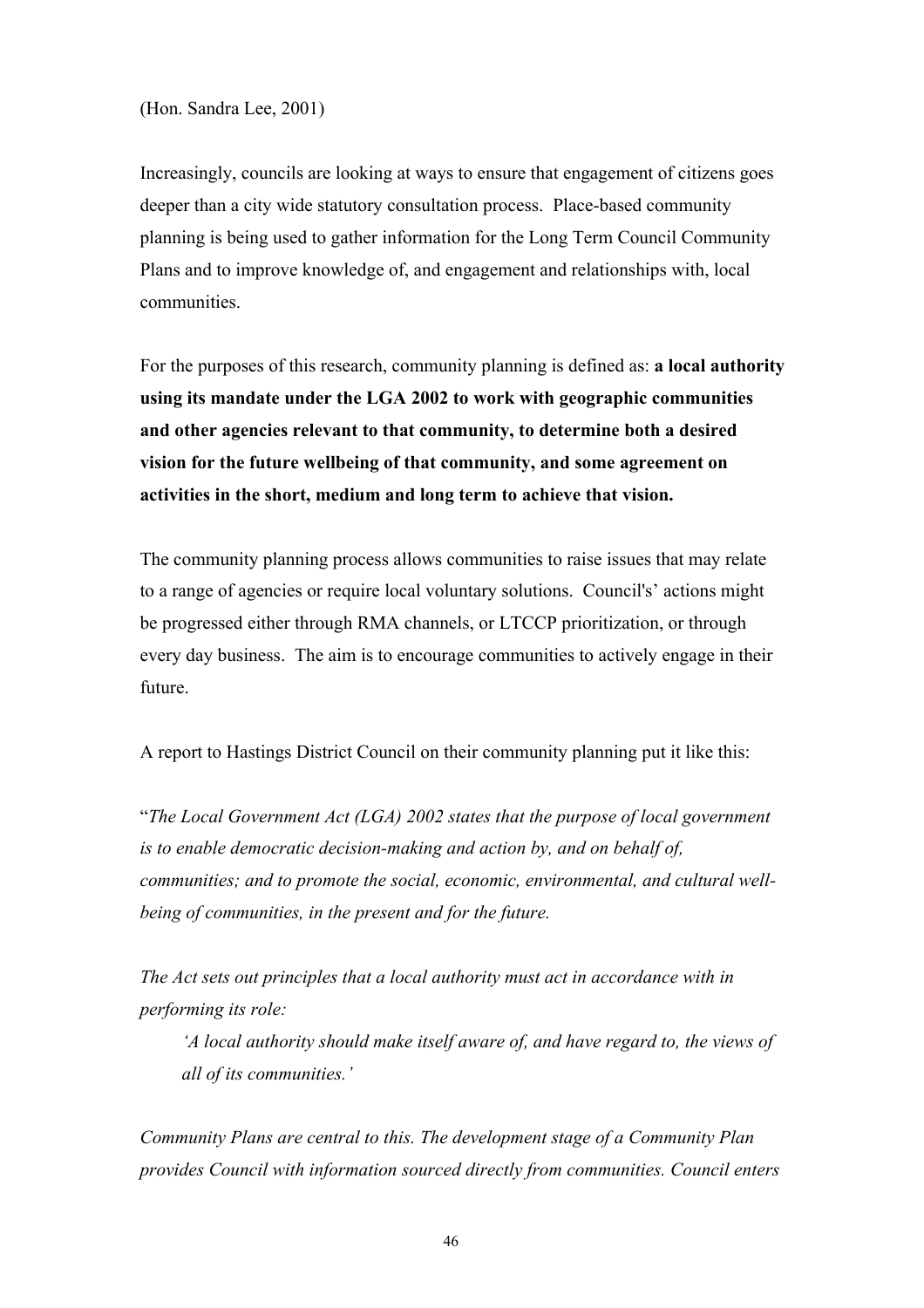(Hon. Sandra Lee, 2001)

Increasingly, councils are looking at ways to ensure that engagement of citizens goes deeper than a city wide statutory consultation process. Place-based community planning is being used to gather information for the Long Term Council Community Plans and to improve knowledge of, and engagement and relationships with, local communities.

For the purposes of this research, community planning is defined as: **a local authority using its mandate under the LGA 2002 to work with geographic communities and other agencies relevant to that community, to determine both a desired vision for the future wellbeing of that community, and some agreement on activities in the short, medium and long term to achieve that vision.**

The community planning process allows communities to raise issues that may relate to a range of agencies or require local voluntary solutions. Council's' actions might be progressed either through RMA channels, or LTCCP prioritization, or through every day business. The aim is to encourage communities to actively engage in their future.

A report to Hastings District Council on their community planning put it like this:

"*The Local Government Act (LGA) 2002 states that the purpose of local government is to enable democratic decision-making and action by, and on behalf of, communities; and to promote the social, economic, environmental, and cultural well-being of communities, in the present and for the future.*

*The Act sets out principles that a local authority must act in accordance with in performing its role:*

> *'A local authority should make itself aware of, and have regard to, the views of all of its communities.'*

*Community Plans are central to this. The development stage of a Community Plan provides Council with information sourced directly from communities. Council enters*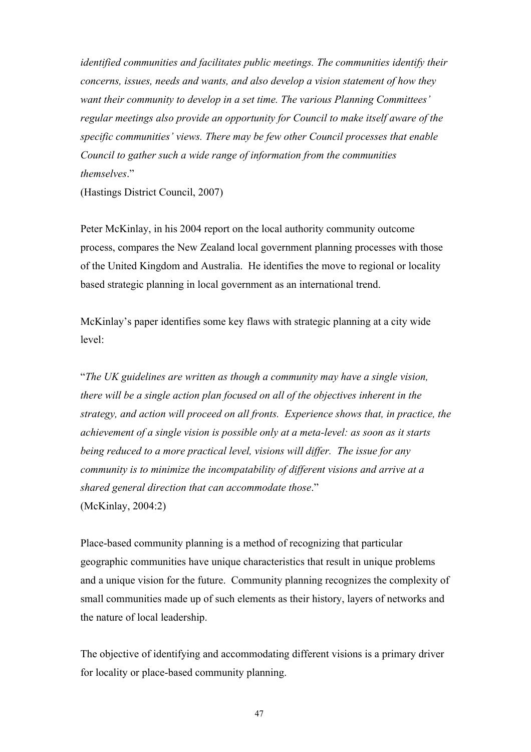*identified communities and facilitates public meetings. The communities identify their concerns, issues, needs and wants, and also develop a vision statement of how they want their community to develop in a set time. The various Planning Committees' regular meetings also provide an opportunity for Council to make itself aware of the specific communities' views. There may be few other Council processes that enable Council to gather such a wide range of information from the communities themselves*."

(Hastings District Council, 2007)

Peter McKinlay, in his 2004 report on the local authority community outcome process, compares the New Zealand local government planning processes with those of the United Kingdom and Australia. He identifies the move to regional or locality based strategic planning in local government as an international trend.

McKinlay's paper identifies some key flaws with strategic planning at a city wide level:

"*The UK guidelines are written as though a community may have a single vision, there will be a single action plan focused on all of the objectives inherent in the strategy, and action will proceed on all fronts. Experience shows that, in practice, the achievement of a single vision is possible only at a meta-level: as soon as it starts being reduced to a more practical level, visions will differ. The issue for any community is to minimize the incompatability of different visions and arrive at a shared general direction that can accommodate those*."

(McKinlay, 2004:2)

Place-based community planning is a method of recognizing that particular geographic communities have unique characteristics that result in unique problems and a unique vision for the future. Community planning recognizes the complexity of small communities made up of such elements as their history, layers of networks and the nature of local leadership.

The objective of identifying and accommodating different visions is a primary driver for locality or place-based community planning.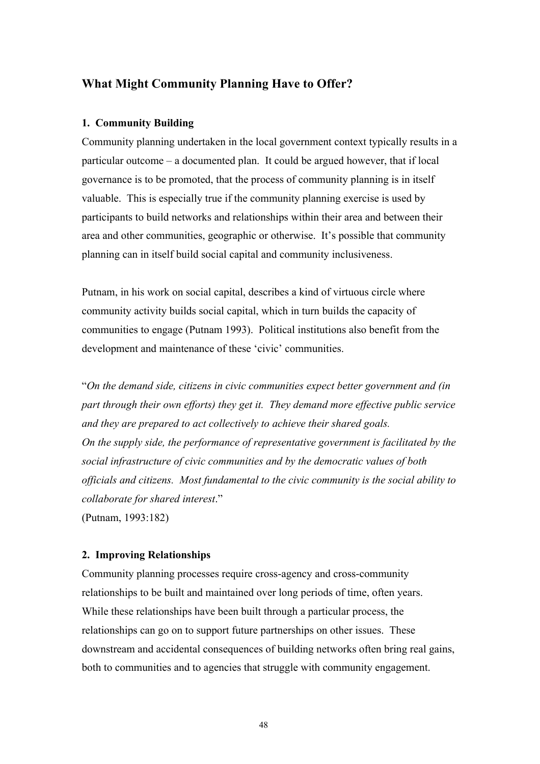## What Might Community Planning Have to Offer?

### 1. Community Building

Community planning undertaken in the local government context typically results in a particular outcome – a documented plan. It could be argued however, that if local governance is to be promoted, that the process of community planning is in itself valuable. This is especially true if the community planning exercise is used by participants to build networks and relationships within their area and between their area and other communities, geographic or otherwise. It's possible that community planning can in itself build social capital and community inclusiveness.

Putnam, in his work on social capital, describes a kind of virtuous circle where community activity builds social capital, which in turn builds the capacity of communities to engage (Putnam 1993). Political institutions also benefit from the development and maintenance of these 'civic' communities.

"*On the demand side, citizens in civic communities expect better government and (in part through their own efforts) they get it. They demand more effective public service and they are prepared to act collectively to achieve their shared goals.*
*On the supply side, the performance of representative government is facilitated by the social infrastructure of civic communities and by the democratic values of both officials and citizens. Most fundamental to the civic community is the social ability to collaborate for shared interest*."
(Putnam, 1993:182)

### 2. Improving Relationships

Community planning processes require cross-agency and cross-community relationships to be built and maintained over long periods of time, often years. While these relationships have been built through a particular process, the relationships can go on to support future partnerships on other issues. These downstream and accidental consequences of building networks often bring real gains, both to communities and to agencies that struggle with community engagement.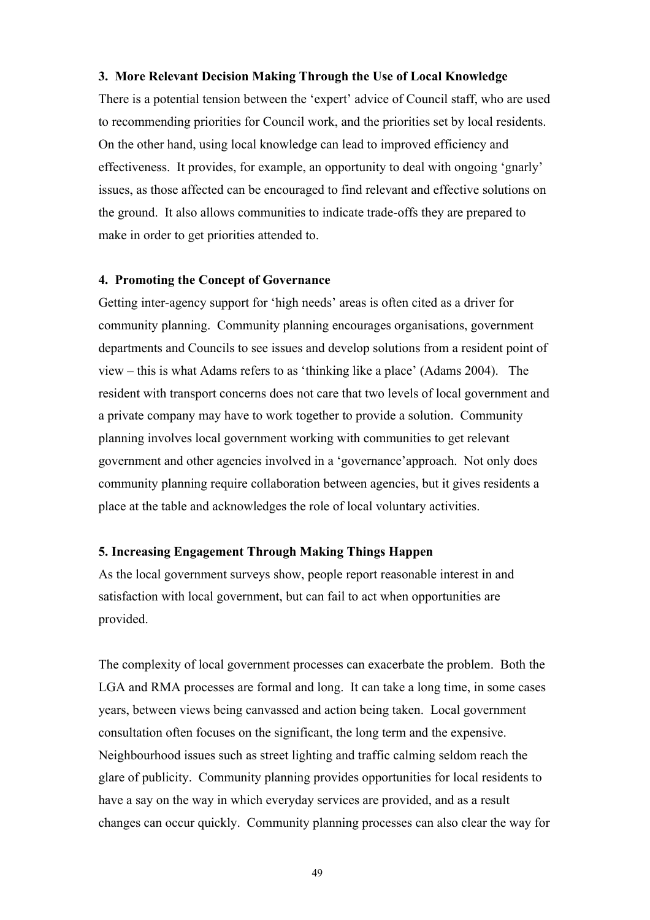**3. More Relevant Decision Making Through the Use of Local Knowledge**

There is a potential tension between the 'expert' advice of Council staff, who are used to recommending priorities for Council work, and the priorities set by local residents. On the other hand, using local knowledge can lead to improved efficiency and effectiveness. It provides, for example, an opportunity to deal with ongoing 'gnarly' issues, as those affected can be encouraged to find relevant and effective solutions on the ground. It also allows communities to indicate trade-offs they are prepared to make in order to get priorities attended to.

**4. Promoting the Concept of Governance**

Getting inter-agency support for 'high needs' areas is often cited as a driver for community planning. Community planning encourages organisations, government departments and Councils to see issues and develop solutions from a resident point of view – this is what Adams refers to as 'thinking like a place' (Adams 2004). The resident with transport concerns does not care that two levels of local government and a private company may have to work together to provide a solution. Community planning involves local government working with communities to get relevant government and other agencies involved in a 'governance'approach. Not only does community planning require collaboration between agencies, but it gives residents a place at the table and acknowledges the role of local voluntary activities.

**5. Increasing Engagement Through Making Things Happen**

As the local government surveys show, people report reasonable interest in and satisfaction with local government, but can fail to act when opportunities are provided.

The complexity of local government processes can exacerbate the problem. Both the LGA and RMA processes are formal and long. It can take a long time, in some cases years, between views being canvassed and action being taken. Local government consultation often focuses on the significant, the long term and the expensive. Neighbourhood issues such as street lighting and traffic calming seldom reach the glare of publicity. Community planning provides opportunities for local residents to have a say on the way in which everyday services are provided, and as a result changes can occur quickly. Community planning processes can also clear the way for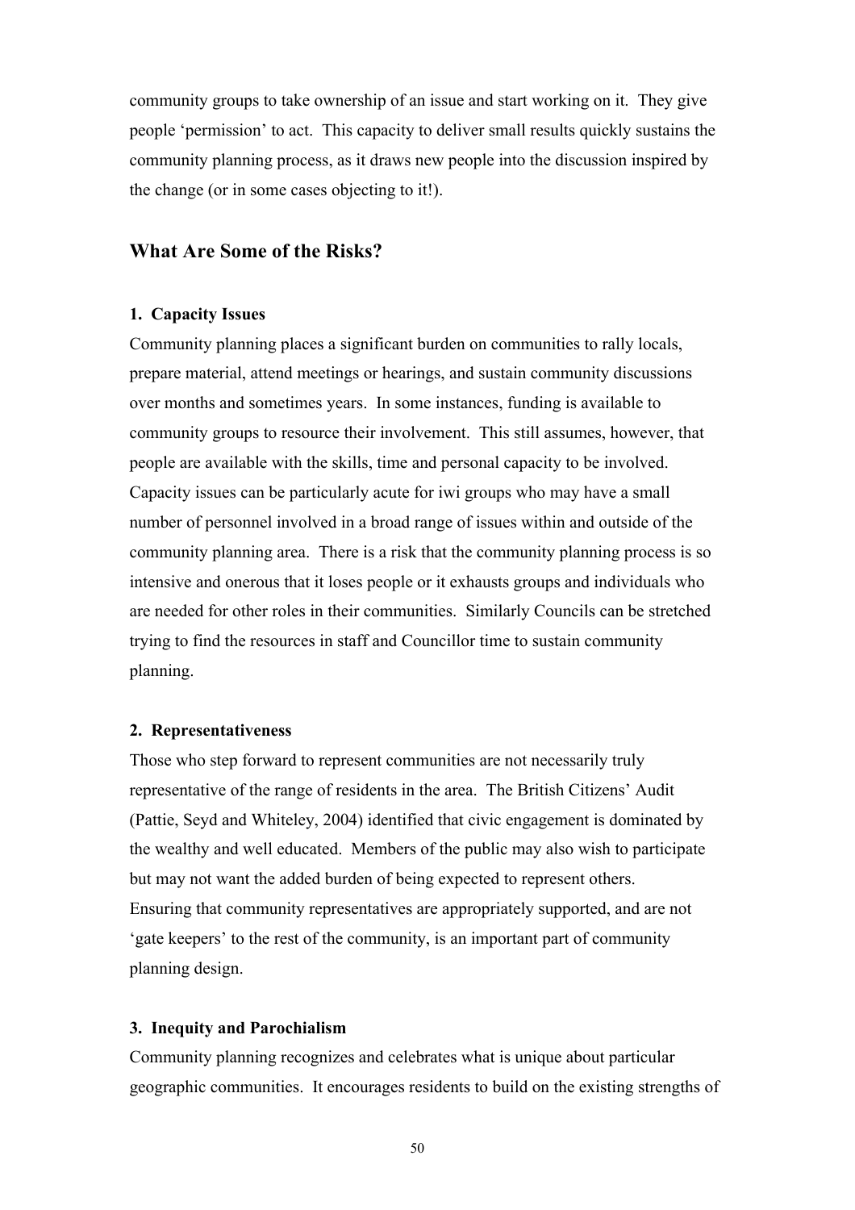community groups to take ownership of an issue and start working on it. They give people 'permission' to act. This capacity to deliver small results quickly sustains the community planning process, as it draws new people into the discussion inspired by the change (or in some cases objecting to it!).

## What Are Some of the Risks?

### 1. Capacity Issues

Community planning places a significant burden on communities to rally locals, prepare material, attend meetings or hearings, and sustain community discussions over months and sometimes years. In some instances, funding is available to community groups to resource their involvement. This still assumes, however, that people are available with the skills, time and personal capacity to be involved. Capacity issues can be particularly acute for iwi groups who may have a small number of personnel involved in a broad range of issues within and outside of the community planning area. There is a risk that the community planning process is so intensive and onerous that it loses people or it exhausts groups and individuals who are needed for other roles in their communities. Similarly Councils can be stretched trying to find the resources in staff and Councillor time to sustain community planning.

### 2. Representativeness

Those who step forward to represent communities are not necessarily truly representative of the range of residents in the area. The British Citizens' Audit (Pattie, Seyd and Whiteley, 2004) identified that civic engagement is dominated by the wealthy and well educated. Members of the public may also wish to participate but may not want the added burden of being expected to represent others. Ensuring that community representatives are appropriately supported, and are not 'gate keepers' to the rest of the community, is an important part of community planning design.

### 3. Inequity and Parochialism

Community planning recognizes and celebrates what is unique about particular geographic communities. It encourages residents to build on the existing strengths of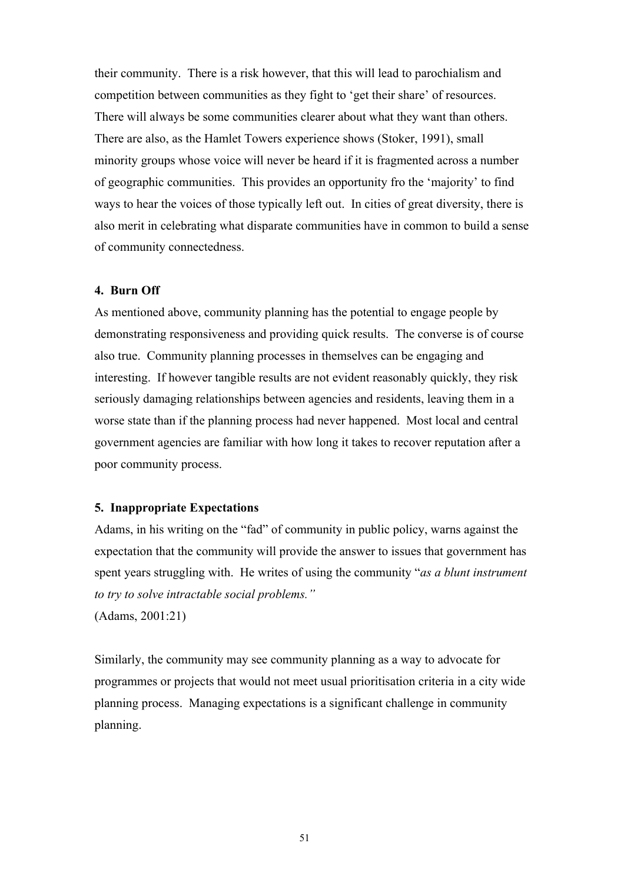their community. There is a risk however, that this will lead to parochialism and competition between communities as they fight to 'get their share' of resources. There will always be some communities clearer about what they want than others. There are also, as the Hamlet Towers experience shows (Stoker, 1991), small minority groups whose voice will never be heard if it is fragmented across a number of geographic communities. This provides an opportunity fro the 'majority' to find ways to hear the voices of those typically left out. In cities of great diversity, there is also merit in celebrating what disparate communities have in common to build a sense of community connectedness.

**4. Burn Off**

As mentioned above, community planning has the potential to engage people by demonstrating responsiveness and providing quick results. The converse is of course also true. Community planning processes in themselves can be engaging and interesting. If however tangible results are not evident reasonably quickly, they risk seriously damaging relationships between agencies and residents, leaving them in a worse state than if the planning process had never happened. Most local and central government agencies are familiar with how long it takes to recover reputation after a poor community process.

**5. Inappropriate Expectations**

Adams, in his writing on the "fad" of community in public policy, warns against the expectation that the community will provide the answer to issues that government has spent years struggling with. He writes of using the community "*as a blunt instrument to try to solve intractable social problems."*
(Adams, 2001:21)

Similarly, the community may see community planning as a way to advocate for programmes or projects that would not meet usual prioritisation criteria in a city wide planning process. Managing expectations is a significant challenge in community planning.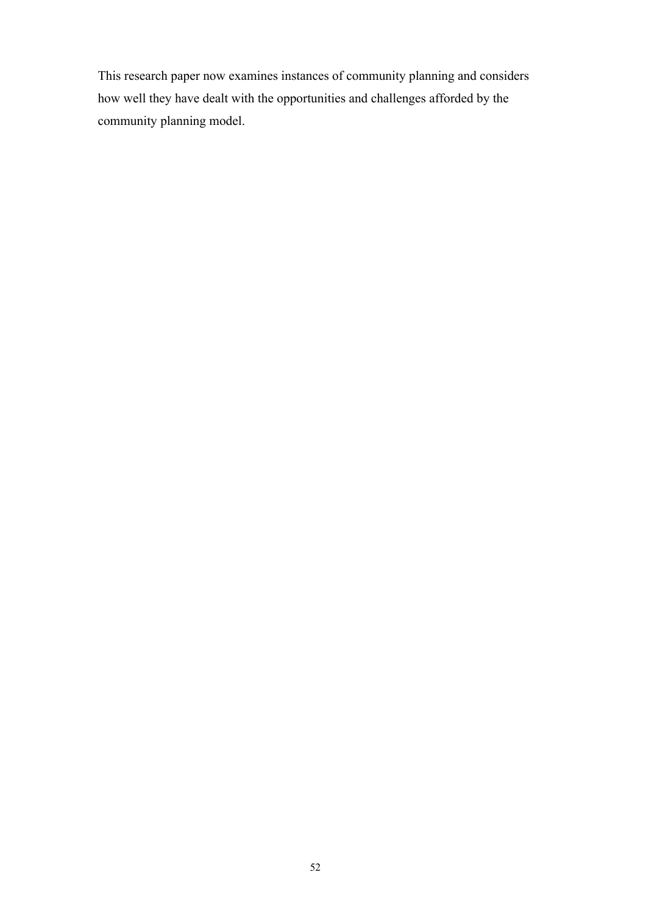This research paper now examines instances of community planning and considers how well they have dealt with the opportunities and challenges afforded by the community planning model.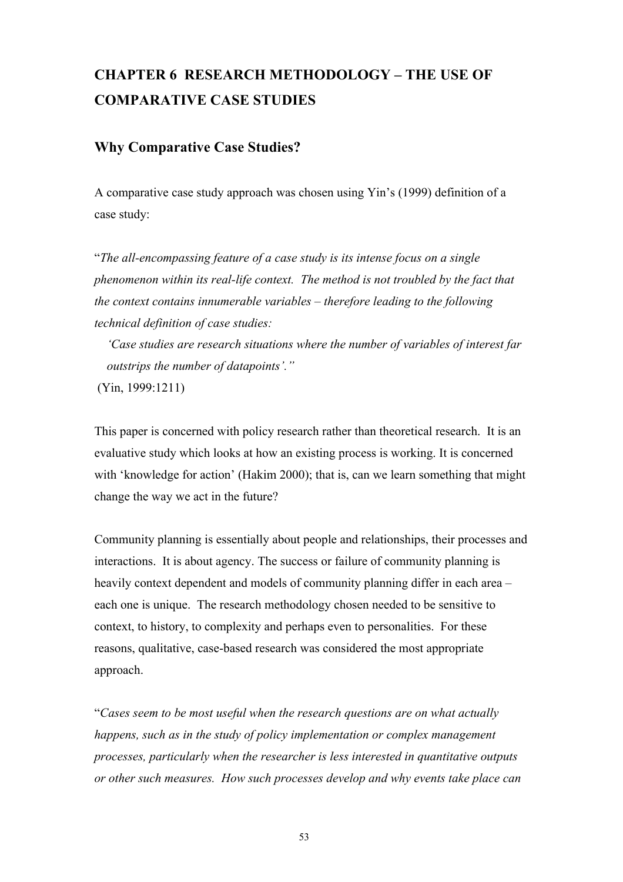# CHAPTER 6 RESEARCH METHODOLOGY – THE USE OF COMPARATIVE CASE STUDIES

## Why Comparative Case Studies?

A comparative case study approach was chosen using Yin's (1999) definition of a case study:

"*The all-encompassing feature of a case study is its intense focus on a single phenomenon within its real-life context. The method is not troubled by the fact that the context contains innumerable variables – therefore leading to the following technical definition of case studies:*

> *'Case studies are research situations where the number of variables of interest far outstrips the number of datapoints'.*"

(Yin, 1999:1211)

This paper is concerned with policy research rather than theoretical research. It is an evaluative study which looks at how an existing process is working. It is concerned with 'knowledge for action' (Hakim 2000); that is, can we learn something that might change the way we act in the future?

Community planning is essentially about people and relationships, their processes and interactions. It is about agency. The success or failure of community planning is heavily context dependent and models of community planning differ in each area – each one is unique. The research methodology chosen needed to be sensitive to context, to history, to complexity and perhaps even to personalities. For these reasons, qualitative, case-based research was considered the most appropriate approach.

"*Cases seem to be most useful when the research questions are on what actually happens, such as in the study of policy implementation or complex management processes, particularly when the researcher is less interested in quantitative outputs or other such measures. How such processes develop and why events take place can*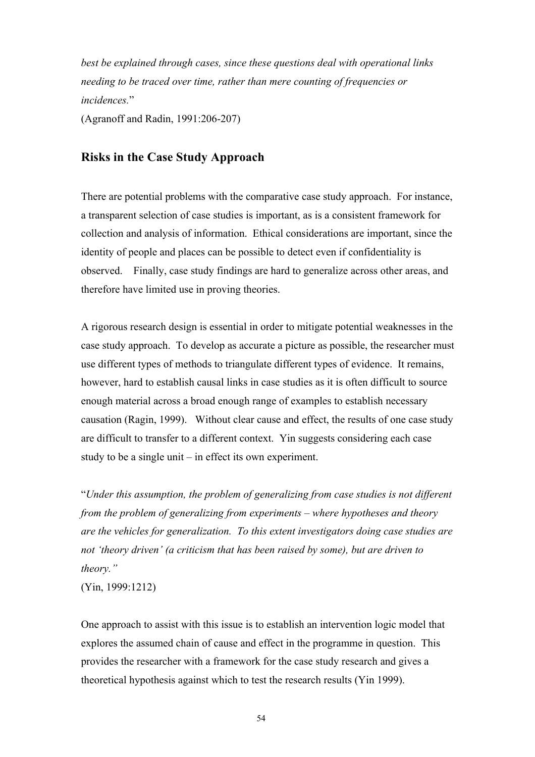*best be explained through cases, since these questions deal with operational links needing to be traced over time, rather than mere counting of frequencies or incidences.*"
(Agranoff and Radin, 1991:206-207)

## Risks in the Case Study Approach

There are potential problems with the comparative case study approach. For instance, a transparent selection of case studies is important, as is a consistent framework for collection and analysis of information. Ethical considerations are important, since the identity of people and places can be possible to detect even if confidentiality is observed. Finally, case study findings are hard to generalize across other areas, and therefore have limited use in proving theories.

A rigorous research design is essential in order to mitigate potential weaknesses in the case study approach. To develop as accurate a picture as possible, the researcher must use different types of methods to triangulate different types of evidence. It remains, however, hard to establish causal links in case studies as it is often difficult to source enough material across a broad enough range of examples to establish necessary causation (Ragin, 1999). Without clear cause and effect, the results of one case study are difficult to transfer to a different context. Yin suggests considering each case study to be a single unit – in effect its own experiment.

"*Under this assumption, the problem of generalizing from case studies is not different from the problem of generalizing from experiments – where hypotheses and theory are the vehicles for generalization. To this extent investigators doing case studies are not 'theory driven' (a criticism that has been raised by some), but are driven to theory."*
(Yin, 1999:1212)

One approach to assist with this issue is to establish an intervention logic model that explores the assumed chain of cause and effect in the programme in question. This provides the researcher with a framework for the case study research and gives a theoretical hypothesis against which to test the research results (Yin 1999).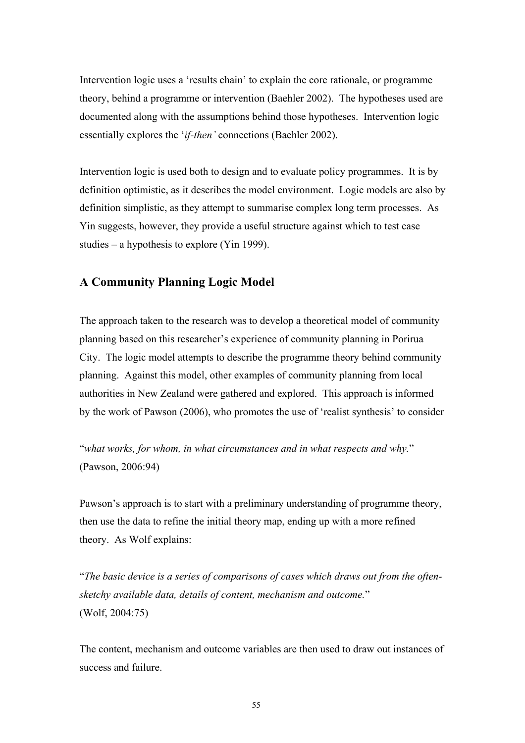Intervention logic uses a 'results chain' to explain the core rationale, or programme theory, behind a programme or intervention (Baehler 2002). The hypotheses used are documented along with the assumptions behind those hypotheses. Intervention logic essentially explores the '*if-then'* connections (Baehler 2002).

Intervention logic is used both to design and to evaluate policy programmes. It is by definition optimistic, as it describes the model environment. Logic models are also by definition simplistic, as they attempt to summarise complex long term processes. As Yin suggests, however, they provide a useful structure against which to test case studies – a hypothesis to explore (Yin 1999).

## A Community Planning Logic Model

The approach taken to the research was to develop a theoretical model of community planning based on this researcher's experience of community planning in Porirua City. The logic model attempts to describe the programme theory behind community planning. Against this model, other examples of community planning from local authorities in New Zealand were gathered and explored. This approach is informed by the work of Pawson (2006), who promotes the use of 'realist synthesis' to consider

"*what works, for whom, in what circumstances and in what respects and why.*"
(Pawson, 2006:94)

Pawson's approach is to start with a preliminary understanding of programme theory, then use the data to refine the initial theory map, ending up with a more refined theory. As Wolf explains:

"*The basic device is a series of comparisons of cases which draws out from the often-sketchy available data, details of content, mechanism and outcome.*"
(Wolf, 2004:75)

The content, mechanism and outcome variables are then used to draw out instances of success and failure.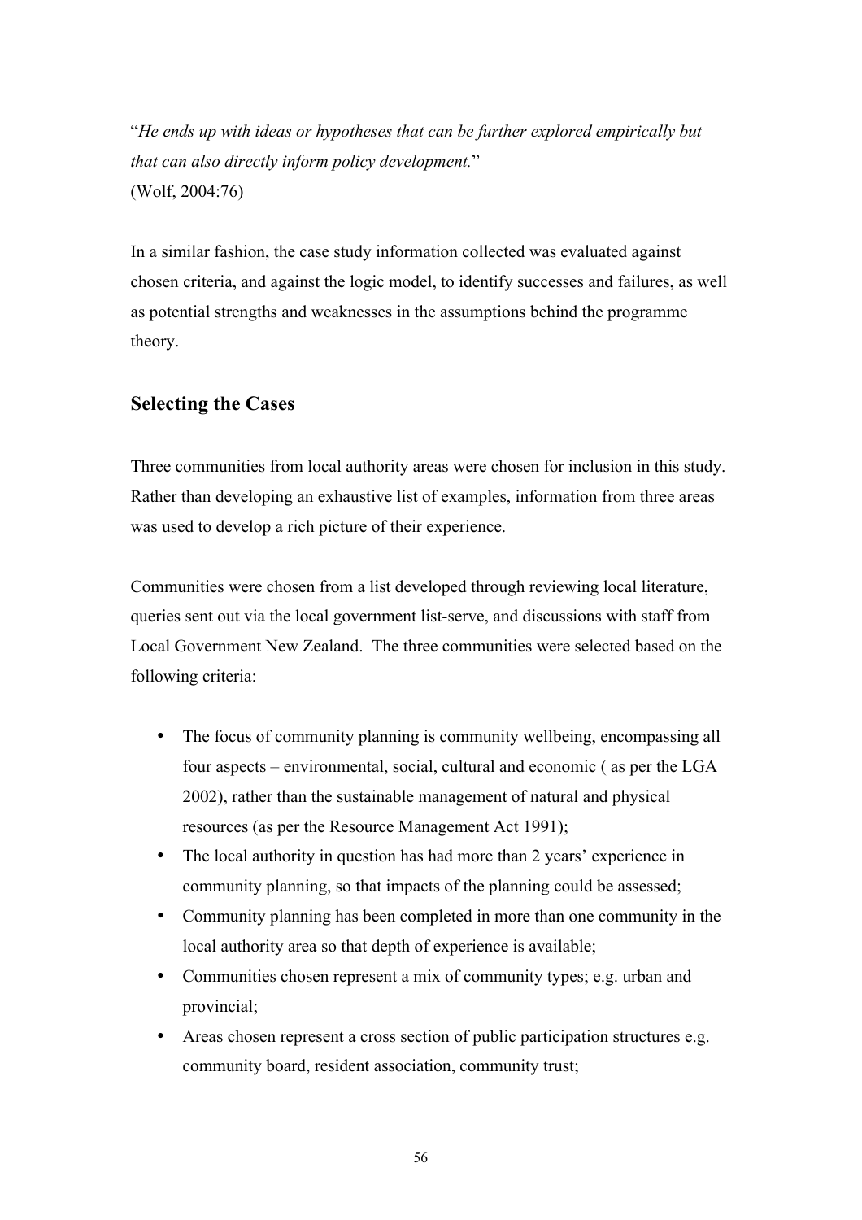"*He ends up with ideas or hypotheses that can be further explored empirically but that can also directly inform policy development.*"
(Wolf, 2004:76)

In a similar fashion, the case study information collected was evaluated against chosen criteria, and against the logic model, to identify successes and failures, as well as potential strengths and weaknesses in the assumptions behind the programme theory.

## Selecting the Cases

Three communities from local authority areas were chosen for inclusion in this study. Rather than developing an exhaustive list of examples, information from three areas was used to develop a rich picture of their experience.

Communities were chosen from a list developed through reviewing local literature, queries sent out via the local government list-serve, and discussions with staff from Local Government New Zealand. The three communities were selected based on the following criteria:

- The focus of community planning is community wellbeing, encompassing all four aspects – environmental, social, cultural and economic ( as per the LGA 2002), rather than the sustainable management of natural and physical resources (as per the Resource Management Act 1991);
- The local authority in question has had more than 2 years' experience in community planning, so that impacts of the planning could be assessed;
- Community planning has been completed in more than one community in the local authority area so that depth of experience is available;
- Communities chosen represent a mix of community types; e.g. urban and provincial;
- Areas chosen represent a cross section of public participation structures e.g. community board, resident association, community trust;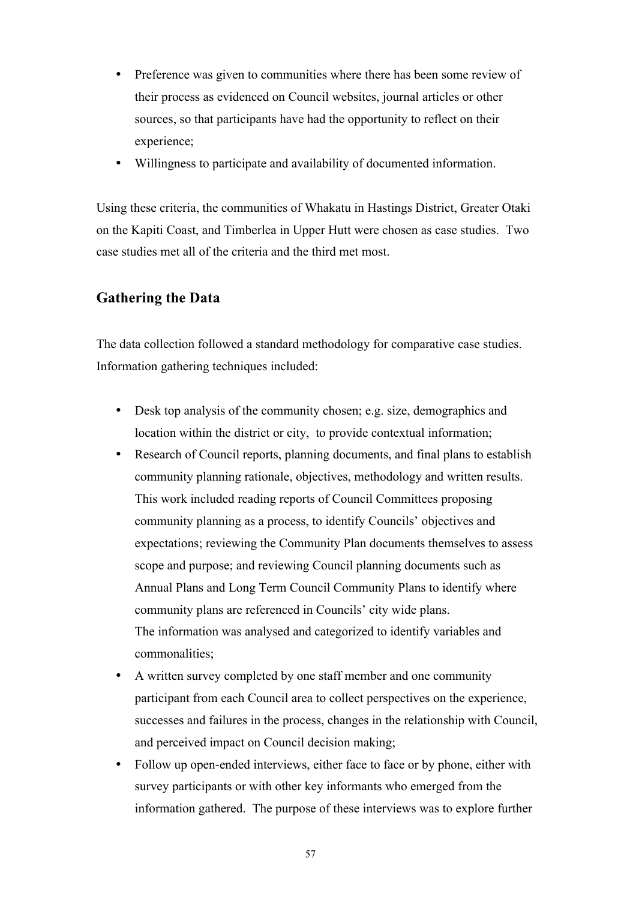- Preference was given to communities where there has been some review of their process as evidenced on Council websites, journal articles or other sources, so that participants have had the opportunity to reflect on their experience;
- Willingness to participate and availability of documented information.

Using these criteria, the communities of Whakatu in Hastings District, Greater Otaki on the Kapiti Coast, and Timberlea in Upper Hutt were chosen as case studies. Two case studies met all of the criteria and the third met most.

## Gathering the Data

The data collection followed a standard methodology for comparative case studies. Information gathering techniques included:

- Desk top analysis of the community chosen; e.g. size, demographics and location within the district or city, to provide contextual information;
- Research of Council reports, planning documents, and final plans to establish community planning rationale, objectives, methodology and written results. This work included reading reports of Council Committees proposing community planning as a process, to identify Councils' objectives and expectations; reviewing the Community Plan documents themselves to assess scope and purpose; and reviewing Council planning documents such as Annual Plans and Long Term Council Community Plans to identify where community plans are referenced in Councils' city wide plans.
  The information was analysed and categorized to identify variables and commonalities;
- A written survey completed by one staff member and one community participant from each Council area to collect perspectives on the experience, successes and failures in the process, changes in the relationship with Council, and perceived impact on Council decision making;
- Follow up open-ended interviews, either face to face or by phone, either with survey participants or with other key informants who emerged from the information gathered. The purpose of these interviews was to explore further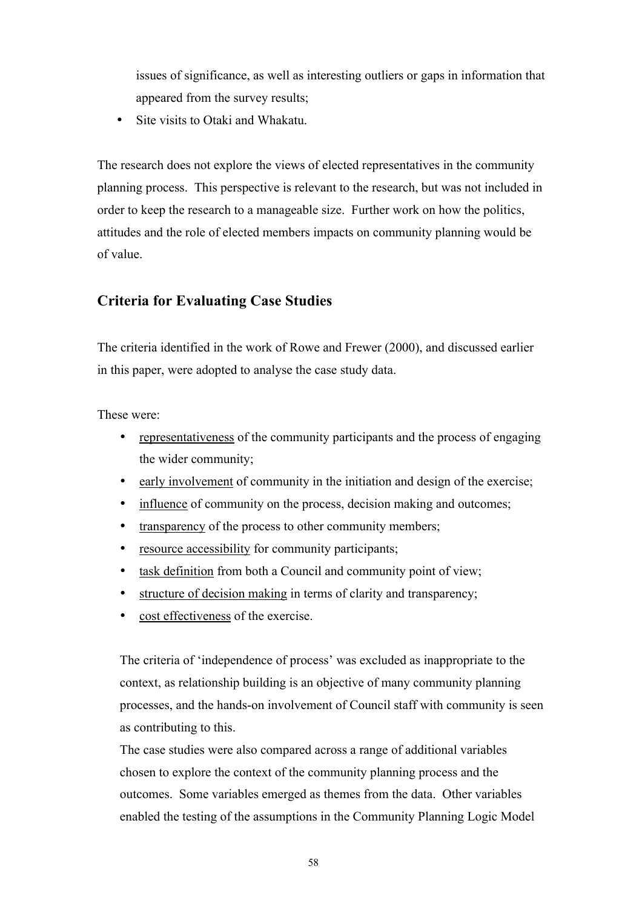issues of significance, as well as interesting outliers or gaps in information that appeared from the survey results;

- Site visits to Otaki and Whakatu.

The research does not explore the views of elected representatives in the community planning process. This perspective is relevant to the research, but was not included in order to keep the research to a manageable size. Further work on how the politics, attitudes and the role of elected members impacts on community planning would be of value.

## Criteria for Evaluating Case Studies

The criteria identified in the work of Rowe and Frewer (2000), and discussed earlier in this paper, were adopted to analyse the case study data.

These were:

- <u>representativeness</u> of the community participants and the process of engaging the wider community;
- <u>early involvement</u> of community in the initiation and design of the exercise;
- <u>influence</u> of community on the process, decision making and outcomes;
- <u>transparency</u> of the process to other community members;
- <u>resource accessibility</u> for community participants;
- <u>task definition</u> from both a Council and community point of view;
- <u>structure of decision making</u> in terms of clarity and transparency;
- <u>cost effectiveness</u> of the exercise.

The criteria of 'independence of process' was excluded as inappropriate to the context, as relationship building is an objective of many community planning processes, and the hands-on involvement of Council staff with community is seen as contributing to this.

The case studies were also compared across a range of additional variables chosen to explore the context of the community planning process and the outcomes. Some variables emerged as themes from the data. Other variables enabled the testing of the assumptions in the Community Planning Logic Model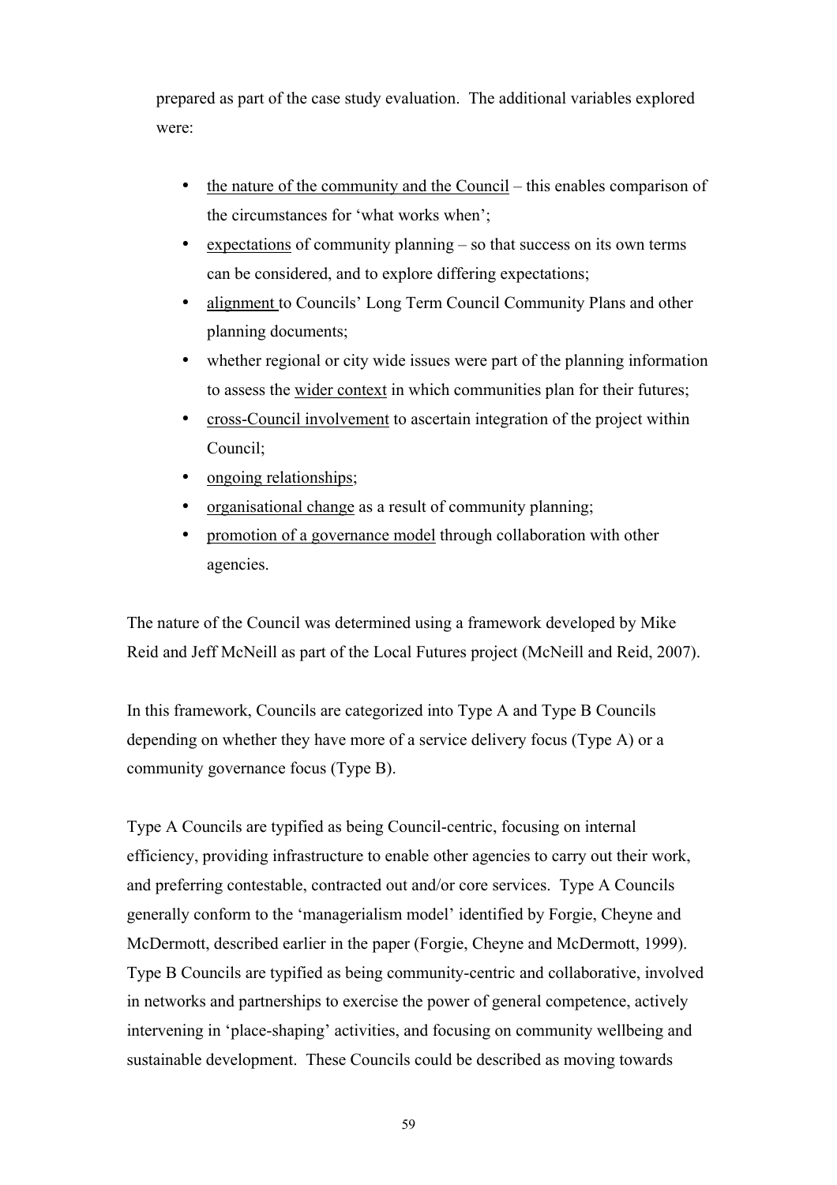prepared as part of the case study evaluation. The additional variables explored were:

- the nature of the community and the Council – this enables comparison of the circumstances for 'what works when';
- expectations of community planning – so that success on its own terms can be considered, and to explore differing expectations;
- alignment to Councils' Long Term Council Community Plans and other planning documents;
- whether regional or city wide issues were part of the planning information to assess the wider context in which communities plan for their futures;
- cross-Council involvement to ascertain integration of the project within Council;
- ongoing relationships;
- organisational change as a result of community planning;
- promotion of a governance model through collaboration with other agencies.

The nature of the Council was determined using a framework developed by Mike Reid and Jeff McNeill as part of the Local Futures project (McNeill and Reid, 2007).

In this framework, Councils are categorized into Type A and Type B Councils depending on whether they have more of a service delivery focus (Type A) or a community governance focus (Type B).

Type A Councils are typified as being Council-centric, focusing on internal efficiency, providing infrastructure to enable other agencies to carry out their work, and preferring contestable, contracted out and/or core services. Type A Councils generally conform to the 'managerialism model' identified by Forgie, Cheyne and McDermott, described earlier in the paper (Forgie, Cheyne and McDermott, 1999). Type B Councils are typified as being community-centric and collaborative, involved in networks and partnerships to exercise the power of general competence, actively intervening in 'place-shaping' activities, and focusing on community wellbeing and sustainable development. These Councils could be described as moving towards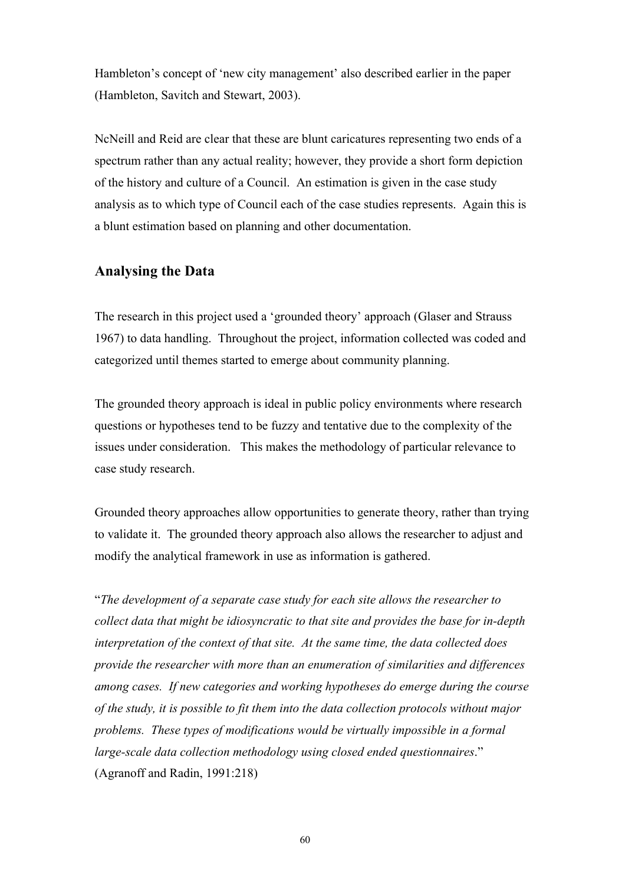Hambleton's concept of 'new city management' also described earlier in the paper (Hambleton, Savitch and Stewart, 2003).

NcNeill and Reid are clear that these are blunt caricatures representing two ends of a spectrum rather than any actual reality; however, they provide a short form depiction of the history and culture of a Council. An estimation is given in the case study analysis as to which type of Council each of the case studies represents. Again this is a blunt estimation based on planning and other documentation.

## Analysing the Data

The research in this project used a 'grounded theory' approach (Glaser and Strauss 1967) to data handling. Throughout the project, information collected was coded and categorized until themes started to emerge about community planning.

The grounded theory approach is ideal in public policy environments where research questions or hypotheses tend to be fuzzy and tentative due to the complexity of the issues under consideration. This makes the methodology of particular relevance to case study research.

Grounded theory approaches allow opportunities to generate theory, rather than trying to validate it. The grounded theory approach also allows the researcher to adjust and modify the analytical framework in use as information is gathered.

"*The development of a separate case study for each site allows the researcher to collect data that might be idiosyncratic to that site and provides the base for in-depth interpretation of the context of that site. At the same time, the data collected does provide the researcher with more than an enumeration of similarities and differences among cases. If new categories and working hypotheses do emerge during the course of the study, it is possible to fit them into the data collection protocols without major problems. These types of modifications would be virtually impossible in a formal large-scale data collection methodology using closed ended questionnaires*." (Agranoff and Radin, 1991:218)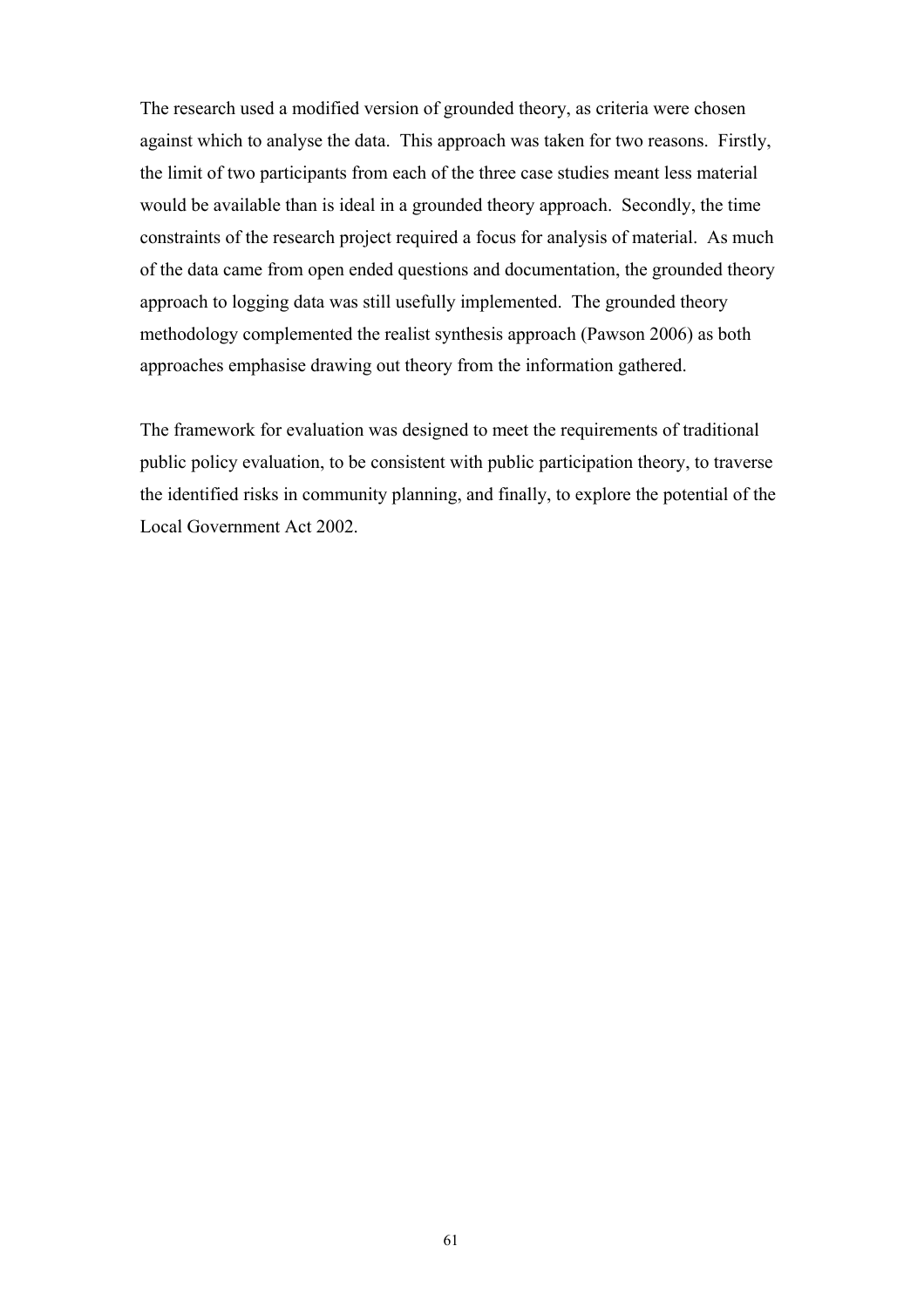The research used a modified version of grounded theory, as criteria were chosen against which to analyse the data. This approach was taken for two reasons. Firstly, the limit of two participants from each of the three case studies meant less material would be available than is ideal in a grounded theory approach. Secondly, the time constraints of the research project required a focus for analysis of material. As much of the data came from open ended questions and documentation, the grounded theory approach to logging data was still usefully implemented. The grounded theory methodology complemented the realist synthesis approach (Pawson 2006) as both approaches emphasise drawing out theory from the information gathered.

The framework for evaluation was designed to meet the requirements of traditional public policy evaluation, to be consistent with public participation theory, to traverse the identified risks in community planning, and finally, to explore the potential of the Local Government Act 2002.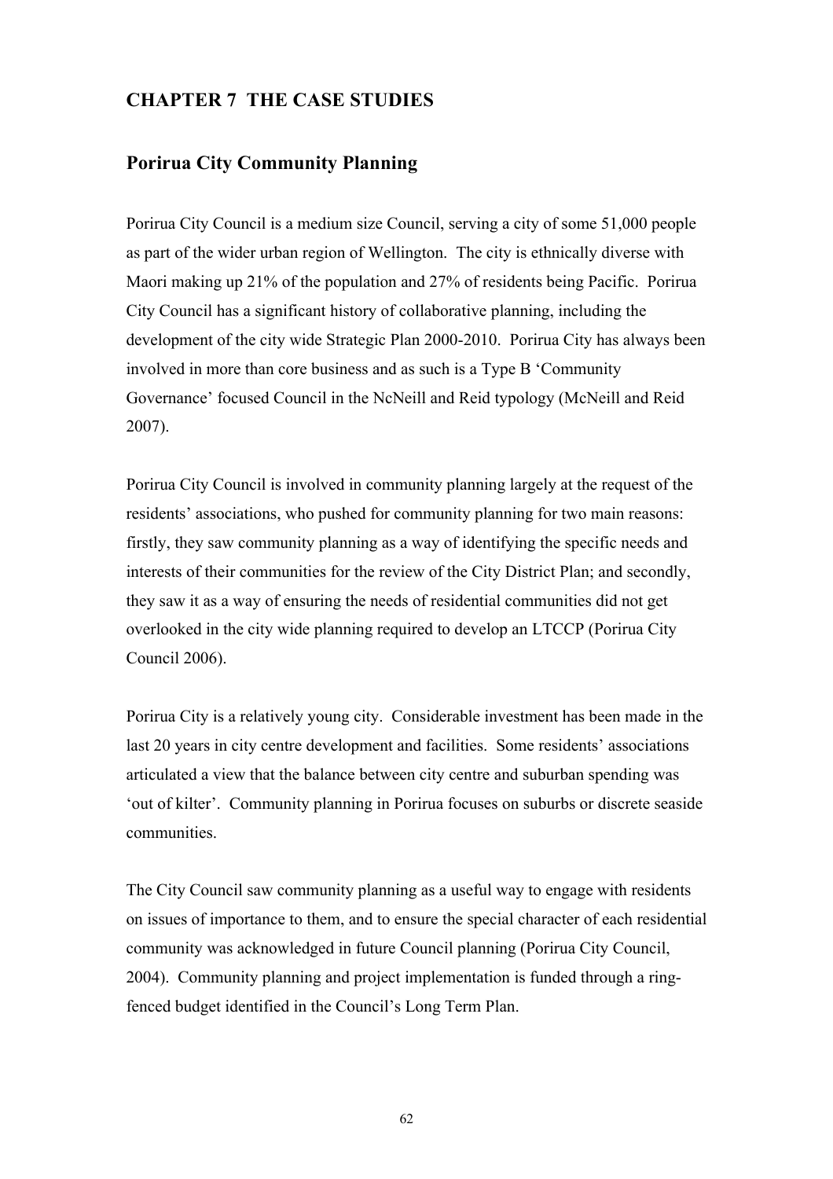# CHAPTER 7 THE CASE STUDIES

## Porirua City Community Planning

Porirua City Council is a medium size Council, serving a city of some 51,000 people as part of the wider urban region of Wellington. The city is ethnically diverse with Maori making up 21% of the population and 27% of residents being Pacific. Porirua City Council has a significant history of collaborative planning, including the development of the city wide Strategic Plan 2000-2010. Porirua City has always been involved in more than core business and as such is a Type B 'Community Governance' focused Council in the NcNeill and Reid typology (McNeill and Reid 2007).

Porirua City Council is involved in community planning largely at the request of the residents' associations, who pushed for community planning for two main reasons: firstly, they saw community planning as a way of identifying the specific needs and interests of their communities for the review of the City District Plan; and secondly, they saw it as a way of ensuring the needs of residential communities did not get overlooked in the city wide planning required to develop an LTCCP (Porirua City Council 2006).

Porirua City is a relatively young city. Considerable investment has been made in the last 20 years in city centre development and facilities. Some residents' associations articulated a view that the balance between city centre and suburban spending was 'out of kilter'. Community planning in Porirua focuses on suburbs or discrete seaside communities.

The City Council saw community planning as a useful way to engage with residents on issues of importance to them, and to ensure the special character of each residential community was acknowledged in future Council planning (Porirua City Council, 2004). Community planning and project implementation is funded through a ring-fenced budget identified in the Council's Long Term Plan.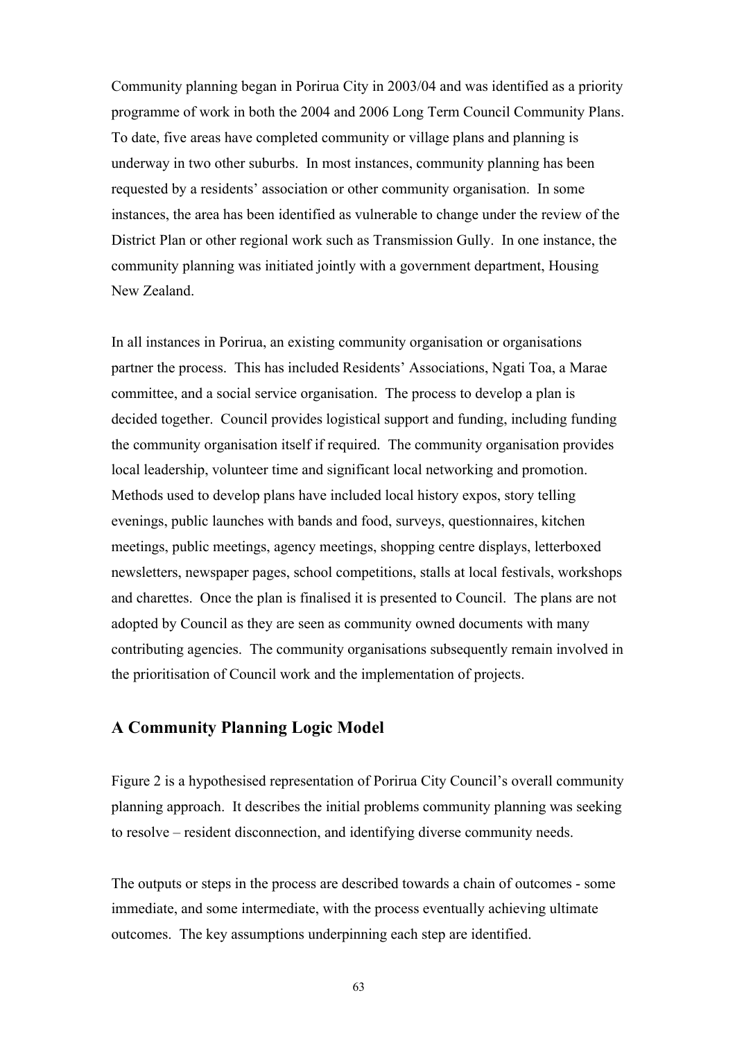Community planning began in Porirua City in 2003/04 and was identified as a priority programme of work in both the 2004 and 2006 Long Term Council Community Plans. To date, five areas have completed community or village plans and planning is underway in two other suburbs. In most instances, community planning has been requested by a residents' association or other community organisation. In some instances, the area has been identified as vulnerable to change under the review of the District Plan or other regional work such as Transmission Gully. In one instance, the community planning was initiated jointly with a government department, Housing New Zealand.

In all instances in Porirua, an existing community organisation or organisations partner the process. This has included Residents' Associations, Ngati Toa, a Marae committee, and a social service organisation. The process to develop a plan is decided together. Council provides logistical support and funding, including funding the community organisation itself if required. The community organisation provides local leadership, volunteer time and significant local networking and promotion. Methods used to develop plans have included local history expos, story telling evenings, public launches with bands and food, surveys, questionnaires, kitchen meetings, public meetings, agency meetings, shopping centre displays, letterboxed newsletters, newspaper pages, school competitions, stalls at local festivals, workshops and charettes. Once the plan is finalised it is presented to Council. The plans are not adopted by Council as they are seen as community owned documents with many contributing agencies. The community organisations subsequently remain involved in the prioritisation of Council work and the implementation of projects.

## A Community Planning Logic Model

Figure 2 is a hypothesised representation of Porirua City Council's overall community planning approach. It describes the initial problems community planning was seeking to resolve – resident disconnection, and identifying diverse community needs.

The outputs or steps in the process are described towards a chain of outcomes - some immediate, and some intermediate, with the process eventually achieving ultimate outcomes. The key assumptions underpinning each step are identified.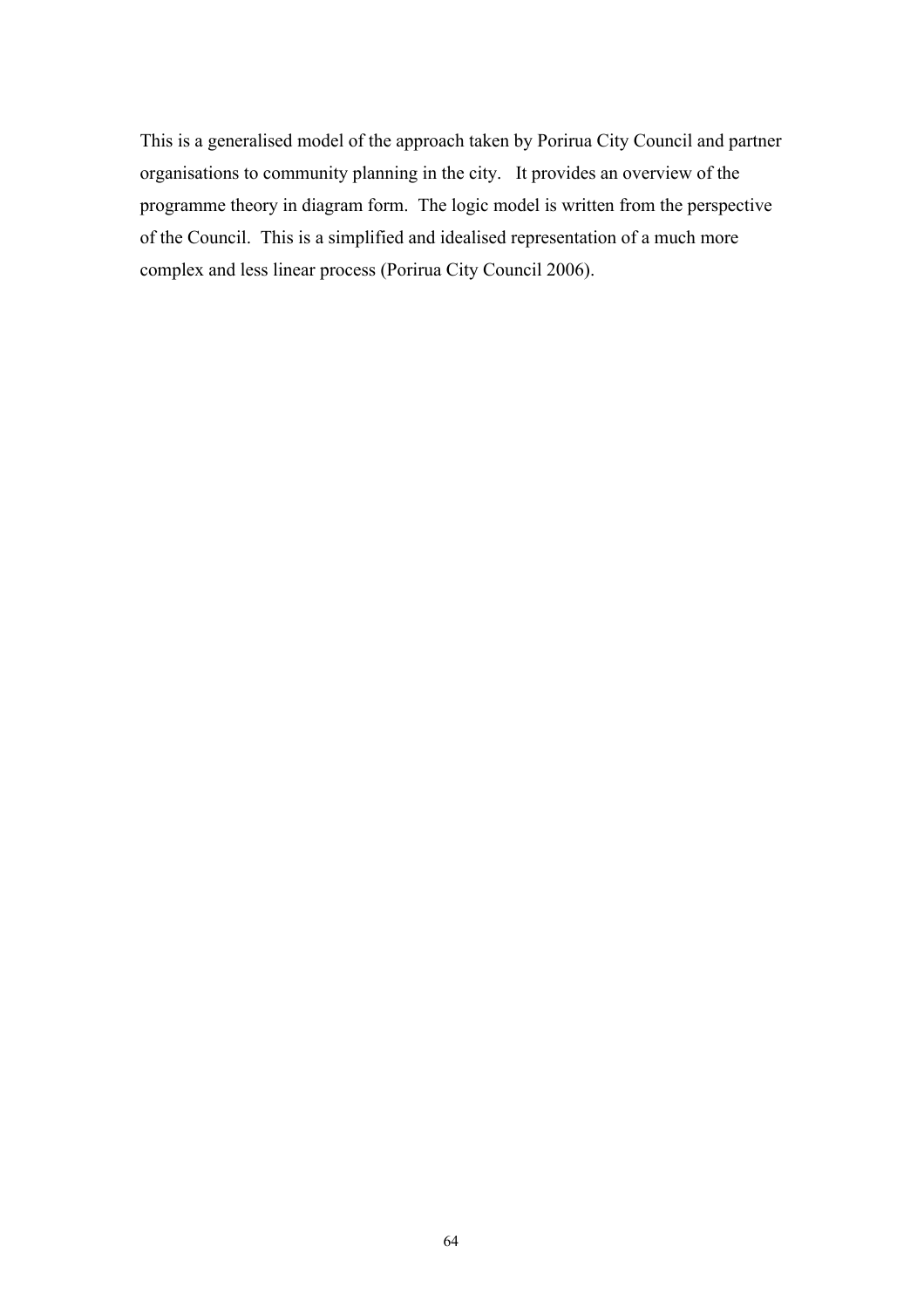This is a generalised model of the approach taken by Porirua City Council and partner organisations to community planning in the city. It provides an overview of the programme theory in diagram form. The logic model is written from the perspective of the Council. This is a simplified and idealised representation of a much more complex and less linear process (Porirua City Council 2006).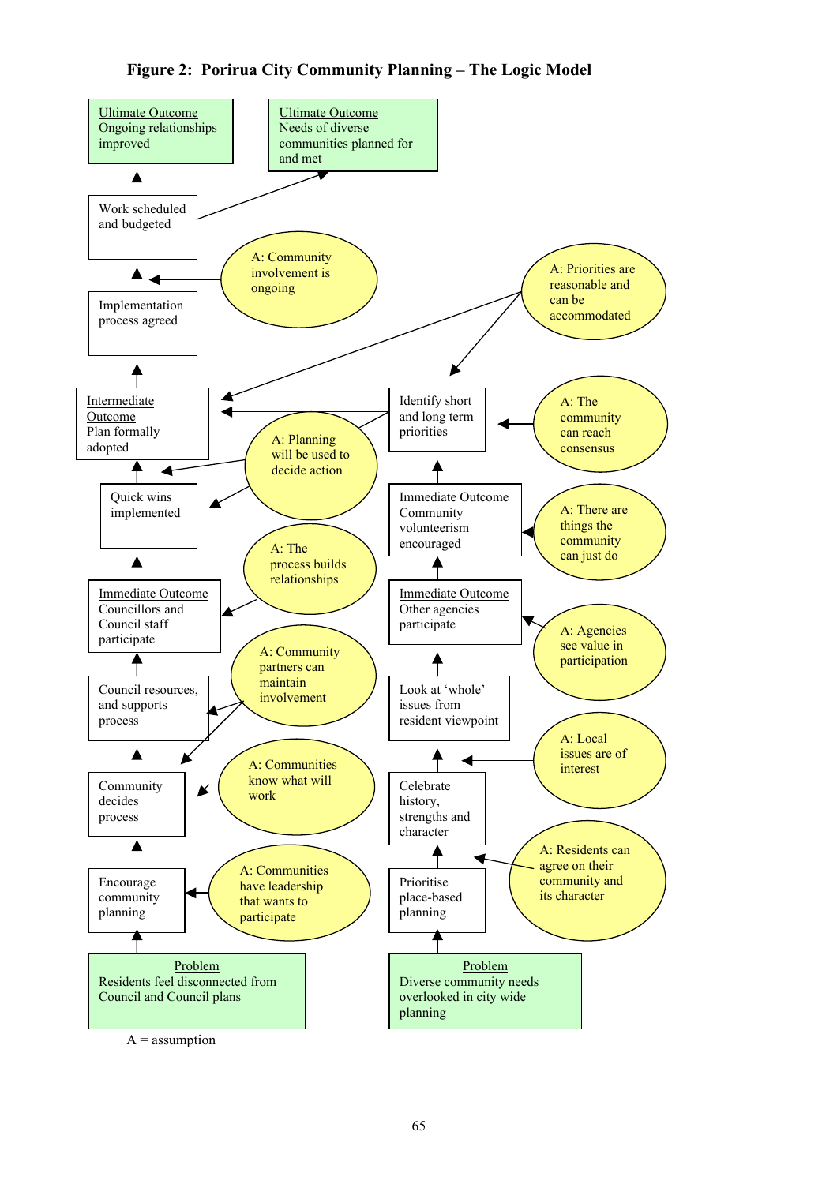**Figure 2: Porirua City Community Planning – The Logic Model**

Ultimate Outcome
Ongoing relationships improved

Ultimate Outcome
Needs of diverse communities planned for and met

Work scheduled and budgeted

A: Community involvement is ongoing

A: Priorities are reasonable and can be accommodated

Implementation process agreed

Intermediate Outcome
Plan formally adopted

Identify short and long term priorities

A: The community can reach consensus

A: Planning will be used to decide action

Quick wins implemented

Immediate Outcome
Community volunteerism encouraged

A: There are things the community can just do

A: The process builds relationships

Immediate Outcome
Councillors and Council staff participate

Immediate Outcome
Other agencies participate

A: Agencies see value in participation

A: Community partners can maintain involvement

Council resources, and supports process

Look at 'whole' issues from resident viewpoint

A: Local issues are of interest

Community decides process

A: Communities know what will work

Celebrate history, strengths and character

Encourage community planning

A: Communities have leadership that wants to participate

Prioritise place-based planning

A: Residents can agree on their community and its character

Problem
Residents feel disconnected from Council and Council plans

Problem
Diverse community needs overlooked in city wide planning

A = assumption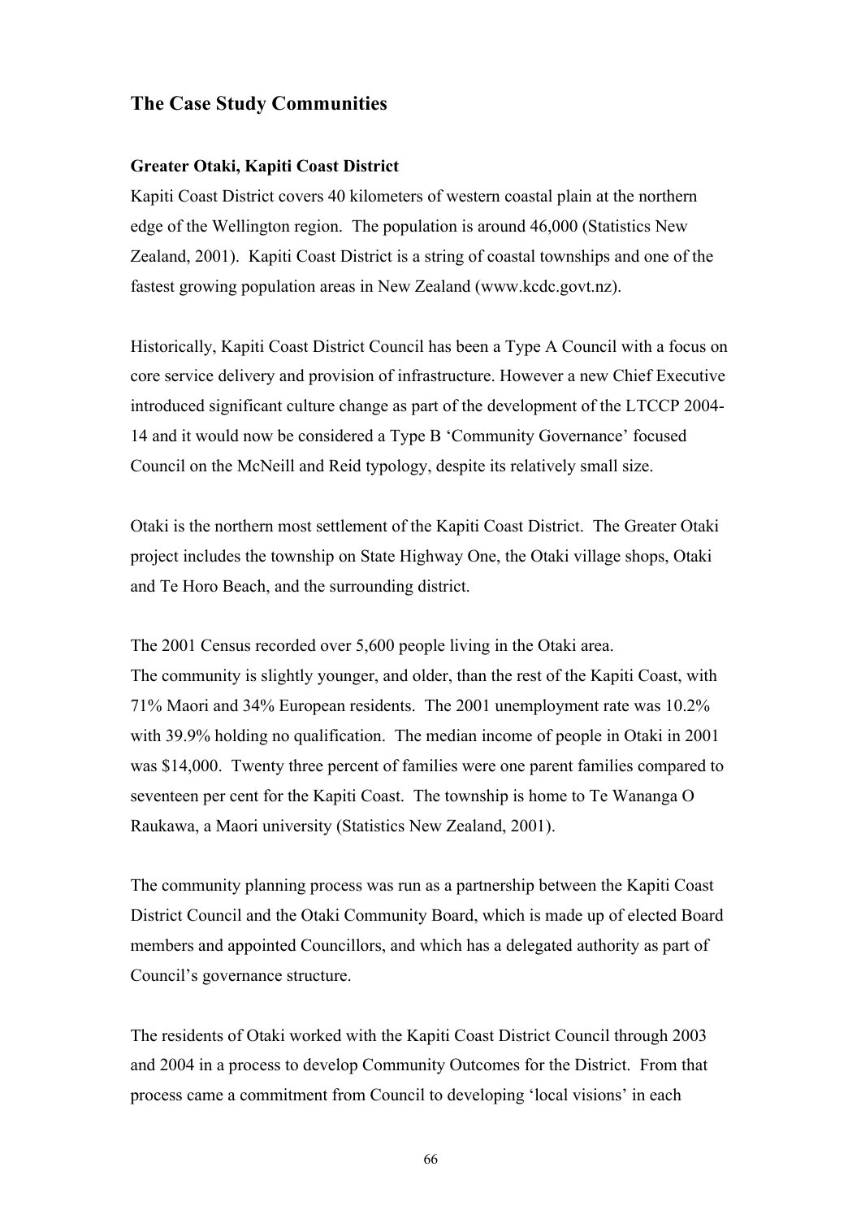## The Case Study Communities

### Greater Otaki, Kapiti Coast District

Kapiti Coast District covers 40 kilometers of western coastal plain at the northern edge of the Wellington region. The population is around 46,000 (Statistics New Zealand, 2001). Kapiti Coast District is a string of coastal townships and one of the fastest growing population areas in New Zealand (www.kcdc.govt.nz).

Historically, Kapiti Coast District Council has been a Type A Council with a focus on core service delivery and provision of infrastructure. However a new Chief Executive introduced significant culture change as part of the development of the LTCCP 2004-14 and it would now be considered a Type B 'Community Governance' focused Council on the McNeill and Reid typology, despite its relatively small size.

Otaki is the northern most settlement of the Kapiti Coast District. The Greater Otaki project includes the township on State Highway One, the Otaki village shops, Otaki and Te Horo Beach, and the surrounding district.

The 2001 Census recorded over 5,600 people living in the Otaki area.
The community is slightly younger, and older, than the rest of the Kapiti Coast, with 71% Maori and 34% European residents. The 2001 unemployment rate was 10.2% with 39.9% holding no qualification. The median income of people in Otaki in 2001 was $14,000. Twenty three percent of families were one parent families compared to seventeen per cent for the Kapiti Coast. The township is home to Te Wananga O Raukawa, a Maori university (Statistics New Zealand, 2001).

The community planning process was run as a partnership between the Kapiti Coast District Council and the Otaki Community Board, which is made up of elected Board members and appointed Councillors, and which has a delegated authority as part of Council's governance structure.

The residents of Otaki worked with the Kapiti Coast District Council through 2003 and 2004 in a process to develop Community Outcomes for the District. From that process came a commitment from Council to developing 'local visions' in each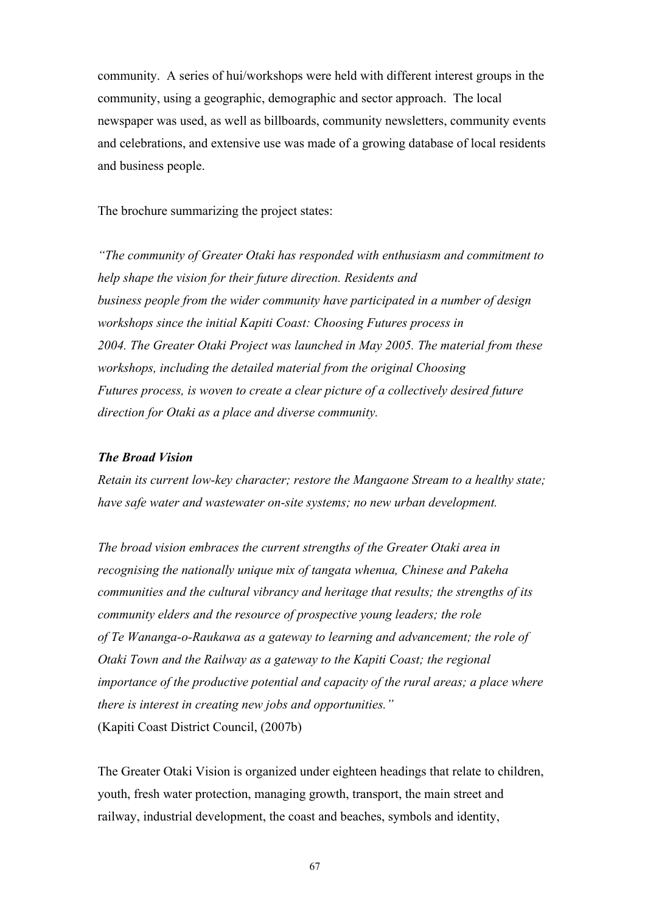community. A series of hui/workshops were held with different interest groups in the community, using a geographic, demographic and sector approach. The local newspaper was used, as well as billboards, community newsletters, community events and celebrations, and extensive use was made of a growing database of local residents and business people.

The brochure summarizing the project states:

*"The community of Greater Otaki has responded with enthusiasm and commitment to help shape the vision for their future direction. Residents and business people from the wider community have participated in a number of design workshops since the initial Kapiti Coast: Choosing Futures process in 2004. The Greater Otaki Project was launched in May 2005. The material from these workshops, including the detailed material from the original Choosing Futures process, is woven to create a clear picture of a collectively desired future direction for Otaki as a place and diverse community.*

***The Broad Vision***

*Retain its current low-key character; restore the Mangaone Stream to a healthy state; have safe water and wastewater on-site systems; no new urban development.*

*The broad vision embraces the current strengths of the Greater Otaki area in recognising the nationally unique mix of tangata whenua, Chinese and Pakeha communities and the cultural vibrancy and heritage that results; the strengths of its community elders and the resource of prospective young leaders; the role of Te Wananga-o-Raukawa as a gateway to learning and advancement; the role of Otaki Town and the Railway as a gateway to the Kapiti Coast; the regional importance of the productive potential and capacity of the rural areas; a place where there is interest in creating new jobs and opportunities."*

(Kapiti Coast District Council, (2007b)

The Greater Otaki Vision is organized under eighteen headings that relate to children, youth, fresh water protection, managing growth, transport, the main street and railway, industrial development, the coast and beaches, symbols and identity,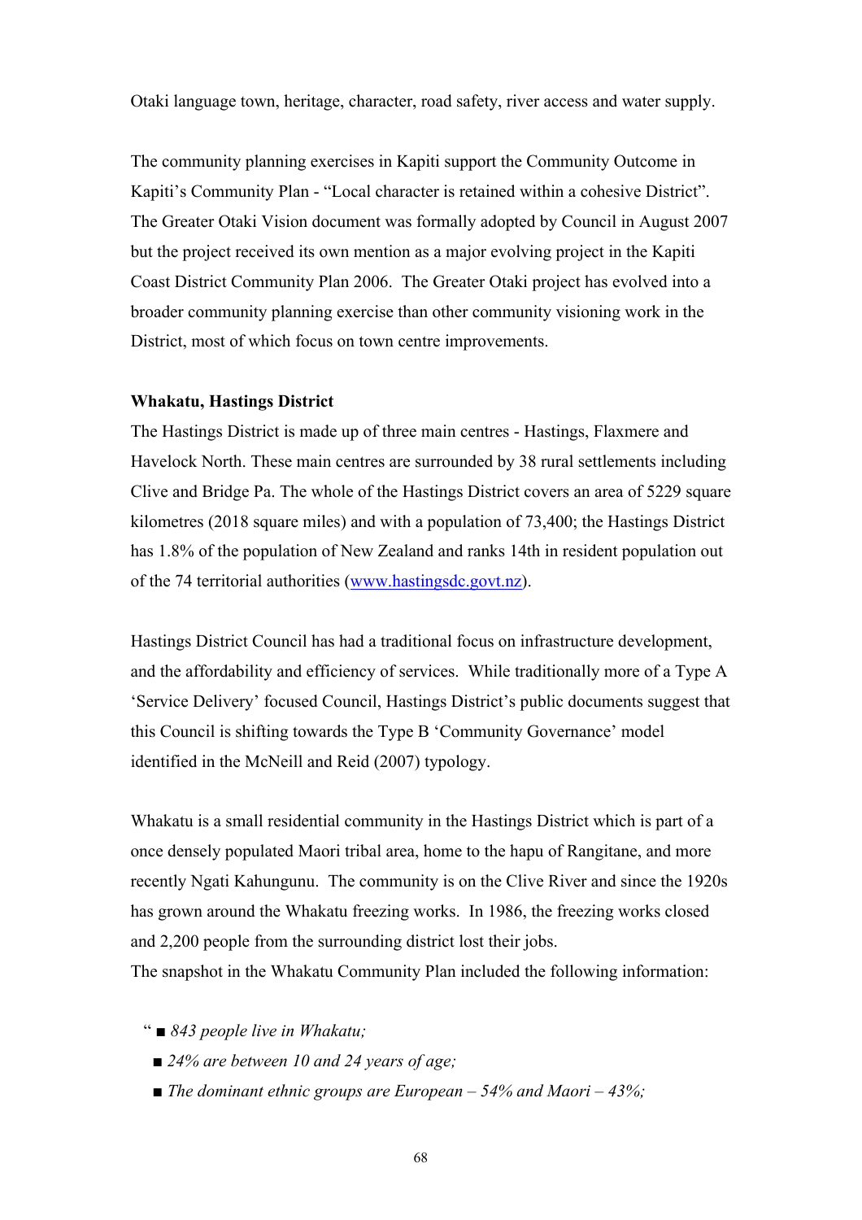Otaki language town, heritage, character, road safety, river access and water supply.

The community planning exercises in Kapiti support the Community Outcome in Kapiti's Community Plan - "Local character is retained within a cohesive District". The Greater Otaki Vision document was formally adopted by Council in August 2007 but the project received its own mention as a major evolving project in the Kapiti Coast District Community Plan 2006. The Greater Otaki project has evolved into a broader community planning exercise than other community visioning work in the District, most of which focus on town centre improvements.

**Whakatu, Hastings District**

The Hastings District is made up of three main centres - Hastings, Flaxmere and Havelock North. These main centres are surrounded by 38 rural settlements including Clive and Bridge Pa. The whole of the Hastings District covers an area of 5229 square kilometres (2018 square miles) and with a population of 73,400; the Hastings District has 1.8% of the population of New Zealand and ranks 14th in resident population out of the 74 territorial authorities (www.hastingsdc.govt.nz).

Hastings District Council has had a traditional focus on infrastructure development, and the affordability and efficiency of services. While traditionally more of a Type A 'Service Delivery' focused Council, Hastings District's public documents suggest that this Council is shifting towards the Type B 'Community Governance' model identified in the McNeill and Reid (2007) typology.

Whakatu is a small residential community in the Hastings District which is part of a once densely populated Maori tribal area, home to the hapu of Rangitane, and more recently Ngati Kahungunu. The community is on the Clive River and since the 1920s has grown around the Whakatu freezing works. In 1986, the freezing works closed and 2,200 people from the surrounding district lost their jobs.
The snapshot in the Whakatu Community Plan included the following information:

" ■ *843 people live in Whakatu;*

■ *24% are between 10 and 24 years of age;*

■ *The dominant ethnic groups are European – 54% and Maori – 43%;*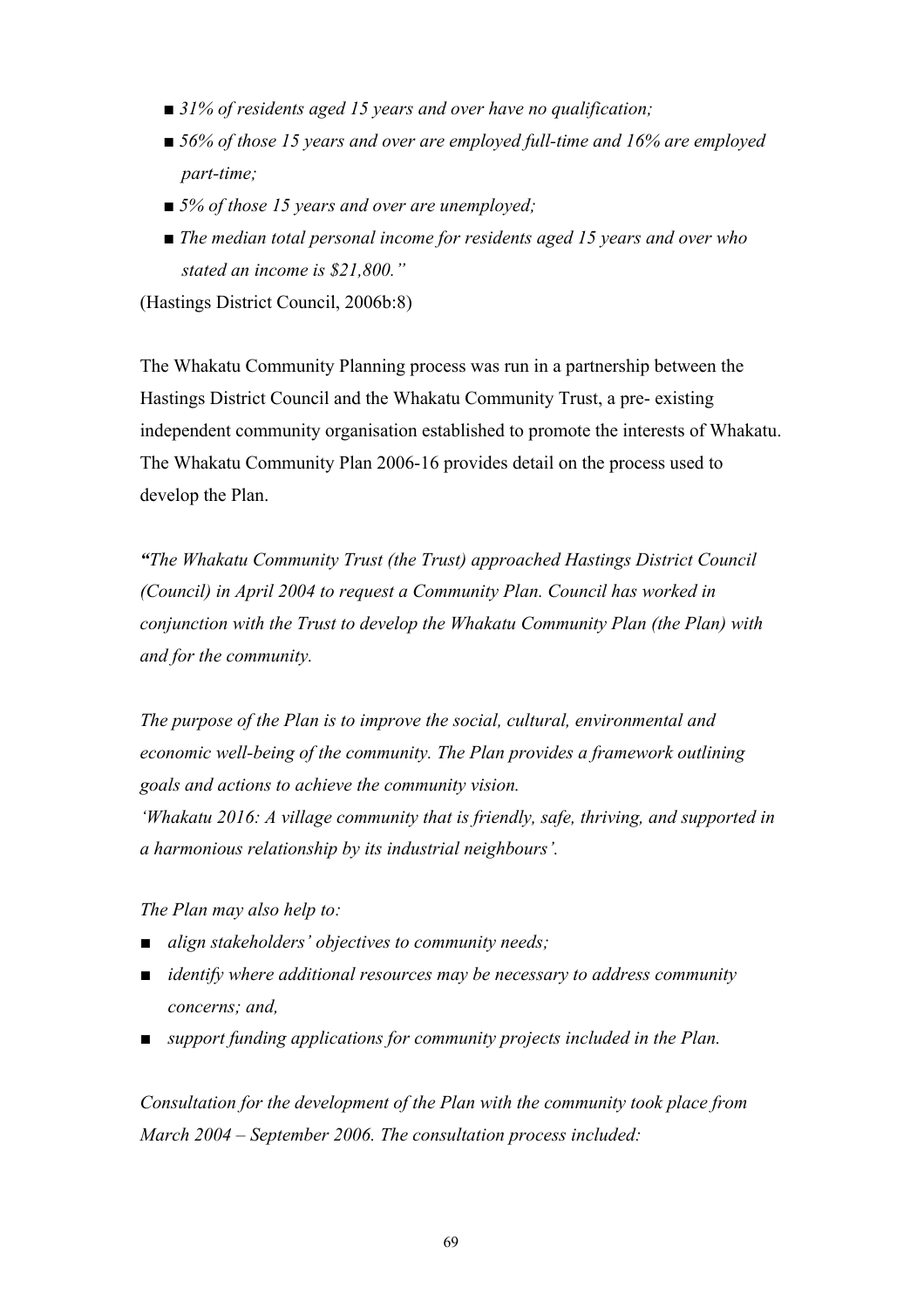- *31% of residents aged 15 years and over have no qualification;*
- *56% of those 15 years and over are employed full-time and 16% are employed part-time;*
- *5% of those 15 years and over are unemployed;*
- *The median total personal income for residents aged 15 years and over who stated an income is $21,800."*

(Hastings District Council, 2006b:8)

The Whakatu Community Planning process was run in a partnership between the Hastings District Council and the Whakatu Community Trust, a pre- existing independent community organisation established to promote the interests of Whakatu. The Whakatu Community Plan 2006-16 provides detail on the process used to develop the Plan.

*"The Whakatu Community Trust (the Trust) approached Hastings District Council (Council) in April 2004 to request a Community Plan. Council has worked in conjunction with the Trust to develop the Whakatu Community Plan (the Plan) with and for the community.*

*The purpose of the Plan is to improve the social, cultural, environmental and economic well-being of the community. The Plan provides a framework outlining goals and actions to achieve the community vision.*
*'Whakatu 2016: A village community that is friendly, safe, thriving, and supported in a harmonious relationship by its industrial neighbours'.*

*The Plan may also help to:*

- *align stakeholders' objectives to community needs;*
- *identify where additional resources may be necessary to address community concerns; and,*
- *support funding applications for community projects included in the Plan.*

*Consultation for the development of the Plan with the community took place from March 2004 – September 2006. The consultation process included:*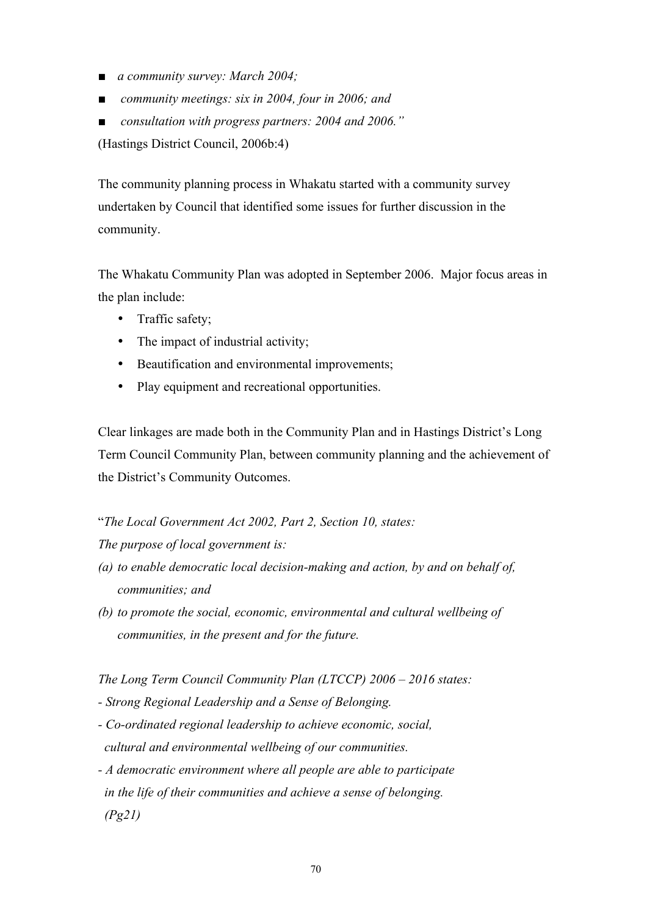- *a community survey: March 2004;*
- *community meetings: six in 2004, four in 2006; and*
- *consultation with progress partners: 2004 and 2006."*

(Hastings District Council, 2006b:4)

The community planning process in Whakatu started with a community survey undertaken by Council that identified some issues for further discussion in the community.

The Whakatu Community Plan was adopted in September 2006. Major focus areas in the plan include:

- Traffic safety;
- The impact of industrial activity;
- Beautification and environmental improvements;
- Play equipment and recreational opportunities.

Clear linkages are made both in the Community Plan and in Hastings District's Long Term Council Community Plan, between community planning and the achievement of the District's Community Outcomes.

"*The Local Government Act 2002, Part 2, Section 10, states:*

*The purpose of local government is:*

*(a) to enable democratic local decision-making and action, by and on behalf of, communities; and*

*(b) to promote the social, economic, environmental and cultural wellbeing of communities, in the present and for the future.*

*The Long Term Council Community Plan (LTCCP) 2006 – 2016 states:*

*- Strong Regional Leadership and a Sense of Belonging.*

*- Co-ordinated regional leadership to achieve economic, social, cultural and environmental wellbeing of our communities.*

*- A democratic environment where all people are able to participate in the life of their communities and achieve a sense of belonging. (Pg21)*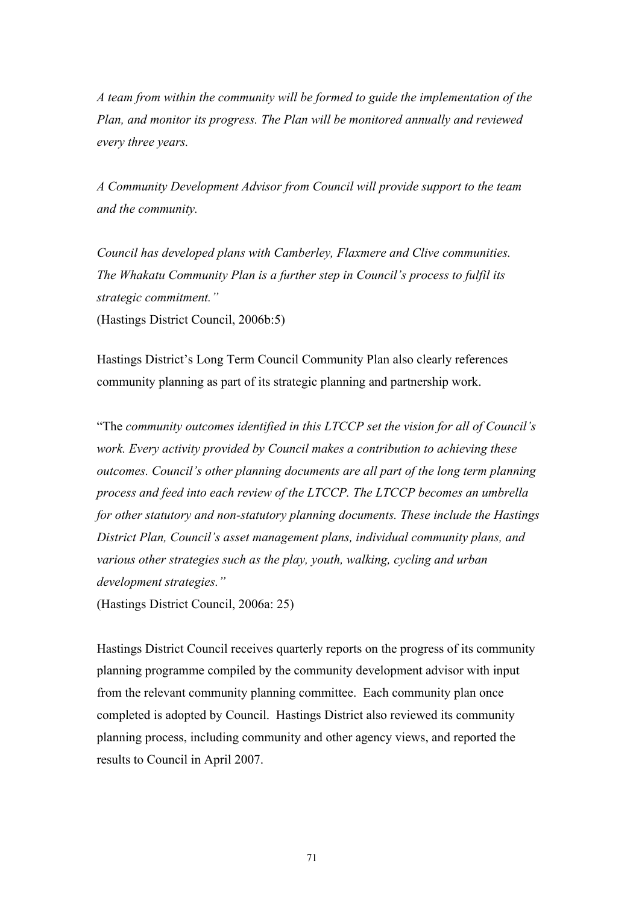*A team from within the community will be formed to guide the implementation of the Plan, and monitor its progress. The Plan will be monitored annually and reviewed every three years.*

*A Community Development Advisor from Council will provide support to the team and the community.*

*Council has developed plans with Camberley, Flaxmere and Clive communities. The Whakatu Community Plan is a further step in Council's process to fulfil its strategic commitment."*
(Hastings District Council, 2006b:5)

Hastings District's Long Term Council Community Plan also clearly references community planning as part of its strategic planning and partnership work.

"The *community outcomes identified in this LTCCP set the vision for all of Council's work. Every activity provided by Council makes a contribution to achieving these outcomes. Council's other planning documents are all part of the long term planning process and feed into each review of the LTCCP. The LTCCP becomes an umbrella for other statutory and non-statutory planning documents. These include the Hastings District Plan, Council's asset management plans, individual community plans, and various other strategies such as the play, youth, walking, cycling and urban development strategies."*
(Hastings District Council, 2006a: 25)

Hastings District Council receives quarterly reports on the progress of its community planning programme compiled by the community development advisor with input from the relevant community planning committee. Each community plan once completed is adopted by Council. Hastings District also reviewed its community planning process, including community and other agency views, and reported the results to Council in April 2007.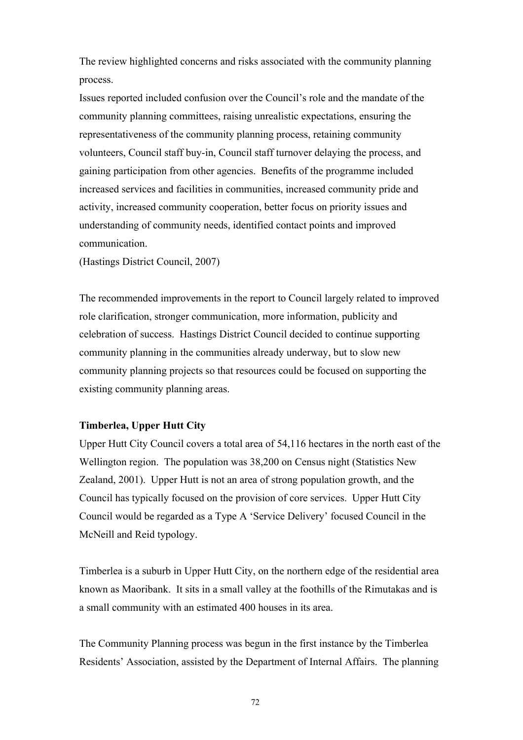The review highlighted concerns and risks associated with the community planning process.

Issues reported included confusion over the Council's role and the mandate of the community planning committees, raising unrealistic expectations, ensuring the representativeness of the community planning process, retaining community volunteers, Council staff buy-in, Council staff turnover delaying the process, and gaining participation from other agencies. Benefits of the programme included increased services and facilities in communities, increased community pride and activity, increased community cooperation, better focus on priority issues and understanding of community needs, identified contact points and improved communication.

(Hastings District Council, 2007)

The recommended improvements in the report to Council largely related to improved role clarification, stronger communication, more information, publicity and celebration of success. Hastings District Council decided to continue supporting community planning in the communities already underway, but to slow new community planning projects so that resources could be focused on supporting the existing community planning areas.

**Timberlea, Upper Hutt City**

Upper Hutt City Council covers a total area of 54,116 hectares in the north east of the Wellington region. The population was 38,200 on Census night (Statistics New Zealand, 2001). Upper Hutt is not an area of strong population growth, and the Council has typically focused on the provision of core services. Upper Hutt City Council would be regarded as a Type A 'Service Delivery' focused Council in the McNeill and Reid typology.

Timberlea is a suburb in Upper Hutt City, on the northern edge of the residential area known as Maoribank. It sits in a small valley at the foothills of the Rimutakas and is a small community with an estimated 400 houses in its area.

The Community Planning process was begun in the first instance by the Timberlea Residents' Association, assisted by the Department of Internal Affairs. The planning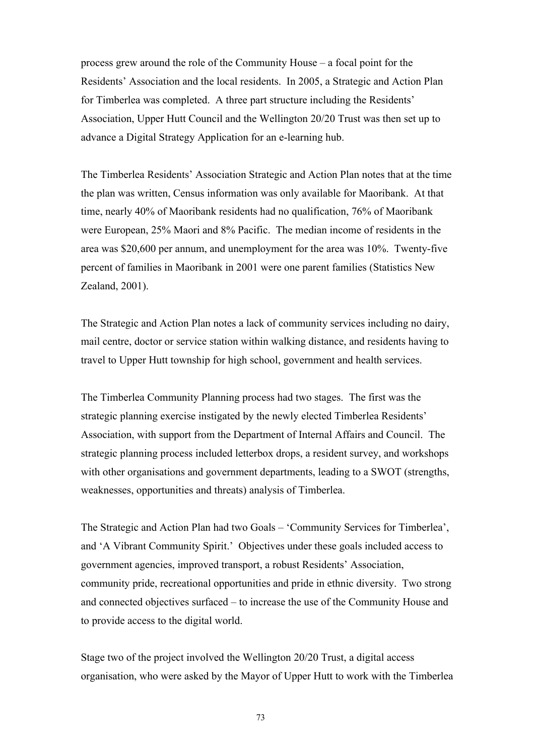process grew around the role of the Community House – a focal point for the Residents' Association and the local residents. In 2005, a Strategic and Action Plan for Timberlea was completed. A three part structure including the Residents' Association, Upper Hutt Council and the Wellington 20/20 Trust was then set up to advance a Digital Strategy Application for an e-learning hub.

The Timberlea Residents' Association Strategic and Action Plan notes that at the time the plan was written, Census information was only available for Maoribank. At that time, nearly 40% of Maoribank residents had no qualification, 76% of Maoribank were European, 25% Maori and 8% Pacific. The median income of residents in the area was $20,600 per annum, and unemployment for the area was 10%. Twenty-five percent of families in Maoribank in 2001 were one parent families (Statistics New Zealand, 2001).

The Strategic and Action Plan notes a lack of community services including no dairy, mail centre, doctor or service station within walking distance, and residents having to travel to Upper Hutt township for high school, government and health services.

The Timberlea Community Planning process had two stages. The first was the strategic planning exercise instigated by the newly elected Timberlea Residents' Association, with support from the Department of Internal Affairs and Council. The strategic planning process included letterbox drops, a resident survey, and workshops with other organisations and government departments, leading to a SWOT (strengths, weaknesses, opportunities and threats) analysis of Timberlea.

The Strategic and Action Plan had two Goals – 'Community Services for Timberlea', and 'A Vibrant Community Spirit.' Objectives under these goals included access to government agencies, improved transport, a robust Residents' Association, community pride, recreational opportunities and pride in ethnic diversity. Two strong and connected objectives surfaced – to increase the use of the Community House and to provide access to the digital world.

Stage two of the project involved the Wellington 20/20 Trust, a digital access organisation, who were asked by the Mayor of Upper Hutt to work with the Timberlea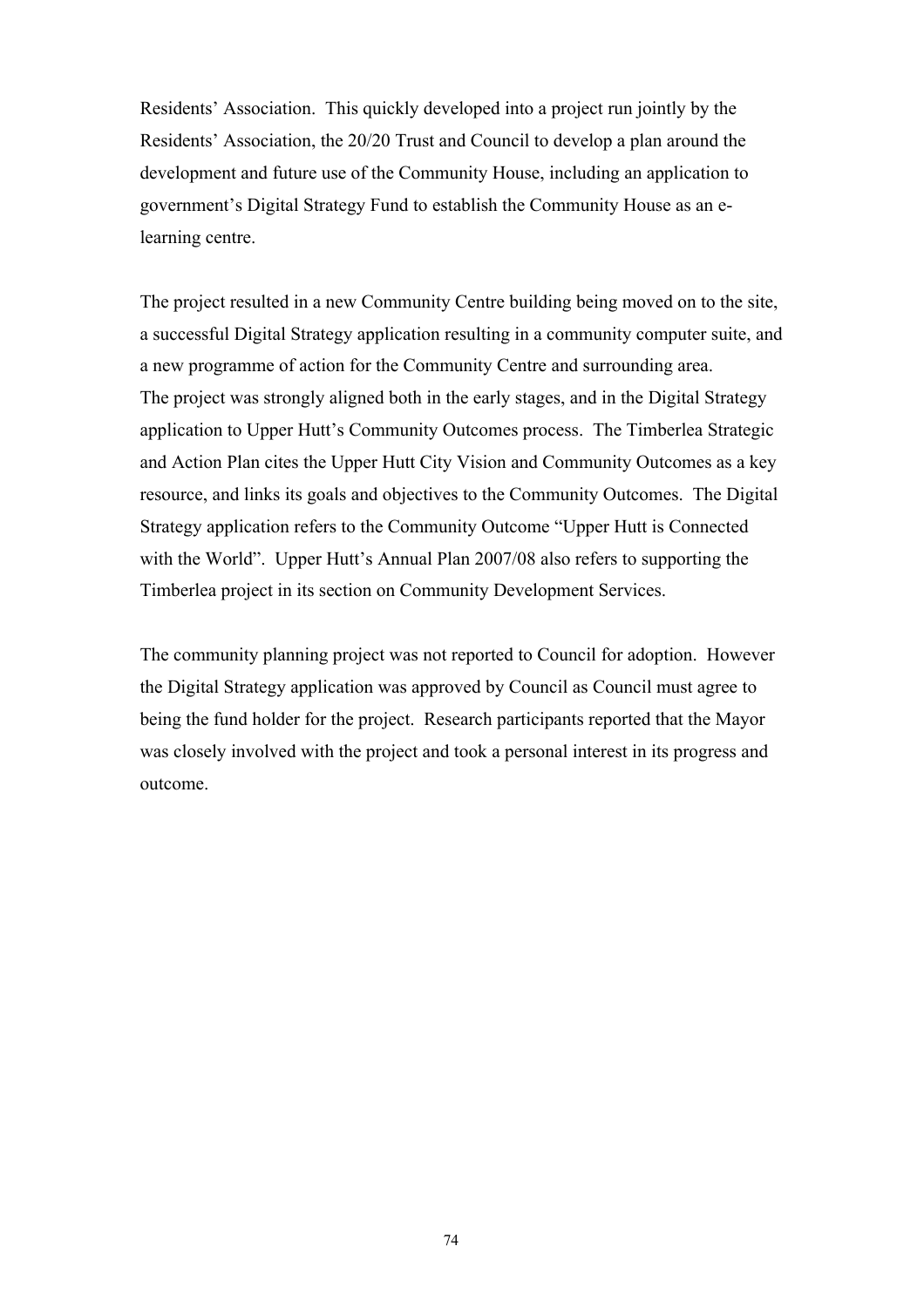Residents' Association. This quickly developed into a project run jointly by the Residents' Association, the 20/20 Trust and Council to develop a plan around the development and future use of the Community House, including an application to government's Digital Strategy Fund to establish the Community House as an e-learning centre.

The project resulted in a new Community Centre building being moved on to the site, a successful Digital Strategy application resulting in a community computer suite, and a new programme of action for the Community Centre and surrounding area.
The project was strongly aligned both in the early stages, and in the Digital Strategy application to Upper Hutt's Community Outcomes process. The Timberlea Strategic and Action Plan cites the Upper Hutt City Vision and Community Outcomes as a key resource, and links its goals and objectives to the Community Outcomes. The Digital Strategy application refers to the Community Outcome "Upper Hutt is Connected with the World". Upper Hutt's Annual Plan 2007/08 also refers to supporting the Timberlea project in its section on Community Development Services.

The community planning project was not reported to Council for adoption. However the Digital Strategy application was approved by Council as Council must agree to being the fund holder for the project. Research participants reported that the Mayor was closely involved with the project and took a personal interest in its progress and outcome.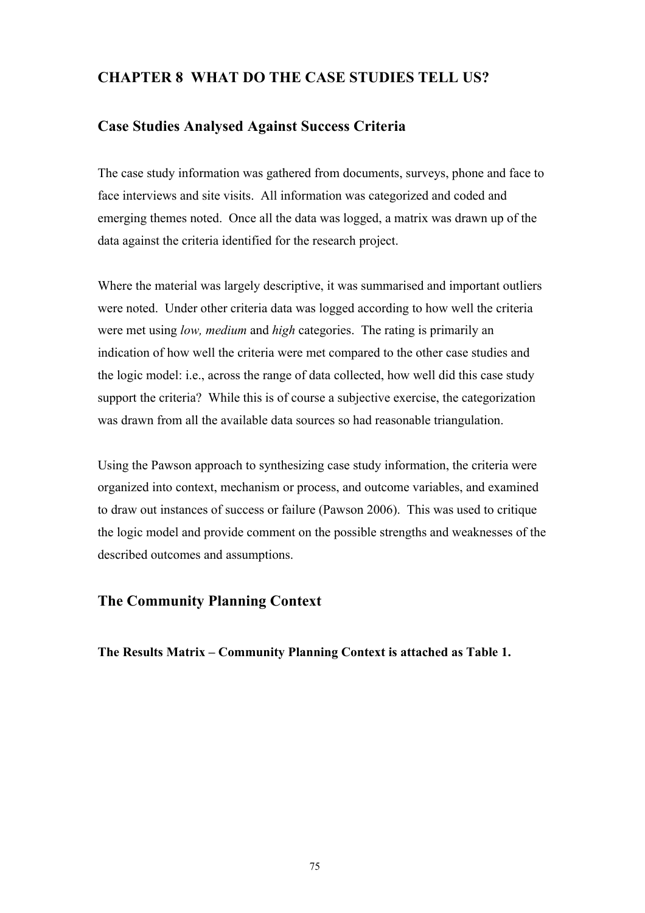## CHAPTER 8 WHAT DO THE CASE STUDIES TELL US?

### Case Studies Analysed Against Success Criteria

The case study information was gathered from documents, surveys, phone and face to face interviews and site visits. All information was categorized and coded and emerging themes noted. Once all the data was logged, a matrix was drawn up of the data against the criteria identified for the research project.

Where the material was largely descriptive, it was summarised and important outliers were noted. Under other criteria data was logged according to how well the criteria were met using *low, medium* and *high* categories. The rating is primarily an indication of how well the criteria were met compared to the other case studies and the logic model: i.e., across the range of data collected, how well did this case study support the criteria? While this is of course a subjective exercise, the categorization was drawn from all the available data sources so had reasonable triangulation.

Using the Pawson approach to synthesizing case study information, the criteria were organized into context, mechanism or process, and outcome variables, and examined to draw out instances of success or failure (Pawson 2006). This was used to critique the logic model and provide comment on the possible strengths and weaknesses of the described outcomes and assumptions.

### The Community Planning Context

**The Results Matrix – Community Planning Context is attached as Table 1.**